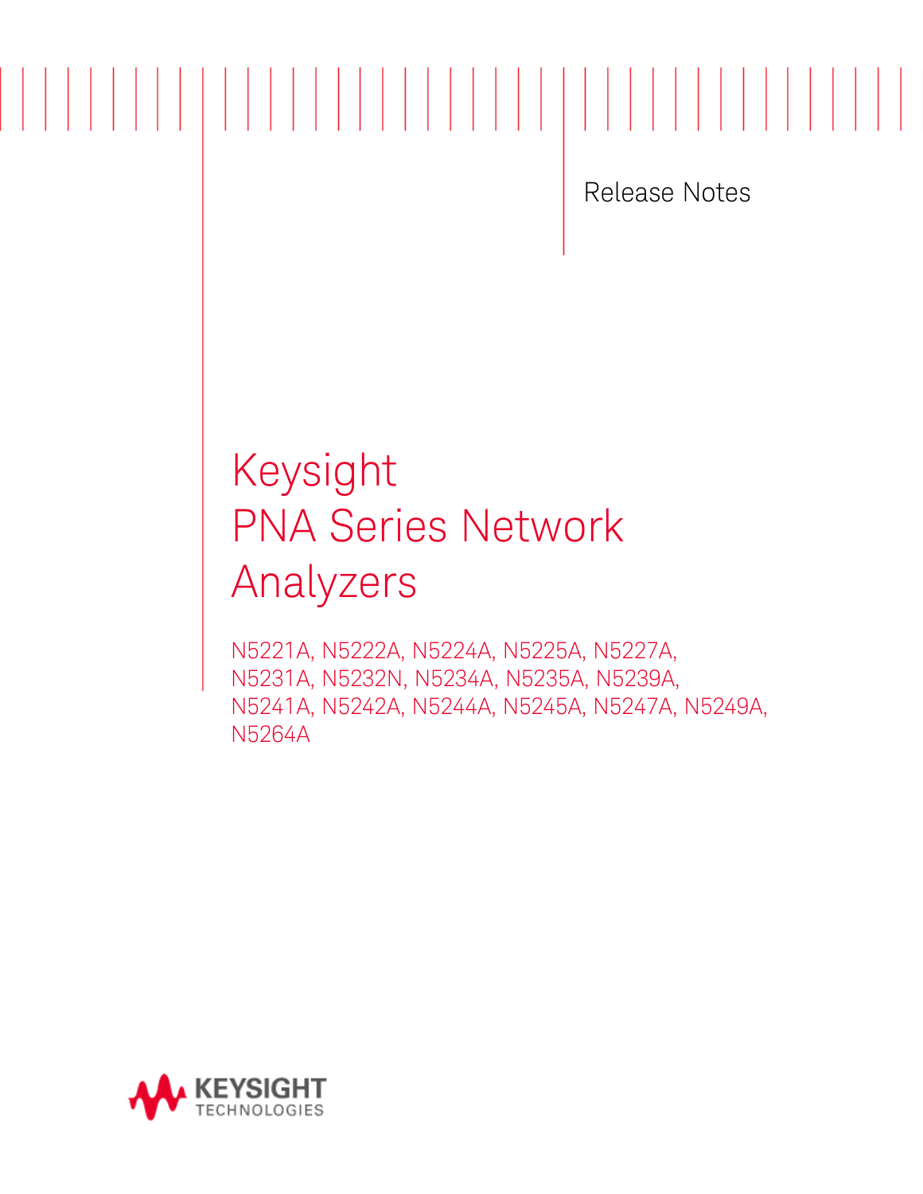Release Notes

# Keysight PNA Series Network Analyzers

N5221A, N5222A, N5224A, N5225A, N5227A, N5231A, N5232N, N5234A, N5235A, N5239A, N5241A, N5242A, N5244A, N5245A, N5247A, N5249A, N5264A

KEYSIGHT TECHNOLOGIES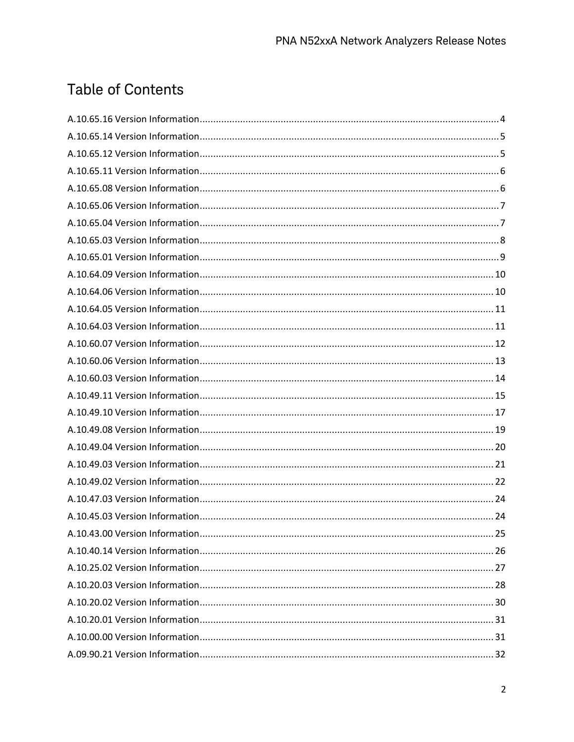# Table of Contents

A.10.65.16 Version Information ..... 4
A.10.65.14 Version Information ..... 5
A.10.65.12 Version Information ..... 5
A.10.65.11 Version Information ..... 6
A.10.65.08 Version Information ..... 6
A.10.65.06 Version Information ..... 7
A.10.65.04 Version Information ..... 7
A.10.65.03 Version Information ..... 8
A.10.65.01 Version Information ..... 9
A.10.64.09 Version Information ..... 10
A.10.64.06 Version Information ..... 10
A.10.64.05 Version Information ..... 11
A.10.64.03 Version Information ..... 11
A.10.60.07 Version Information ..... 12
A.10.60.06 Version Information ..... 13
A.10.60.03 Version Information ..... 14
A.10.49.11 Version Information ..... 15
A.10.49.10 Version Information ..... 17
A.10.49.08 Version Information ..... 19
A.10.49.04 Version Information ..... 20
A.10.49.03 Version Information ..... 21
A.10.49.02 Version Information ..... 22
A.10.47.03 Version Information ..... 24
A.10.45.03 Version Information ..... 24
A.10.43.00 Version Information ..... 25
A.10.40.14 Version Information ..... 26
A.10.25.02 Version Information ..... 27
A.10.20.03 Version Information ..... 28
A.10.20.02 Version Information ..... 30
A.10.20.01 Version Information ..... 31
A.10.00.00 Version Information ..... 31
A.09.90.21 Version Information ..... 32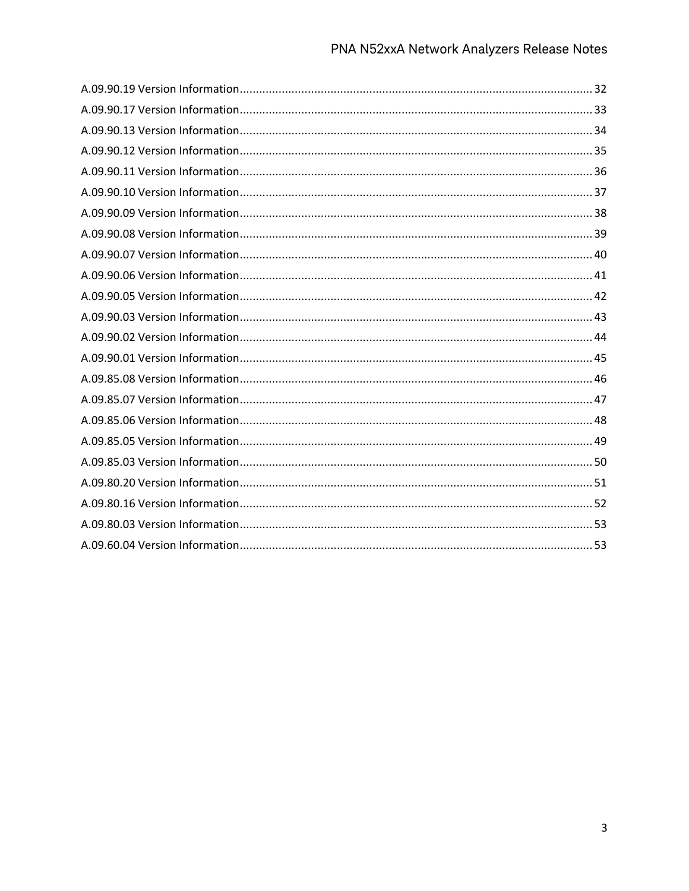A.09.90.19 Version Information............................................................................................................ 32
A.09.90.17 Version Information............................................................................................................ 33
A.09.90.13 Version Information............................................................................................................ 34
A.09.90.12 Version Information............................................................................................................ 35
A.09.90.11 Version Information............................................................................................................ 36
A.09.90.10 Version Information............................................................................................................ 37
A.09.90.09 Version Information............................................................................................................ 38
A.09.90.08 Version Information............................................................................................................ 39
A.09.90.07 Version Information............................................................................................................ 40
A.09.90.06 Version Information............................................................................................................ 41
A.09.90.05 Version Information............................................................................................................ 42
A.09.90.03 Version Information............................................................................................................ 43
A.09.90.02 Version Information............................................................................................................ 44
A.09.90.01 Version Information............................................................................................................ 45
A.09.85.08 Version Information............................................................................................................ 46
A.09.85.07 Version Information............................................................................................................ 47
A.09.85.06 Version Information............................................................................................................ 48
A.09.85.05 Version Information............................................................................................................ 49
A.09.85.03 Version Information............................................................................................................ 50
A.09.80.20 Version Information............................................................................................................ 51
A.09.80.16 Version Information............................................................................................................ 52
A.09.80.03 Version Information............................................................................................................ 53
A.09.60.04 Version Information............................................................................................................ 53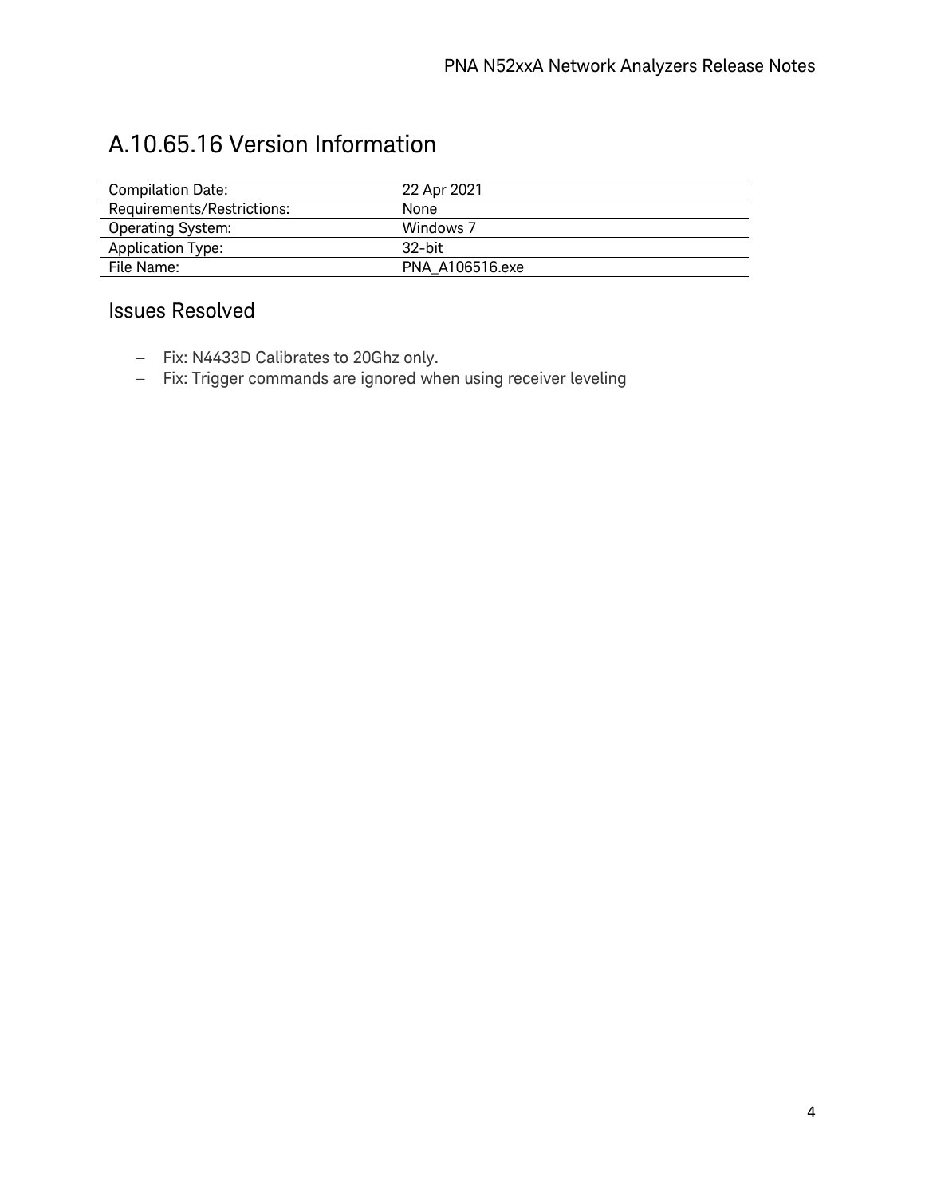# A.10.65.16 Version Information

| Compilation Date: | 22 Apr 2021 |
|---|---|
| Requirements/Restrictions: | None |
| Operating System: | Windows 7 |
| Application Type: | 32-bit |
| File Name: | PNA_A106516.exe |

## Issues Resolved

- Fix: N4433D Calibrates to 20Ghz only.
- Fix: Trigger commands are ignored when using receiver leveling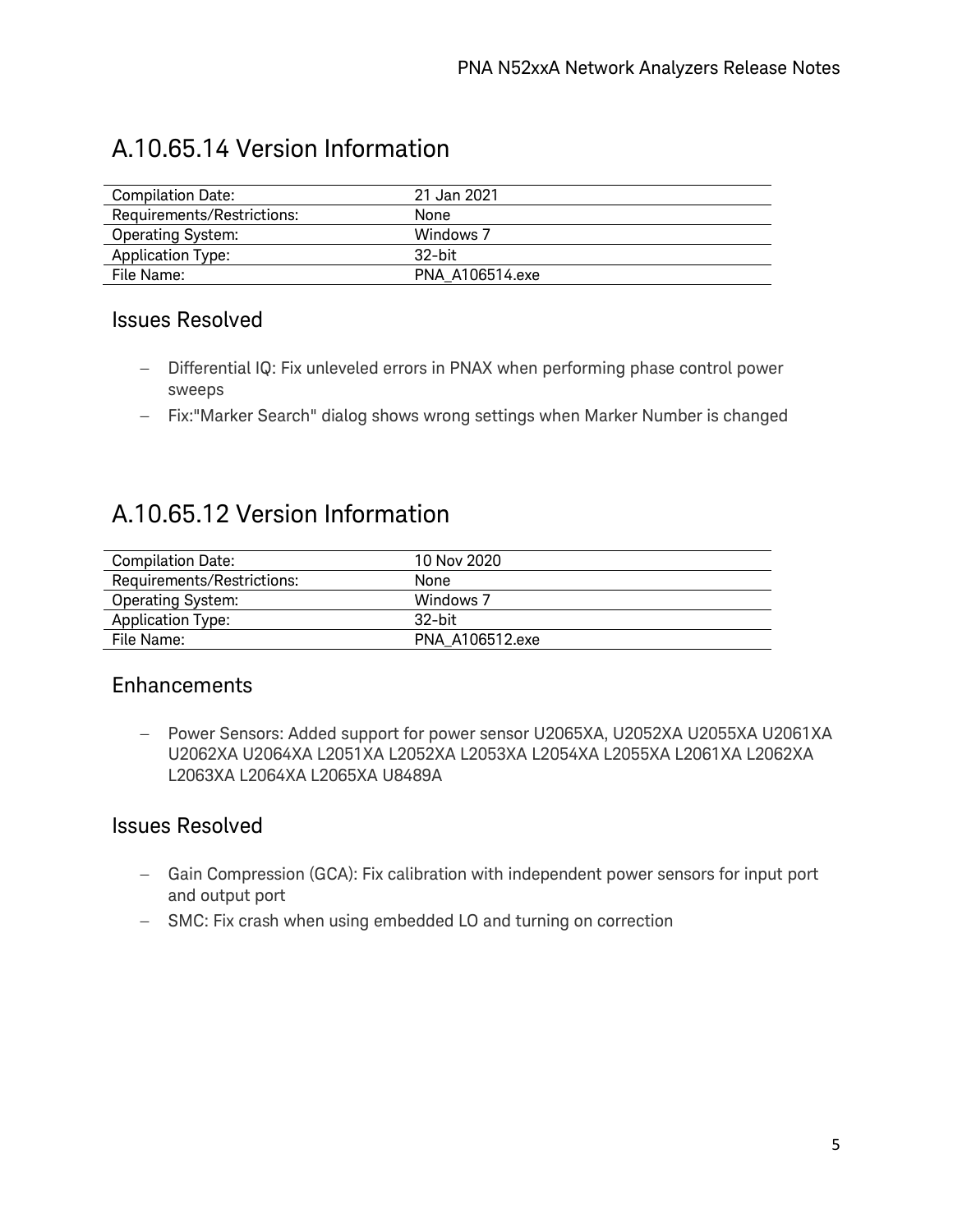## A.10.65.14 Version Information

| Compilation Date: | 21 Jan 2021 |
| --- | --- |
| Requirements/Restrictions: | None |
| Operating System: | Windows 7 |
| Application Type: | 32-bit |
| File Name: | PNA_A106514.exe |

### Issues Resolved

- Differential IQ: Fix unleveled errors in PNAX when performing phase control power sweeps
- Fix:"Marker Search" dialog shows wrong settings when Marker Number is changed

## A.10.65.12 Version Information

| Compilation Date: | 10 Nov 2020 |
| --- | --- |
| Requirements/Restrictions: | None |
| Operating System: | Windows 7 |
| Application Type: | 32-bit |
| File Name: | PNA_A106512.exe |

### Enhancements

- Power Sensors: Added support for power sensor U2065XA, U2052XA U2055XA U2061XA U2062XA U2064XA L2051XA L2052XA L2053XA L2054XA L2055XA L2061XA L2062XA L2063XA L2064XA L2065XA U8489A

### Issues Resolved

- Gain Compression (GCA): Fix calibration with independent power sensors for input port and output port
- SMC: Fix crash when using embedded LO and turning on correction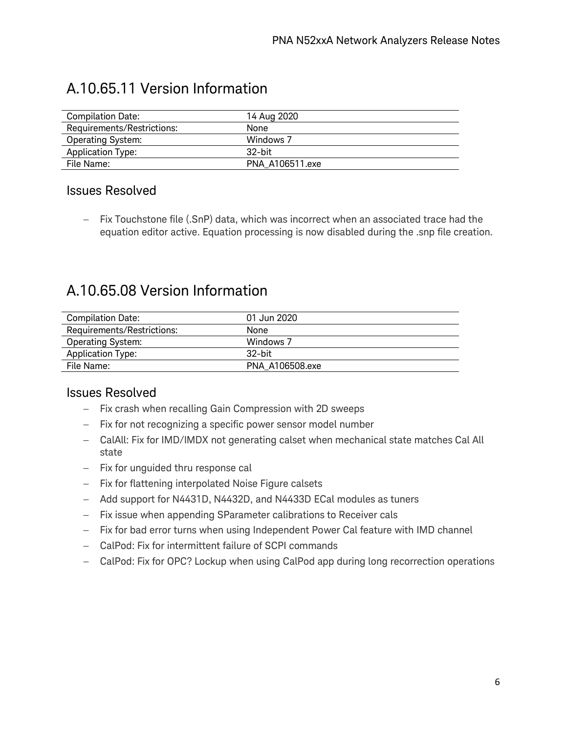# A.10.65.11 Version Information

| Compilation Date: | 14 Aug 2020 |
|---|---|
| Requirements/Restrictions: | None |
| Operating System: | Windows 7 |
| Application Type: | 32-bit |
| File Name: | PNA_A106511.exe |

## Issues Resolved

- Fix Touchstone file (.SnP) data, which was incorrect when an associated trace had the equation editor active. Equation processing is now disabled during the .snp file creation.

# A.10.65.08 Version Information

| Compilation Date: | 01 Jun 2020 |
|---|---|
| Requirements/Restrictions: | None |
| Operating System: | Windows 7 |
| Application Type: | 32-bit |
| File Name: | PNA_A106508.exe |

## Issues Resolved

- Fix crash when recalling Gain Compression with 2D sweeps
- Fix for not recognizing a specific power sensor model number
- CalAll: Fix for IMD/IMDX not generating calset when mechanical state matches Cal All state
- Fix for unguided thru response cal
- Fix for flattening interpolated Noise Figure calsets
- Add support for N4431D, N4432D, and N4433D ECal modules as tuners
- Fix issue when appending SParameter calibrations to Receiver cals
- Fix for bad error turns when using Independent Power Cal feature with IMD channel
- CalPod: Fix for intermittent failure of SCPI commands
- CalPod: Fix for OPC? Lockup when using CalPod app during long recorrection operations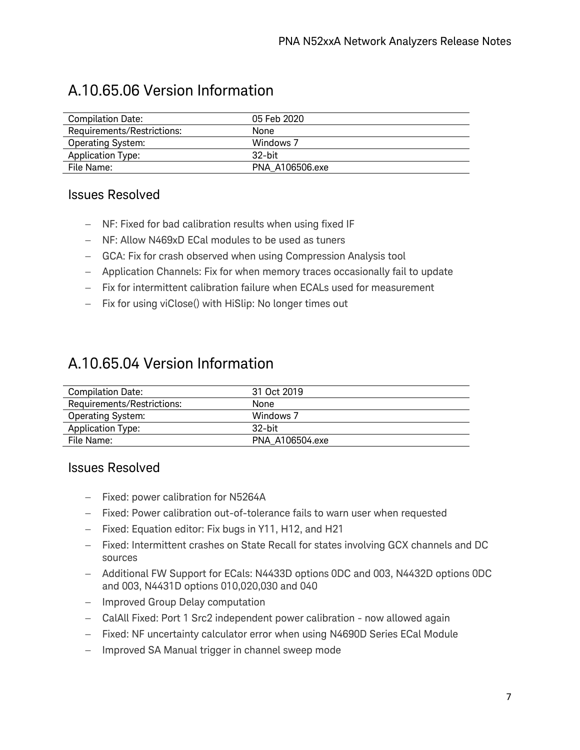## A.10.65.06 Version Information

| Compilation Date: | 05 Feb 2020 |
|---|---|
| Requirements/Restrictions: | None |
| Operating System: | Windows 7 |
| Application Type: | 32-bit |
| File Name: | PNA_A106506.exe |

### Issues Resolved

- NF: Fixed for bad calibration results when using fixed IF
- NF: Allow N469xD ECal modules to be used as tuners
- GCA: Fix for crash observed when using Compression Analysis tool
- Application Channels: Fix for when memory traces occasionally fail to update
- Fix for intermittent calibration failure when ECALs used for measurement
- Fix for using viClose() with HiSlip: No longer times out

## A.10.65.04 Version Information

| Compilation Date: | 31 Oct 2019 |
|---|---|
| Requirements/Restrictions: | None |
| Operating System: | Windows 7 |
| Application Type: | 32-bit |
| File Name: | PNA_A106504.exe |

### Issues Resolved

- Fixed: power calibration for N5264A
- Fixed: Power calibration out-of-tolerance fails to warn user when requested
- Fixed: Equation editor: Fix bugs in Y11, H12, and H21
- Fixed: Intermittent crashes on State Recall for states involving GCX channels and DC sources
- Additional FW Support for ECals: N4433D options 0DC and 003, N4432D options 0DC and 003, N4431D options 010,020,030 and 040
- Improved Group Delay computation
- CalAll Fixed: Port 1 Src2 independent power calibration - now allowed again
- Fixed: NF uncertainty calculator error when using N4690D Series ECal Module
- Improved SA Manual trigger in channel sweep mode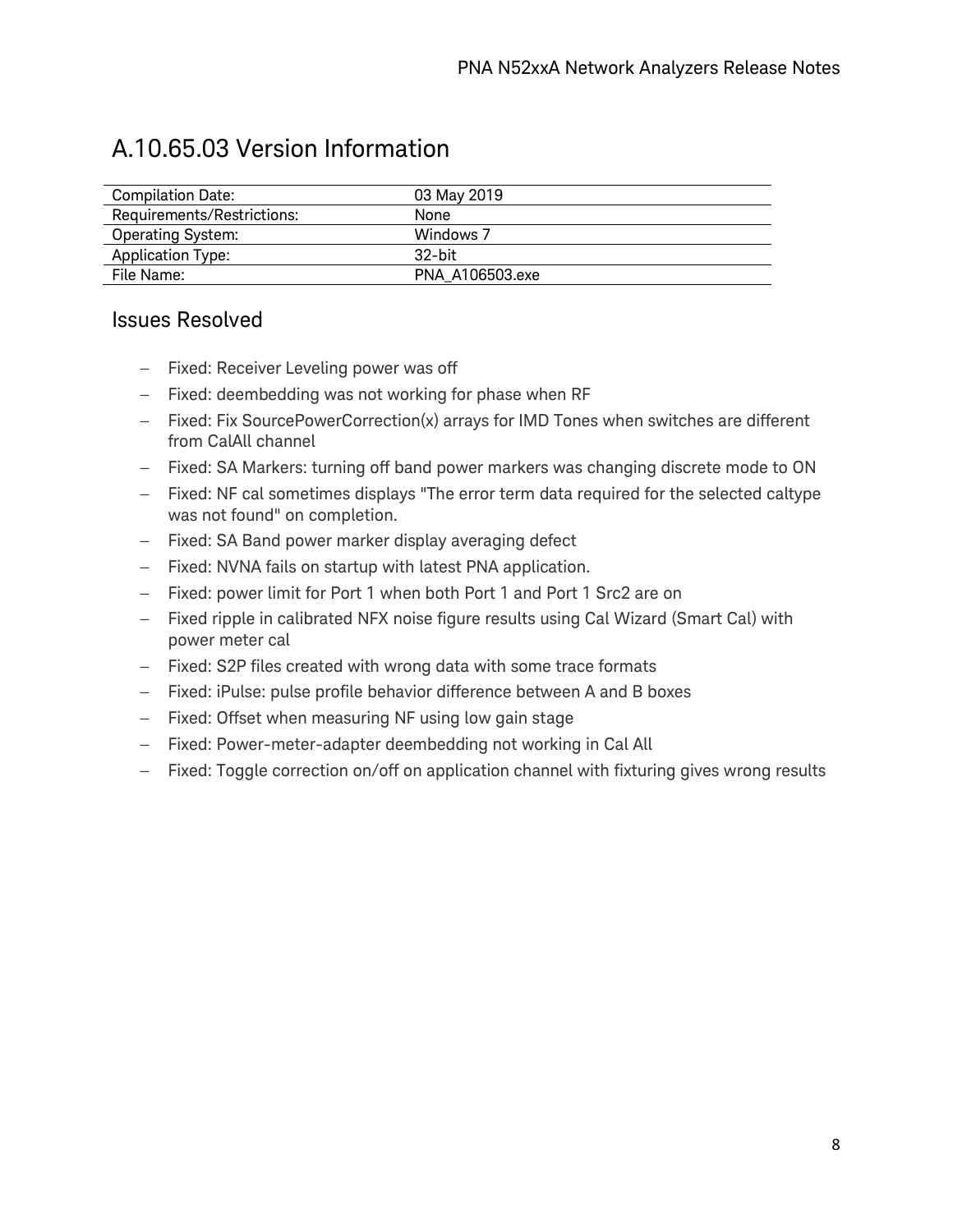# A.10.65.03 Version Information

| | |
|---|---|
| Compilation Date: | 03 May 2019 |
| Requirements/Restrictions: | None |
| Operating System: | Windows 7 |
| Application Type: | 32-bit |
| File Name: | PNA_A106503.exe |

## Issues Resolved

- Fixed: Receiver Leveling power was off
- Fixed: deembedding was not working for phase when RF
- Fixed: Fix SourcePowerCorrection(x) arrays for IMD Tones when switches are different from CalAll channel
- Fixed: SA Markers: turning off band power markers was changing discrete mode to ON
- Fixed: NF cal sometimes displays "The error term data required for the selected caltype was not found" on completion.
- Fixed: SA Band power marker display averaging defect
- Fixed: NVNA fails on startup with latest PNA application.
- Fixed: power limit for Port 1 when both Port 1 and Port 1 Src2 are on
- Fixed ripple in calibrated NFX noise figure results using Cal Wizard (Smart Cal) with power meter cal
- Fixed: S2P files created with wrong data with some trace formats
- Fixed: iPulse: pulse profile behavior difference between A and B boxes
- Fixed: Offset when measuring NF using low gain stage
- Fixed: Power-meter-adapter deembedding not working in Cal All
- Fixed: Toggle correction on/off on application channel with fixturing gives wrong results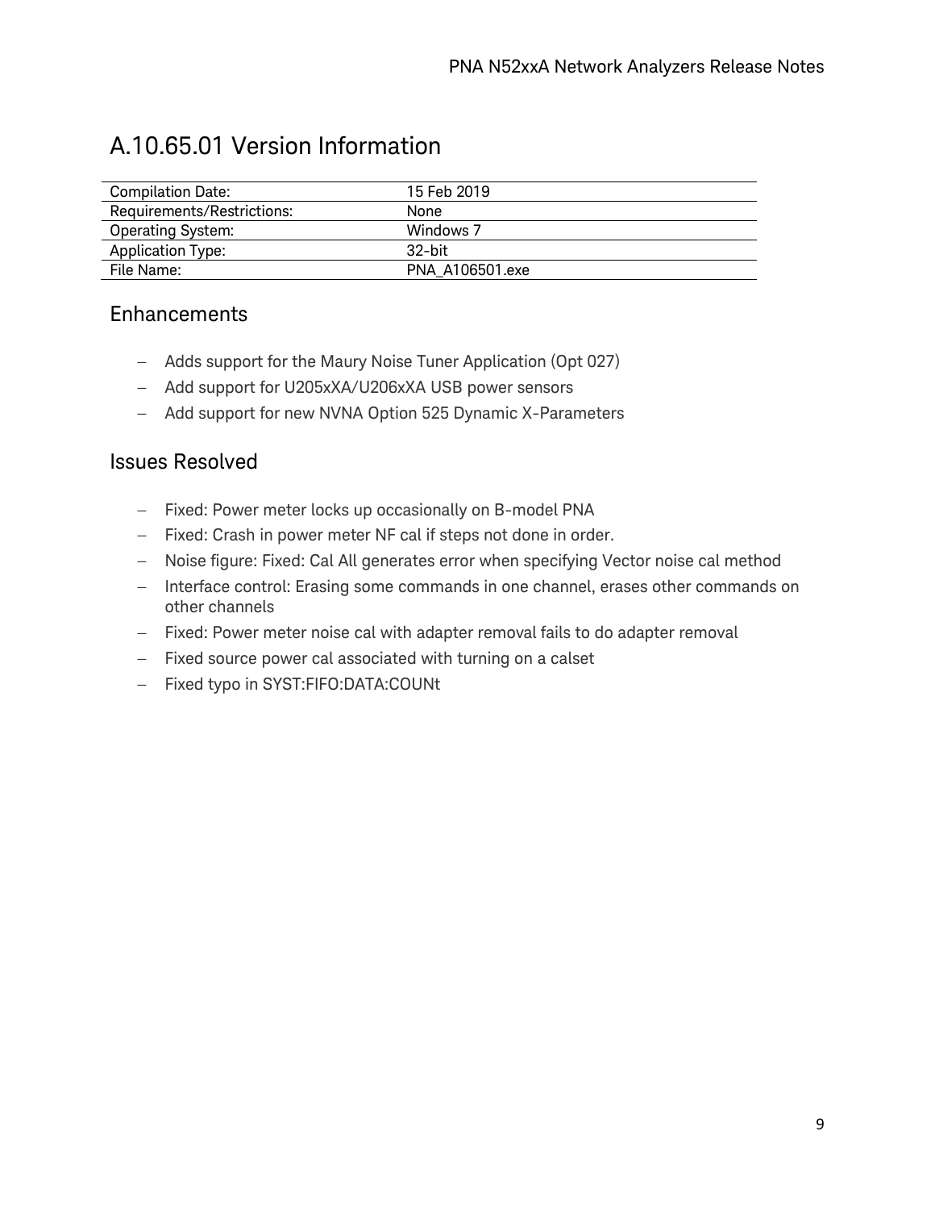# A.10.65.01 Version Information

| | |
|---|---|
| Compilation Date: | 15 Feb 2019 |
| Requirements/Restrictions: | None |
| Operating System: | Windows 7 |
| Application Type: | 32-bit |
| File Name: | PNA_A106501.exe |

## Enhancements

- Adds support for the Maury Noise Tuner Application (Opt 027)
- Add support for U205xXA/U206xXA USB power sensors
- Add support for new NVNA Option 525 Dynamic X-Parameters

## Issues Resolved

- Fixed: Power meter locks up occasionally on B-model PNA
- Fixed: Crash in power meter NF cal if steps not done in order.
- Noise figure: Fixed: Cal All generates error when specifying Vector noise cal method
- Interface control: Erasing some commands in one channel, erases other commands on other channels
- Fixed: Power meter noise cal with adapter removal fails to do adapter removal
- Fixed source power cal associated with turning on a calset
- Fixed typo in SYST:FIFO:DATA:COUNt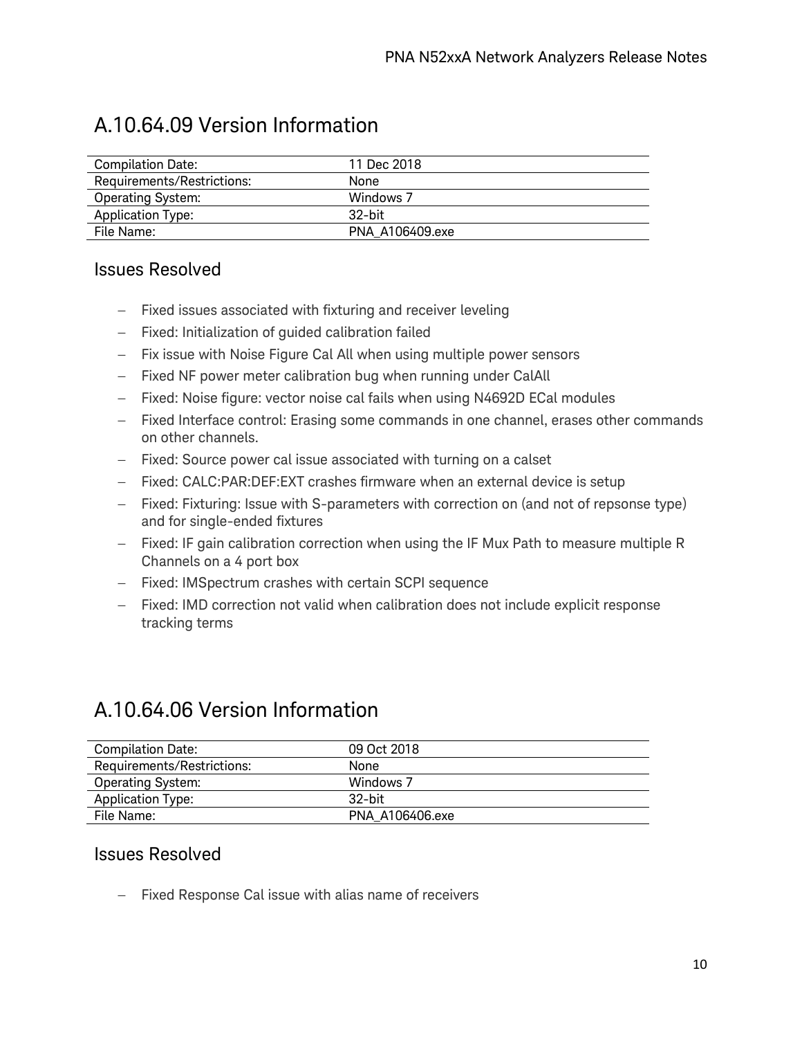## A.10.64.09 Version Information

| Compilation Date: | 11 Dec 2018 |
| --- | --- |
| Requirements/Restrictions: | None |
| Operating System: | Windows 7 |
| Application Type: | 32-bit |
| File Name: | PNA_A106409.exe |

### Issues Resolved

- Fixed issues associated with fixturing and receiver leveling
- Fixed: Initialization of guided calibration failed
- Fix issue with Noise Figure Cal All when using multiple power sensors
- Fixed NF power meter calibration bug when running under CalAll
- Fixed: Noise figure: vector noise cal fails when using N4692D ECal modules
- Fixed Interface control: Erasing some commands in one channel, erases other commands on other channels.
- Fixed: Source power cal issue associated with turning on a calset
- Fixed: CALC:PAR:DEF:EXT crashes firmware when an external device is setup
- Fixed: Fixturing: Issue with S-parameters with correction on (and not of repsonse type) and for single-ended fixtures
- Fixed: IF gain calibration correction when using the IF Mux Path to measure multiple R Channels on a 4 port box
- Fixed: IMSpectrum crashes with certain SCPI sequence
- Fixed: IMD correction not valid when calibration does not include explicit response tracking terms

## A.10.64.06 Version Information

| Compilation Date: | 09 Oct 2018 |
| --- | --- |
| Requirements/Restrictions: | None |
| Operating System: | Windows 7 |
| Application Type: | 32-bit |
| File Name: | PNA_A106406.exe |

### Issues Resolved

- Fixed Response Cal issue with alias name of receivers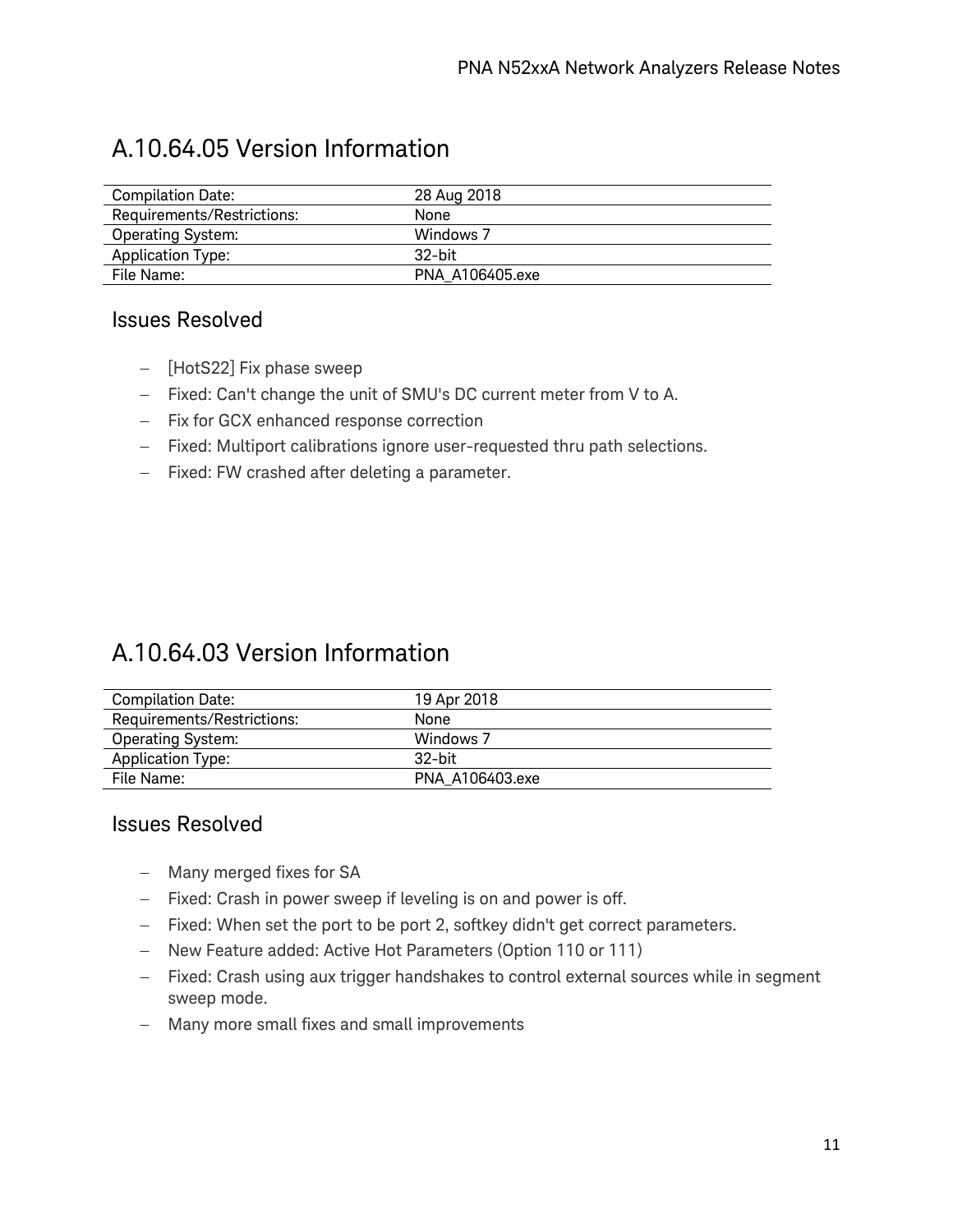# A.10.64.05 Version Information

| | |
|---|---|
| Compilation Date: | 28 Aug 2018 |
| Requirements/Restrictions: | None |
| Operating System: | Windows 7 |
| Application Type: | 32-bit |
| File Name: | PNA_A106405.exe |

## Issues Resolved

- [HotS22] Fix phase sweep
- Fixed: Can't change the unit of SMU's DC current meter from V to A.
- Fix for GCX enhanced response correction
- Fixed: Multiport calibrations ignore user-requested thru path selections.
- Fixed: FW crashed after deleting a parameter.

# A.10.64.03 Version Information

| | |
|---|---|
| Compilation Date: | 19 Apr 2018 |
| Requirements/Restrictions: | None |
| Operating System: | Windows 7 |
| Application Type: | 32-bit |
| File Name: | PNA_A106403.exe |

## Issues Resolved

- Many merged fixes for SA
- Fixed: Crash in power sweep if leveling is on and power is off.
- Fixed: When set the port to be port 2, softkey didn't get correct parameters.
- New Feature added: Active Hot Parameters (Option 110 or 111)
- Fixed: Crash using aux trigger handshakes to control external sources while in segment sweep mode.
- Many more small fixes and small improvements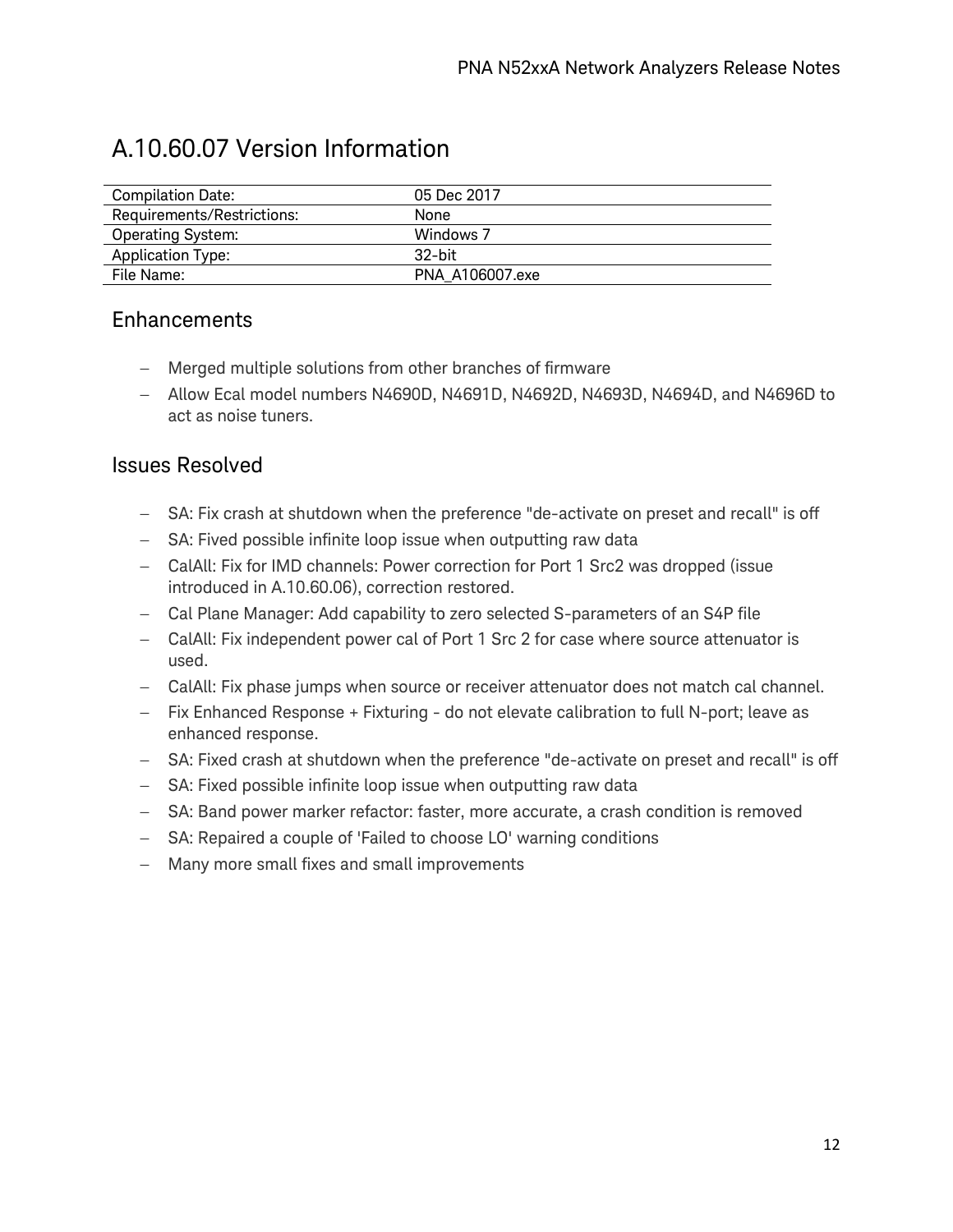## A.10.60.07 Version Information

| | |
|---|---|
| Compilation Date: | 05 Dec 2017 |
| Requirements/Restrictions: | None |
| Operating System: | Windows 7 |
| Application Type: | 32-bit |
| File Name: | PNA_A106007.exe |

### Enhancements

- Merged multiple solutions from other branches of firmware
- Allow Ecal model numbers N4690D, N4691D, N4692D, N4693D, N4694D, and N4696D to act as noise tuners.

### Issues Resolved

- SA: Fix crash at shutdown when the preference "de-activate on preset and recall" is off
- SA: Fived possible infinite loop issue when outputting raw data
- CalAll: Fix for IMD channels: Power correction for Port 1 Src2 was dropped (issue introduced in A.10.60.06), correction restored.
- Cal Plane Manager: Add capability to zero selected S-parameters of an S4P file
- CalAll: Fix independent power cal of Port 1 Src 2 for case where source attenuator is used.
- CalAll: Fix phase jumps when source or receiver attenuator does not match cal channel.
- Fix Enhanced Response + Fixturing - do not elevate calibration to full N-port; leave as enhanced response.
- SA: Fixed crash at shutdown when the preference "de-activate on preset and recall" is off
- SA: Fixed possible infinite loop issue when outputting raw data
- SA: Band power marker refactor: faster, more accurate, a crash condition is removed
- SA: Repaired a couple of 'Failed to choose LO' warning conditions
- Many more small fixes and small improvements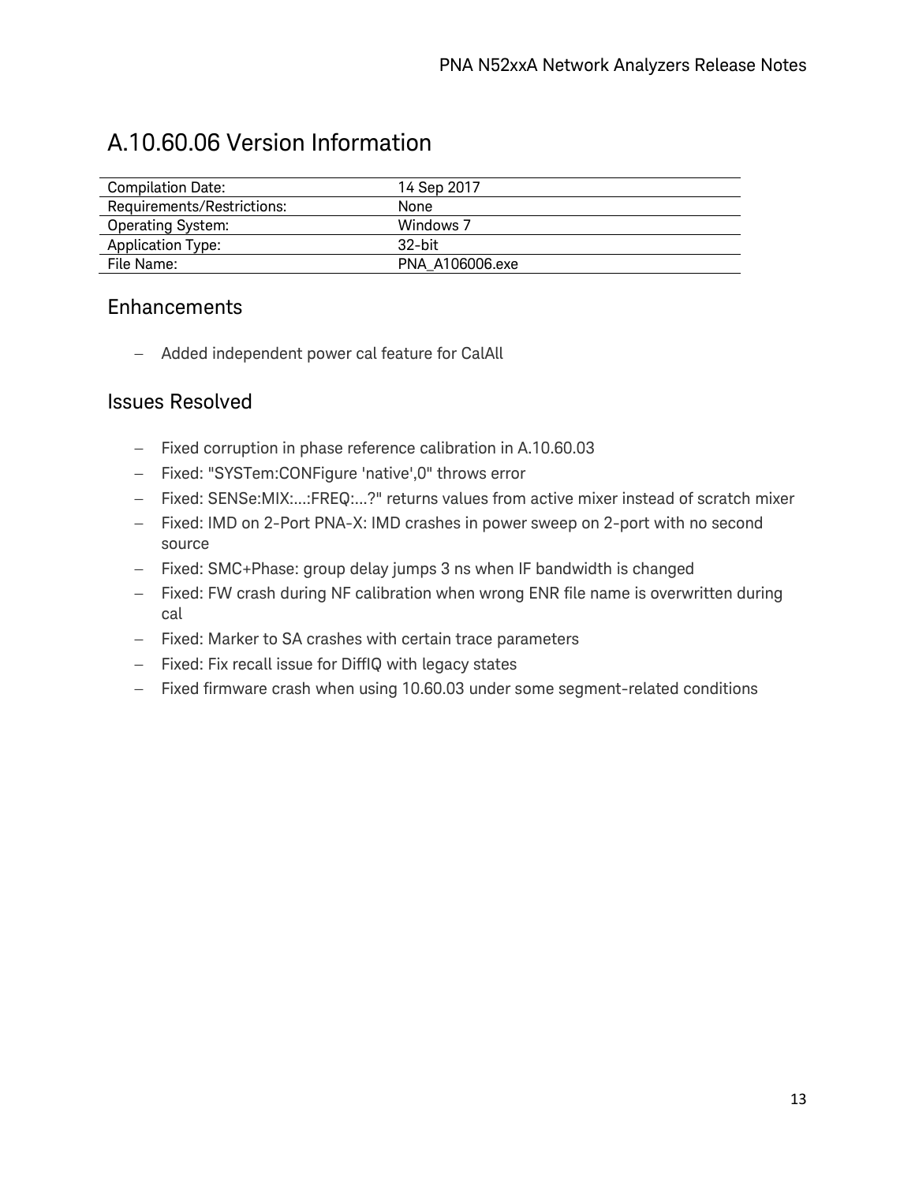# A.10.60.06 Version Information

| Compilation Date: | 14 Sep 2017 |
|---|---|
| Requirements/Restrictions: | None |
| Operating System: | Windows 7 |
| Application Type: | 32-bit |
| File Name: | PNA_A106006.exe |

## Enhancements

- Added independent power cal feature for CalAll

## Issues Resolved

- Fixed corruption in phase reference calibration in A.10.60.03
- Fixed: "SYSTem:CONFigure 'native',0" throws error
- Fixed: SENSe:MIX:...:FREQ:...?" returns values from active mixer instead of scratch mixer
- Fixed: IMD on 2-Port PNA-X: IMD crashes in power sweep on 2-port with no second source
- Fixed: SMC+Phase: group delay jumps 3 ns when IF bandwidth is changed
- Fixed: FW crash during NF calibration when wrong ENR file name is overwritten during cal
- Fixed: Marker to SA crashes with certain trace parameters
- Fixed: Fix recall issue for DiffIQ with legacy states
- Fixed firmware crash when using 10.60.03 under some segment-related conditions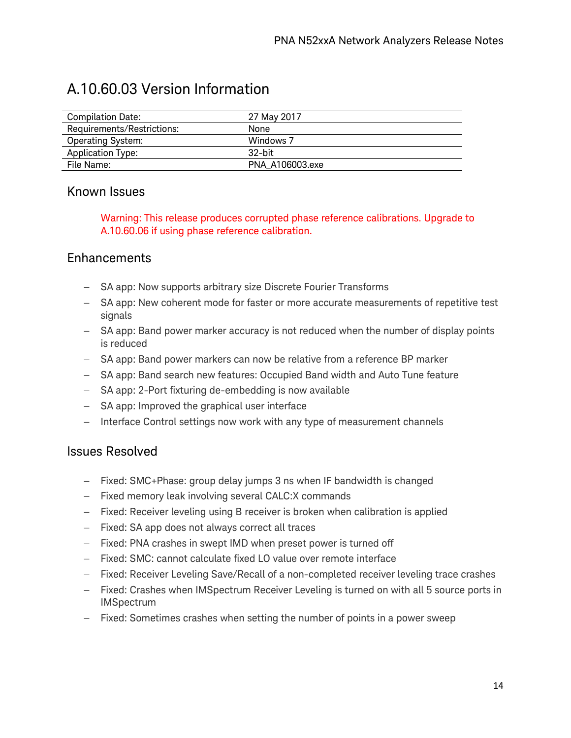# A.10.60.03 Version Information

| | |
|---|---|
| Compilation Date: | 27 May 2017 |
| Requirements/Restrictions: | None |
| Operating System: | Windows 7 |
| Application Type: | 32-bit |
| File Name: | PNA_A106003.exe |

## Known Issues

Warning: This release produces corrupted phase reference calibrations. Upgrade to A.10.60.06 if using phase reference calibration.

## Enhancements

- SA app: Now supports arbitrary size Discrete Fourier Transforms
- SA app: New coherent mode for faster or more accurate measurements of repetitive test signals
- SA app: Band power marker accuracy is not reduced when the number of display points is reduced
- SA app: Band power markers can now be relative from a reference BP marker
- SA app: Band search new features: Occupied Band width and Auto Tune feature
- SA app: 2-Port fixturing de-embedding is now available
- SA app: Improved the graphical user interface
- Interface Control settings now work with any type of measurement channels

## Issues Resolved

- Fixed: SMC+Phase: group delay jumps 3 ns when IF bandwidth is changed
- Fixed memory leak involving several CALC:X commands
- Fixed: Receiver leveling using B receiver is broken when calibration is applied
- Fixed: SA app does not always correct all traces
- Fixed: PNA crashes in swept IMD when preset power is turned off
- Fixed: SMC: cannot calculate fixed LO value over remote interface
- Fixed: Receiver Leveling Save/Recall of a non-completed receiver leveling trace crashes
- Fixed: Crashes when IMSpectrum Receiver Leveling is turned on with all 5 source ports in IMSpectrum
- Fixed: Sometimes crashes when setting the number of points in a power sweep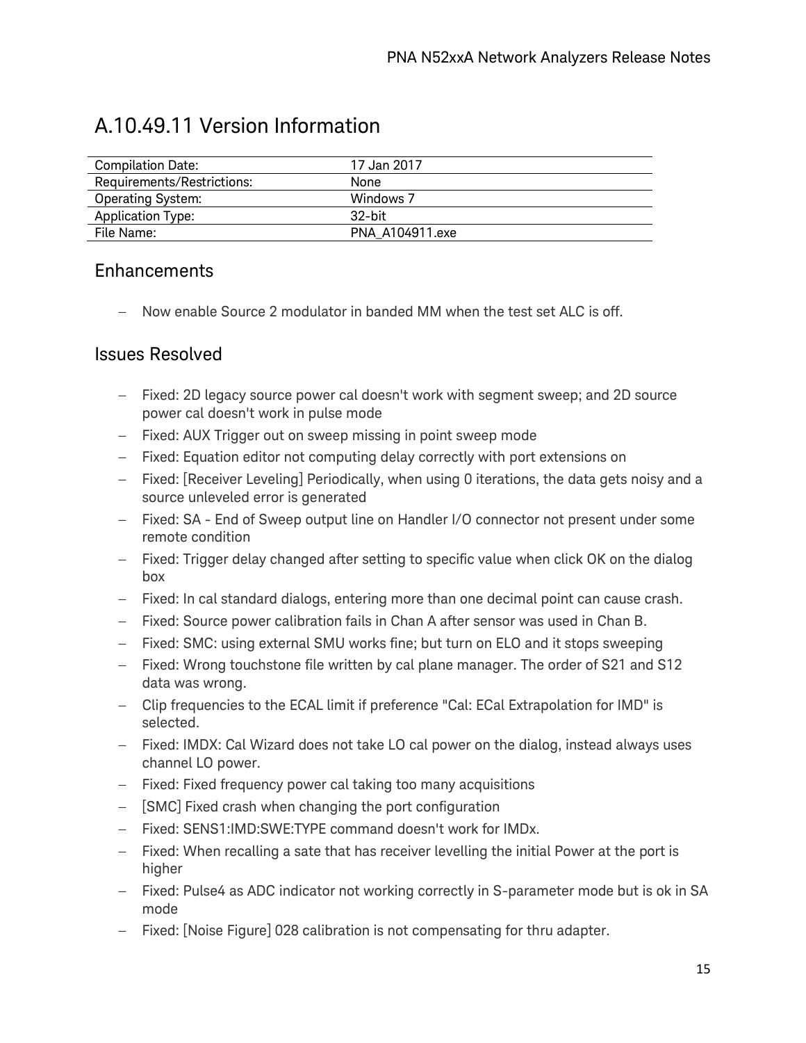# A.10.49.11 Version Information

| | |
|---|---|
| Compilation Date: | 17 Jan 2017 |
| Requirements/Restrictions: | None |
| Operating System: | Windows 7 |
| Application Type: | 32-bit |
| File Name: | PNA_A104911.exe |

## Enhancements

- Now enable Source 2 modulator in banded MM when the test set ALC is off.

## Issues Resolved

- Fixed: 2D legacy source power cal doesn't work with segment sweep; and 2D source power cal doesn't work in pulse mode
- Fixed: AUX Trigger out on sweep missing in point sweep mode
- Fixed: Equation editor not computing delay correctly with port extensions on
- Fixed: [Receiver Leveling] Periodically, when using 0 iterations, the data gets noisy and a source unleveled error is generated
- Fixed: SA - End of Sweep output line on Handler I/O connector not present under some remote condition
- Fixed: Trigger delay changed after setting to specific value when click OK on the dialog box
- Fixed: In cal standard dialogs, entering more than one decimal point can cause crash.
- Fixed: Source power calibration fails in Chan A after sensor was used in Chan B.
- Fixed: SMC: using external SMU works fine; but turn on ELO and it stops sweeping
- Fixed: Wrong touchstone file written by cal plane manager. The order of S21 and S12 data was wrong.
- Clip frequencies to the ECAL limit if preference "Cal: ECal Extrapolation for IMD" is selected.
- Fixed: IMDX: Cal Wizard does not take LO cal power on the dialog, instead always uses channel LO power.
- Fixed: Fixed frequency power cal taking too many acquisitions
- [SMC] Fixed crash when changing the port configuration
- Fixed: SENS1:IMD:SWE:TYPE command doesn't work for IMDx.
- Fixed: When recalling a sate that has receiver levelling the initial Power at the port is higher
- Fixed: Pulse4 as ADC indicator not working correctly in S-parameter mode but is ok in SA mode
- Fixed: [Noise Figure] 028 calibration is not compensating for thru adapter.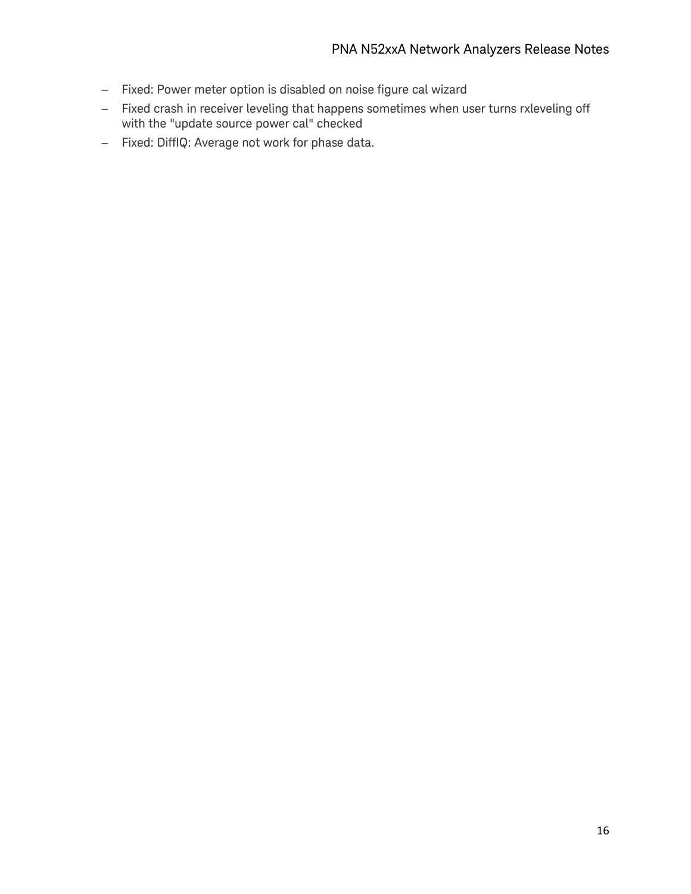- Fixed: Power meter option is disabled on noise figure cal wizard
- Fixed crash in receiver leveling that happens sometimes when user turns rxleveling off with the "update source power cal" checked
- Fixed: DiffIQ: Average not work for phase data.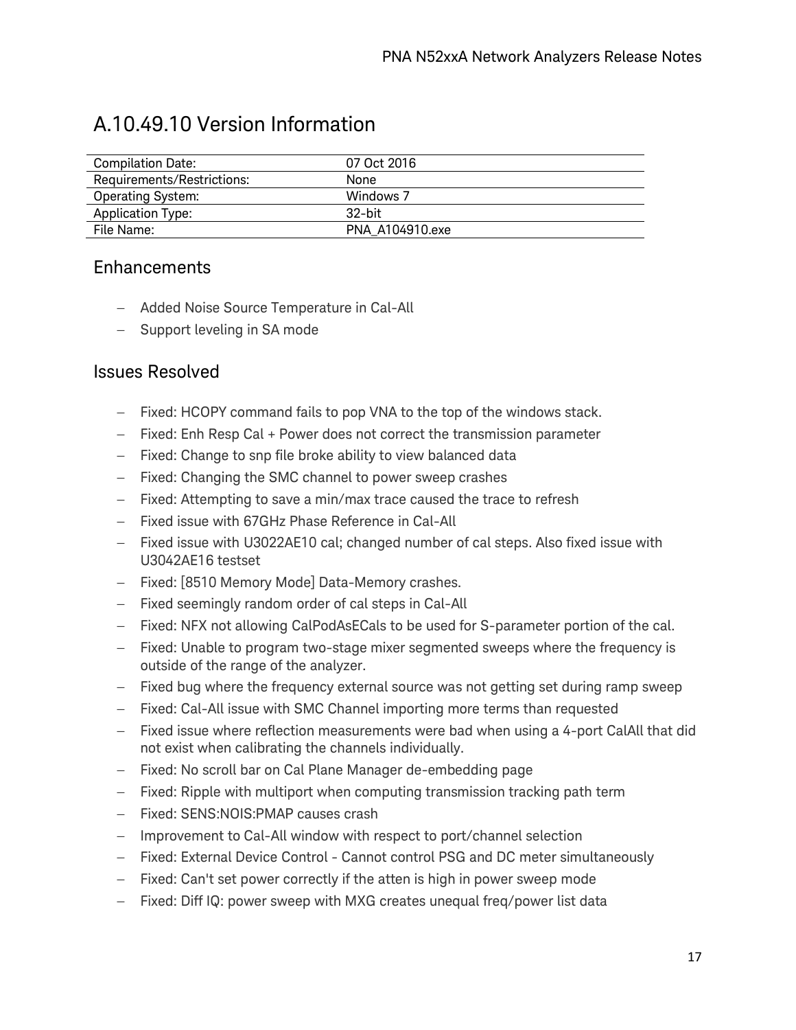# A.10.49.10 Version Information

| Compilation Date: | 07 Oct 2016 |
|---|---|
| Requirements/Restrictions: | None |
| Operating System: | Windows 7 |
| Application Type: | 32-bit |
| File Name: | PNA_A104910.exe |

## Enhancements

- Added Noise Source Temperature in Cal-All
- Support leveling in SA mode

## Issues Resolved

- Fixed: HCOPY command fails to pop VNA to the top of the windows stack.
- Fixed: Enh Resp Cal + Power does not correct the transmission parameter
- Fixed: Change to snp file broke ability to view balanced data
- Fixed: Changing the SMC channel to power sweep crashes
- Fixed: Attempting to save a min/max trace caused the trace to refresh
- Fixed issue with 67GHz Phase Reference in Cal-All
- Fixed issue with U3022AE10 cal; changed number of cal steps. Also fixed issue with U3042AE16 testset
- Fixed: [8510 Memory Mode] Data-Memory crashes.
- Fixed seemingly random order of cal steps in Cal-All
- Fixed: NFX not allowing CalPodAsECals to be used for S-parameter portion of the cal.
- Fixed: Unable to program two-stage mixer segmented sweeps where the frequency is outside of the range of the analyzer.
- Fixed bug where the frequency external source was not getting set during ramp sweep
- Fixed: Cal-All issue with SMC Channel importing more terms than requested
- Fixed issue where reflection measurements were bad when using a 4-port CalAll that did not exist when calibrating the channels individually.
- Fixed: No scroll bar on Cal Plane Manager de-embedding page
- Fixed: Ripple with multiport when computing transmission tracking path term
- Fixed: SENS:NOIS:PMAP causes crash
- Improvement to Cal-All window with respect to port/channel selection
- Fixed: External Device Control - Cannot control PSG and DC meter simultaneously
- Fixed: Can't set power correctly if the atten is high in power sweep mode
- Fixed: Diff IQ: power sweep with MXG creates unequal freq/power list data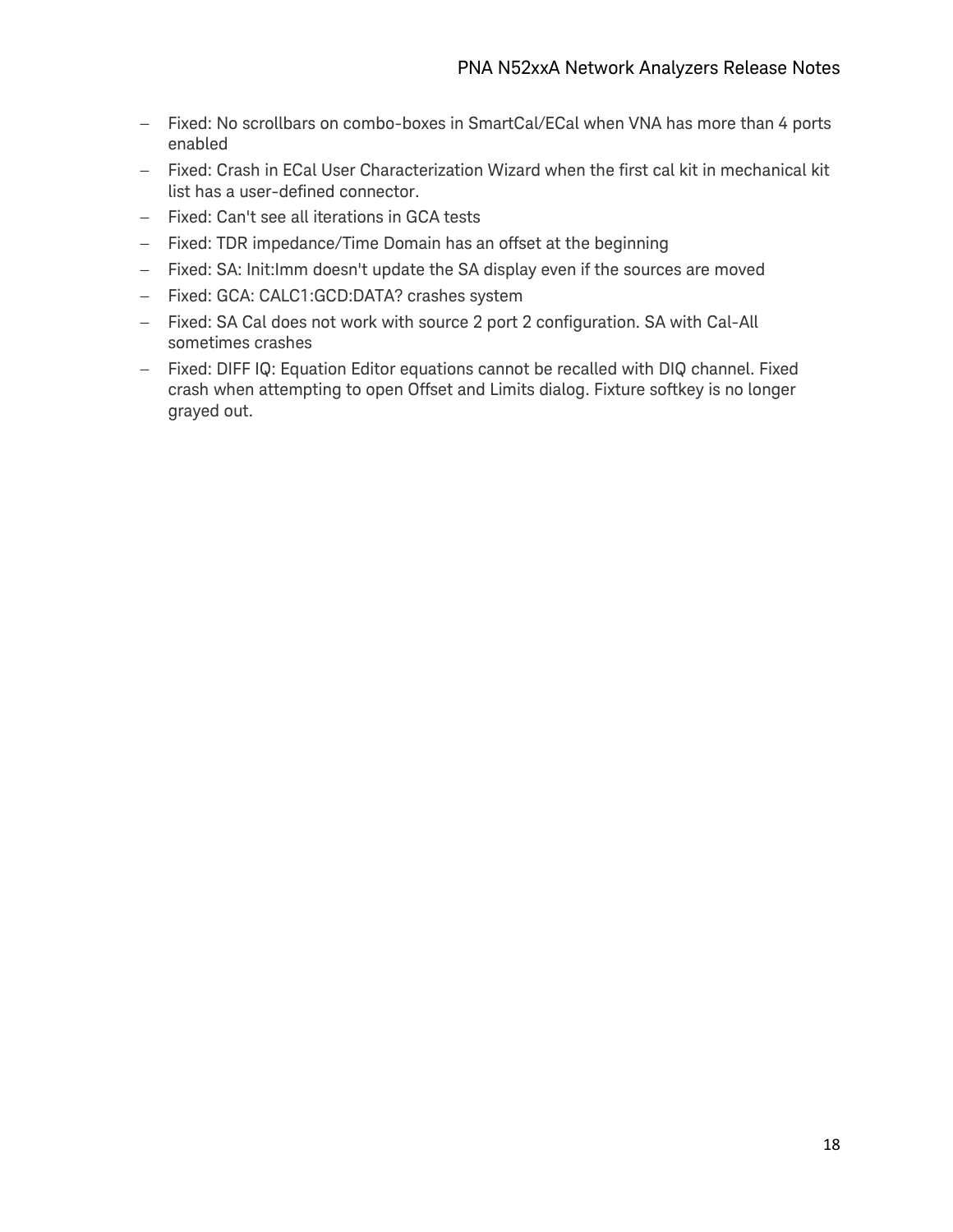- Fixed: No scrollbars on combo-boxes in SmartCal/ECal when VNA has more than 4 ports enabled
- Fixed: Crash in ECal User Characterization Wizard when the first cal kit in mechanical kit list has a user-defined connector.
- Fixed: Can't see all iterations in GCA tests
- Fixed: TDR impedance/Time Domain has an offset at the beginning
- Fixed: SA: Init:Imm doesn't update the SA display even if the sources are moved
- Fixed: GCA: CALC1:GCD:DATA? crashes system
- Fixed: SA Cal does not work with source 2 port 2 configuration. SA with Cal-All sometimes crashes
- Fixed: DIFF IQ: Equation Editor equations cannot be recalled with DIQ channel. Fixed crash when attempting to open Offset and Limits dialog. Fixture softkey is no longer grayed out.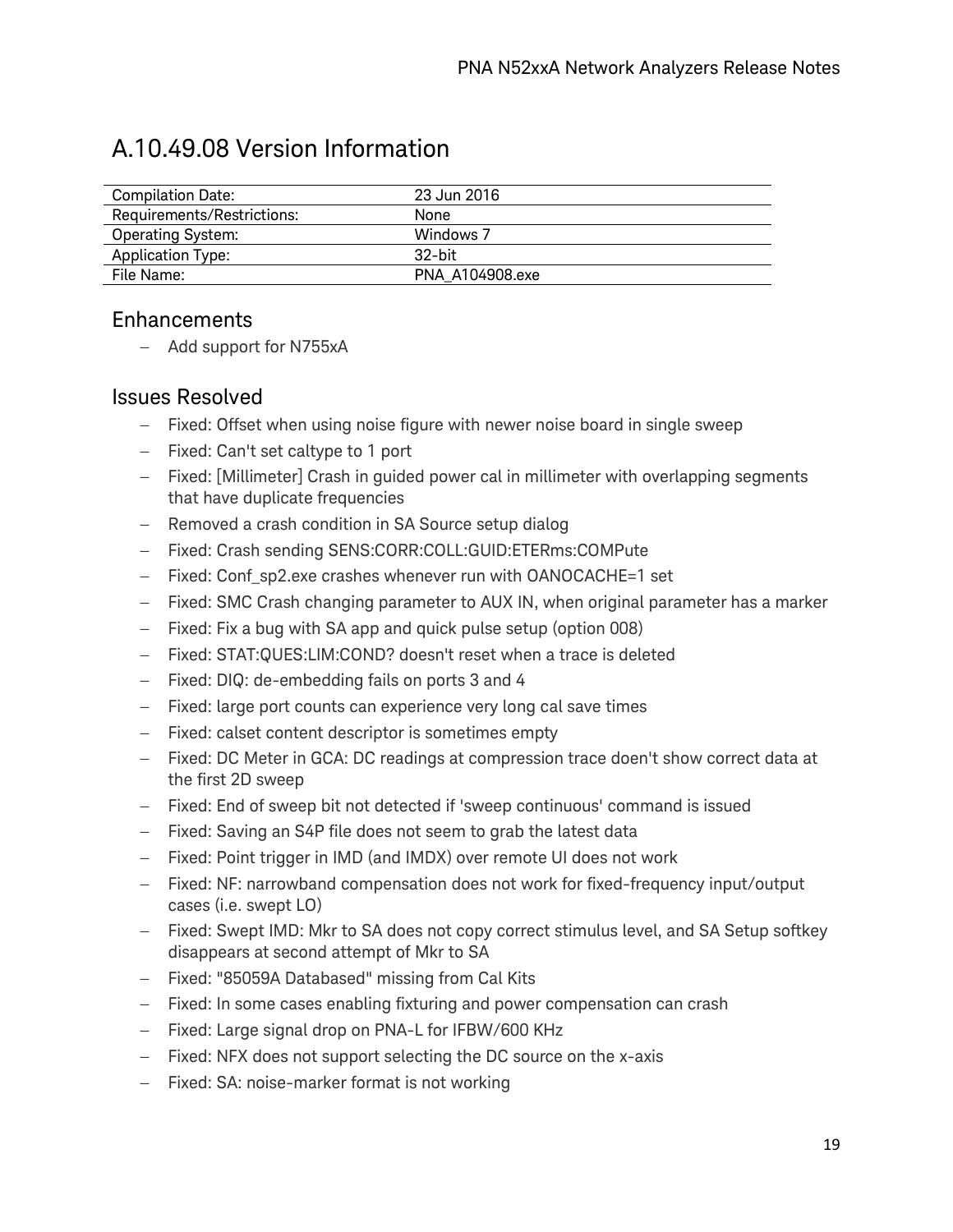# A.10.49.08 Version Information

| Compilation Date: | 23 Jun 2016 |
|---|---|
| Requirements/Restrictions: | None |
| Operating System: | Windows 7 |
| Application Type: | 32-bit |
| File Name: | PNA_A104908.exe |

## Enhancements

- Add support for N755xA

## Issues Resolved

- Fixed: Offset when using noise figure with newer noise board in single sweep
- Fixed: Can't set caltype to 1 port
- Fixed: [Millimeter] Crash in guided power cal in millimeter with overlapping segments that have duplicate frequencies
- Removed a crash condition in SA Source setup dialog
- Fixed: Crash sending SENS:CORR:COLL:GUID:ETERms:COMPute
- Fixed: Conf_sp2.exe crashes whenever run with OANOCACHE=1 set
- Fixed: SMC Crash changing parameter to AUX IN, when original parameter has a marker
- Fixed: Fix a bug with SA app and quick pulse setup (option 008)
- Fixed: STAT:QUES:LIM:COND? doesn't reset when a trace is deleted
- Fixed: DIQ: de-embedding fails on ports 3 and 4
- Fixed: large port counts can experience very long cal save times
- Fixed: calset content descriptor is sometimes empty
- Fixed: DC Meter in GCA: DC readings at compression trace doen't show correct data at the first 2D sweep
- Fixed: End of sweep bit not detected if 'sweep continuous' command is issued
- Fixed: Saving an S4P file does not seem to grab the latest data
- Fixed: Point trigger in IMD (and IMDX) over remote UI does not work
- Fixed: NF: narrowband compensation does not work for fixed-frequency input/output cases (i.e. swept LO)
- Fixed: Swept IMD: Mkr to SA does not copy correct stimulus level, and SA Setup softkey disappears at second attempt of Mkr to SA
- Fixed: "85059A Databased" missing from Cal Kits
- Fixed: In some cases enabling fixturing and power compensation can crash
- Fixed: Large signal drop on PNA-L for IFBW/600 KHz
- Fixed: NFX does not support selecting the DC source on the x-axis
- Fixed: SA: noise-marker format is not working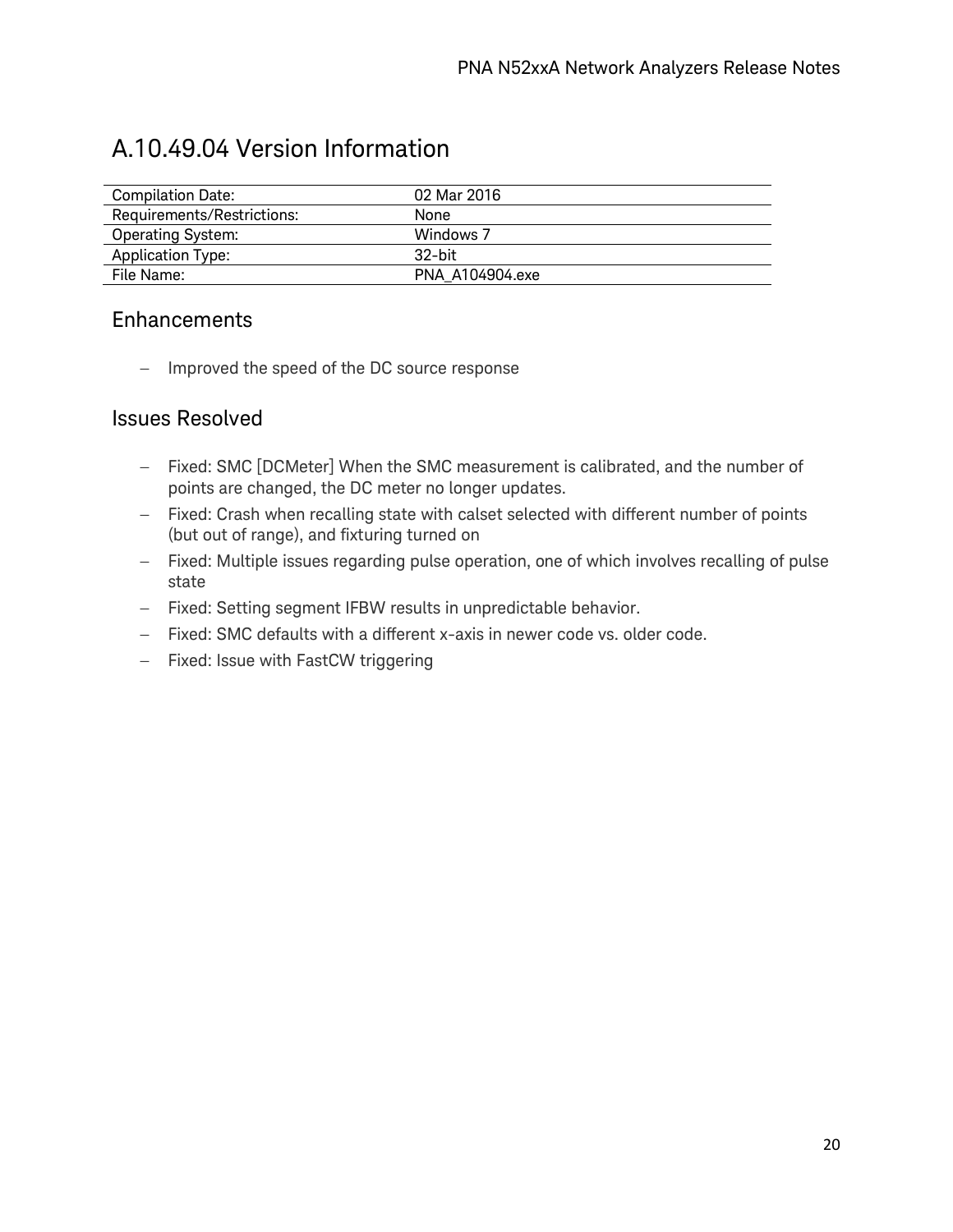# A.10.49.04 Version Information

| Compilation Date: | 02 Mar 2016 |
|---|---|
| Requirements/Restrictions: | None |
| Operating System: | Windows 7 |
| Application Type: | 32-bit |
| File Name: | PNA_A104904.exe |

## Enhancements

- Improved the speed of the DC source response

## Issues Resolved

- Fixed: SMC [DCMeter] When the SMC measurement is calibrated, and the number of points are changed, the DC meter no longer updates.
- Fixed: Crash when recalling state with calset selected with different number of points (but out of range), and fixturing turned on
- Fixed: Multiple issues regarding pulse operation, one of which involves recalling of pulse state
- Fixed: Setting segment IFBW results in unpredictable behavior.
- Fixed: SMC defaults with a different x-axis in newer code vs. older code.
- Fixed: Issue with FastCW triggering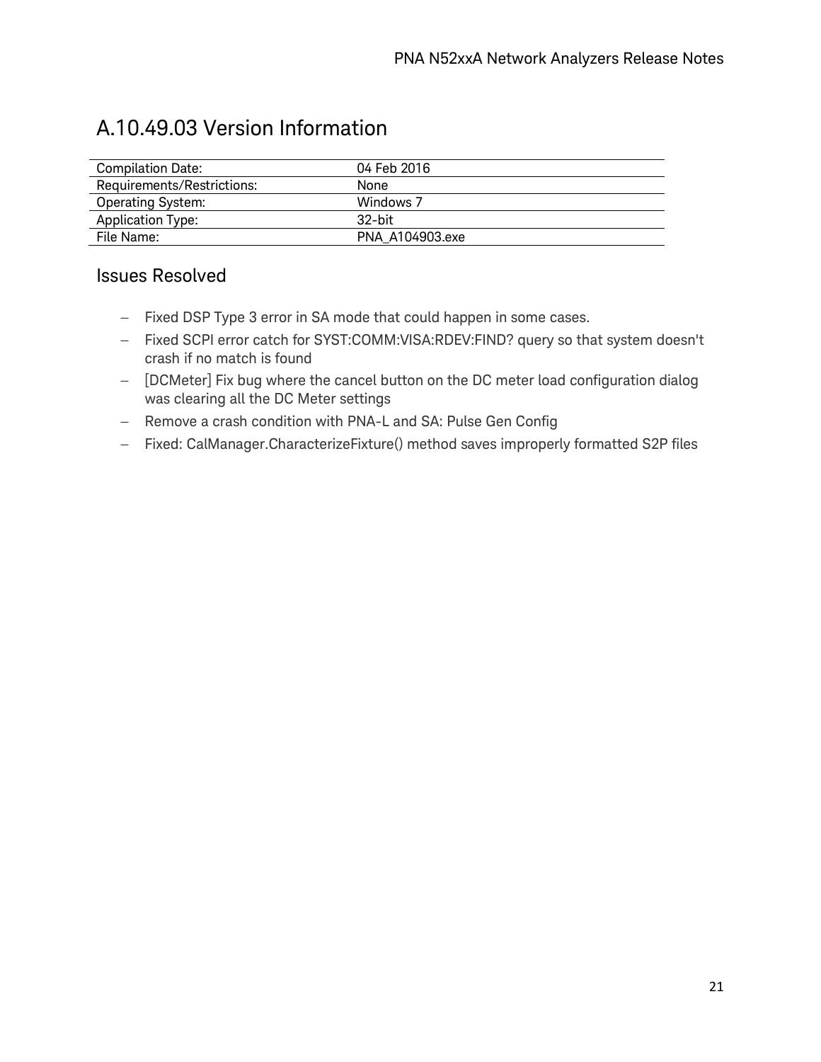# A.10.49.03 Version Information

| Compilation Date: | 04 Feb 2016 |
|---|---|
| Requirements/Restrictions: | None |
| Operating System: | Windows 7 |
| Application Type: | 32-bit |
| File Name: | PNA_A104903.exe |

## Issues Resolved

- Fixed DSP Type 3 error in SA mode that could happen in some cases.
- Fixed SCPI error catch for SYST:COMM:VISA:RDEV:FIND? query so that system doesn't crash if no match is found
- [DCMeter] Fix bug where the cancel button on the DC meter load configuration dialog was clearing all the DC Meter settings
- Remove a crash condition with PNA-L and SA: Pulse Gen Config
- Fixed: CalManager.CharacterizeFixture() method saves improperly formatted S2P files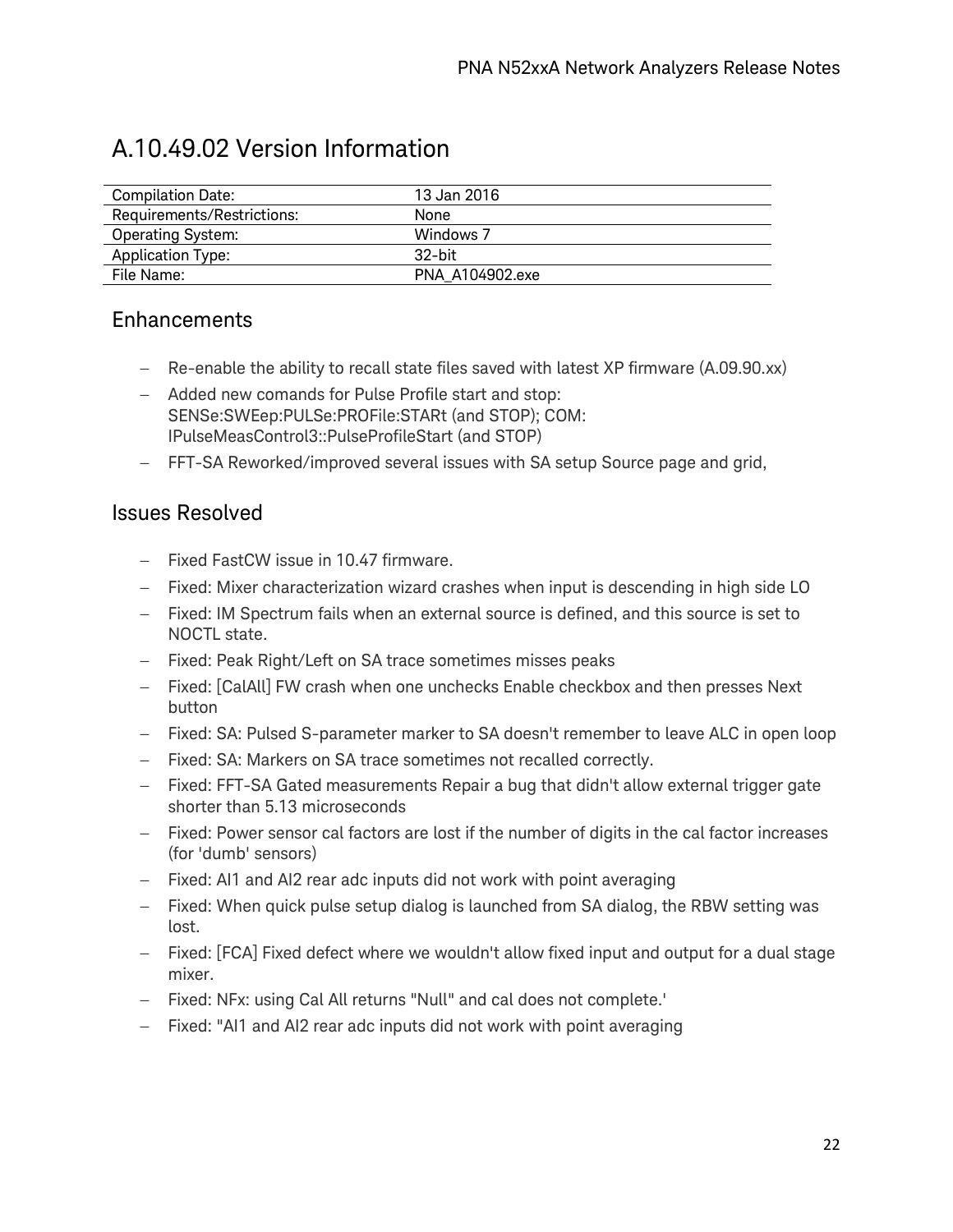# A.10.49.02 Version Information

| Compilation Date: | 13 Jan 2016 |
| --- | --- |
| Requirements/Restrictions: | None |
| Operating System: | Windows 7 |
| Application Type: | 32-bit |
| File Name: | PNA_A104902.exe |

## Enhancements

- Re-enable the ability to recall state files saved with latest XP firmware (A.09.90.xx)
- Added new comands for Pulse Profile start and stop: SENSe:SWEep:PULSe:PROFile:STARt (and STOP); COM: IPulseMeasControl3::PulseProfileStart (and STOP)
- FFT-SA Reworked/improved several issues with SA setup Source page and grid,

## Issues Resolved

- Fixed FastCW issue in 10.47 firmware.
- Fixed: Mixer characterization wizard crashes when input is descending in high side LO
- Fixed: IM Spectrum fails when an external source is defined, and this source is set to NOCTL state.
- Fixed: Peak Right/Left on SA trace sometimes misses peaks
- Fixed: [CalAll] FW crash when one unchecks Enable checkbox and then presses Next button
- Fixed: SA: Pulsed S-parameter marker to SA doesn't remember to leave ALC in open loop
- Fixed: SA: Markers on SA trace sometimes not recalled correctly.
- Fixed: FFT-SA Gated measurements Repair a bug that didn't allow external trigger gate shorter than 5.13 microseconds
- Fixed: Power sensor cal factors are lost if the number of digits in the cal factor increases (for 'dumb' sensors)
- Fixed: AI1 and AI2 rear adc inputs did not work with point averaging
- Fixed: When quick pulse setup dialog is launched from SA dialog, the RBW setting was lost.
- Fixed: [FCA] Fixed defect where we wouldn't allow fixed input and output for a dual stage mixer.
- Fixed: NFx: using Cal All returns "Null" and cal does not complete.'
- Fixed: "AI1 and AI2 rear adc inputs did not work with point averaging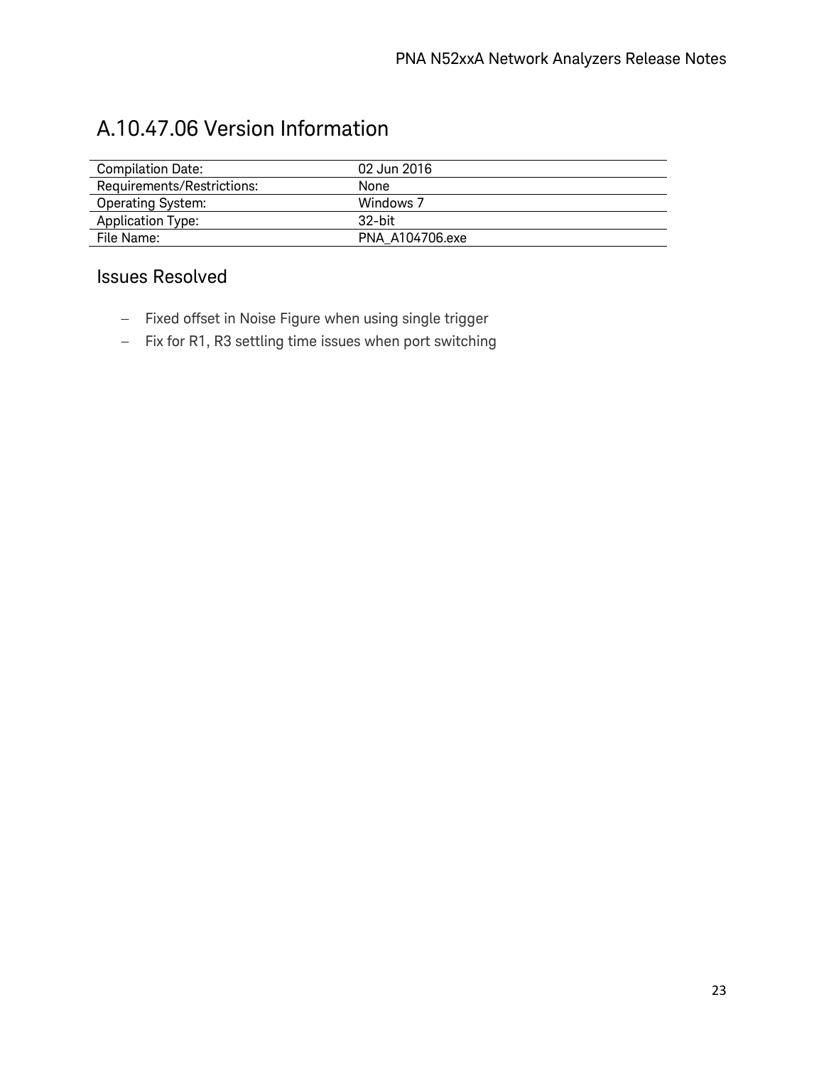# A.10.47.06 Version Information

| Compilation Date: | 02 Jun 2016 |
|---|---|
| Requirements/Restrictions: | None |
| Operating System: | Windows 7 |
| Application Type: | 32-bit |
| File Name: | PNA_A104706.exe |

## Issues Resolved

- Fixed offset in Noise Figure when using single trigger
- Fix for R1, R3 settling time issues when port switching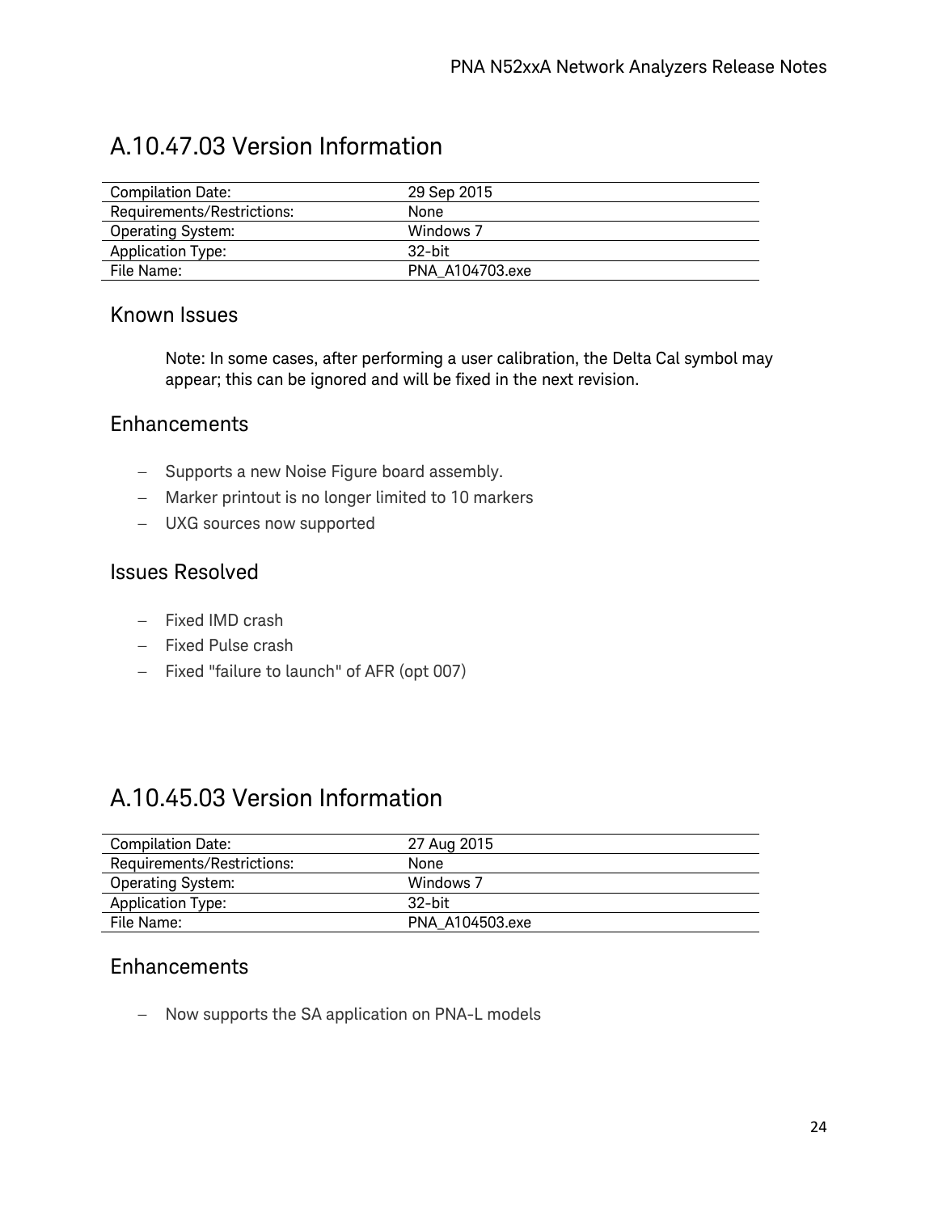# A.10.47.03 Version Information

| | |
|---|---|
| Compilation Date: | 29 Sep 2015 |
| Requirements/Restrictions: | None |
| Operating System: | Windows 7 |
| Application Type: | 32-bit |
| File Name: | PNA_A104703.exe |

## Known Issues

Note: In some cases, after performing a user calibration, the Delta Cal symbol may appear; this can be ignored and will be fixed in the next revision.

## Enhancements

- Supports a new Noise Figure board assembly.
- Marker printout is no longer limited to 10 markers
- UXG sources now supported

## Issues Resolved

- Fixed IMD crash
- Fixed Pulse crash
- Fixed "failure to launch" of AFR (opt 007)

# A.10.45.03 Version Information

| | |
|---|---|
| Compilation Date: | 27 Aug 2015 |
| Requirements/Restrictions: | None |
| Operating System: | Windows 7 |
| Application Type: | 32-bit |
| File Name: | PNA_A104503.exe |

## Enhancements

- Now supports the SA application on PNA-L models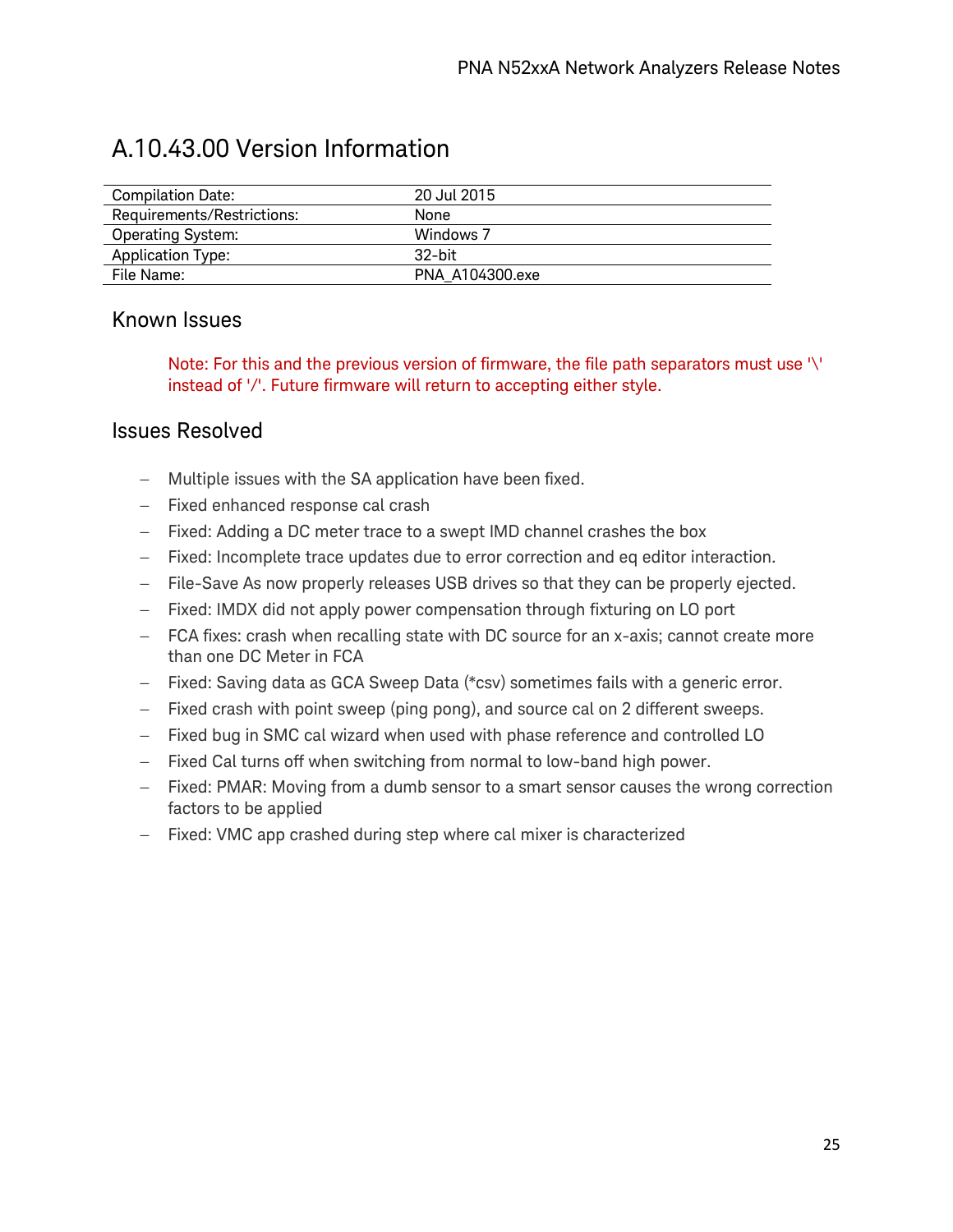## A.10.43.00 Version Information

| | |
|---|---|
| Compilation Date: | 20 Jul 2015 |
| Requirements/Restrictions: | None |
| Operating System: | Windows 7 |
| Application Type: | 32-bit |
| File Name: | PNA_A104300.exe |

### Known Issues

Note: For this and the previous version of firmware, the file path separators must use '\' instead of '/'. Future firmware will return to accepting either style.

### Issues Resolved

- Multiple issues with the SA application have been fixed.
- Fixed enhanced response cal crash
- Fixed: Adding a DC meter trace to a swept IMD channel crashes the box
- Fixed: Incomplete trace updates due to error correction and eq editor interaction.
- File-Save As now properly releases USB drives so that they can be properly ejected.
- Fixed: IMDX did not apply power compensation through fixturing on LO port
- FCA fixes: crash when recalling state with DC source for an x-axis; cannot create more than one DC Meter in FCA
- Fixed: Saving data as GCA Sweep Data (*csv) sometimes fails with a generic error.
- Fixed crash with point sweep (ping pong), and source cal on 2 different sweeps.
- Fixed bug in SMC cal wizard when used with phase reference and controlled LO
- Fixed Cal turns off when switching from normal to low-band high power.
- Fixed: PMAR: Moving from a dumb sensor to a smart sensor causes the wrong correction factors to be applied
- Fixed: VMC app crashed during step where cal mixer is characterized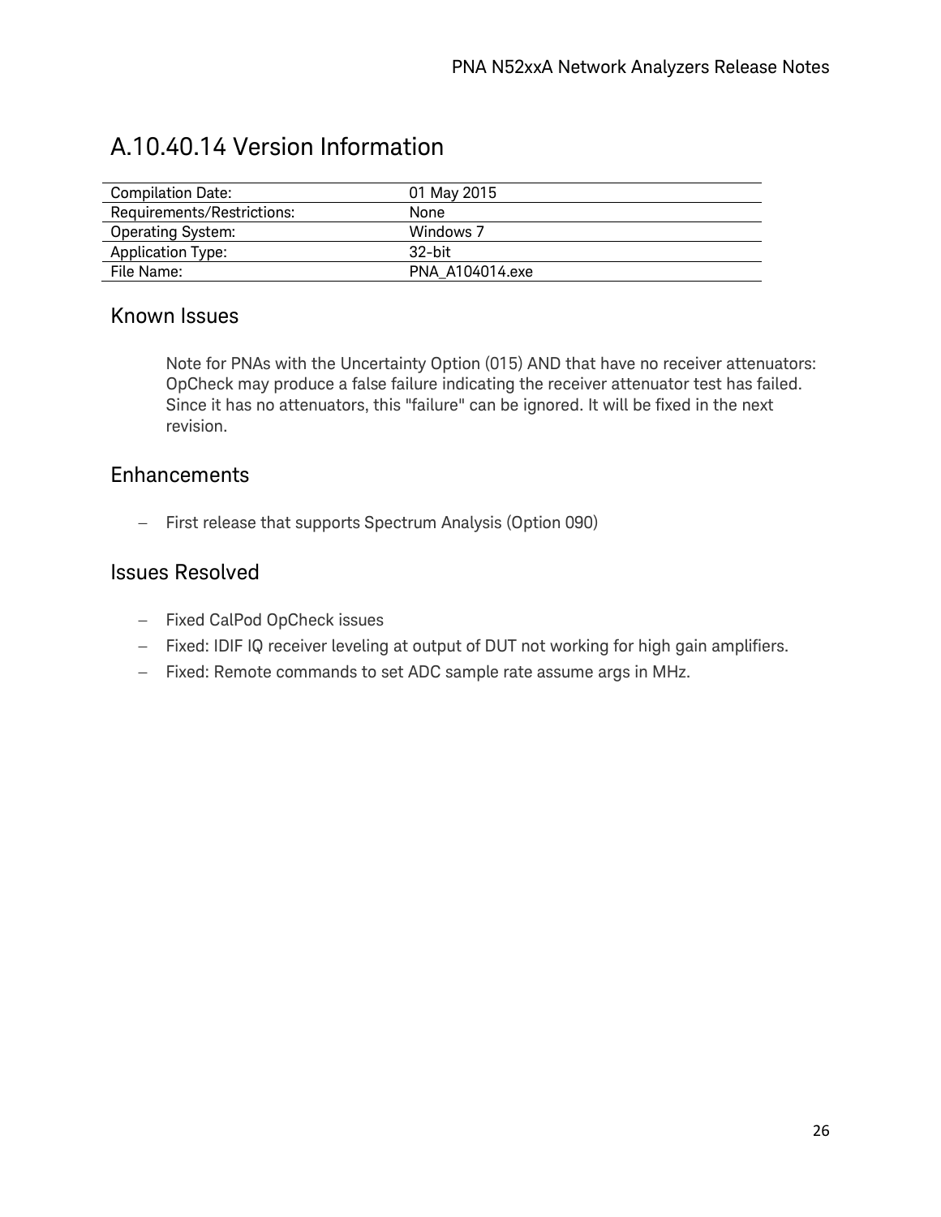# A.10.40.14 Version Information

| | |
|---|---|
| Compilation Date: | 01 May 2015 |
| Requirements/Restrictions: | None |
| Operating System: | Windows 7 |
| Application Type: | 32-bit |
| File Name: | PNA_A104014.exe |

## Known Issues

Note for PNAs with the Uncertainty Option (015) AND that have no receiver attenuators: OpCheck may produce a false failure indicating the receiver attenuator test has failed. Since it has no attenuators, this "failure" can be ignored. It will be fixed in the next revision.

## Enhancements

- First release that supports Spectrum Analysis (Option 090)

## Issues Resolved

- Fixed CalPod OpCheck issues
- Fixed: IDIF IQ receiver leveling at output of DUT not working for high gain amplifiers.
- Fixed: Remote commands to set ADC sample rate assume args in MHz.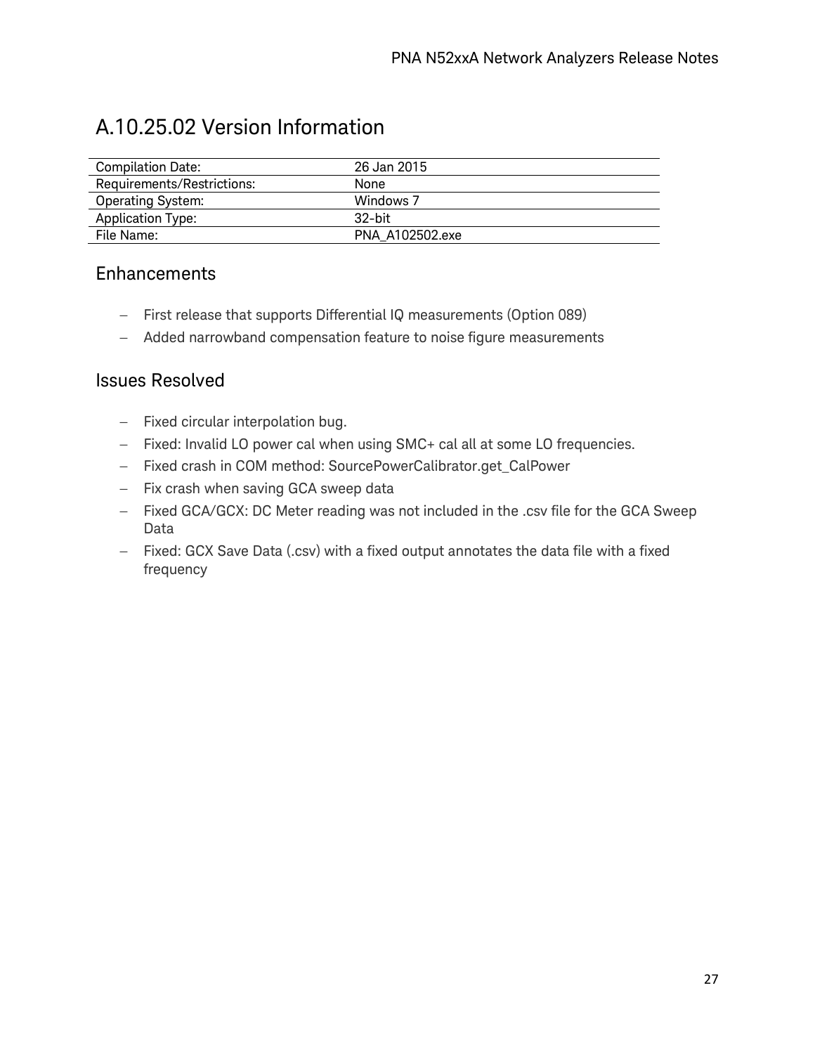# A.10.25.02 Version Information

| Compilation Date: | 26 Jan 2015 |
| --- | --- |
| Requirements/Restrictions: | None |
| Operating System: | Windows 7 |
| Application Type: | 32-bit |
| File Name: | PNA_A102502.exe |

## Enhancements

- First release that supports Differential IQ measurements (Option 089)
- Added narrowband compensation feature to noise figure measurements

## Issues Resolved

- Fixed circular interpolation bug.
- Fixed: Invalid LO power cal when using SMC+ cal all at some LO frequencies.
- Fixed crash in COM method: SourcePowerCalibrator.get_CalPower
- Fix crash when saving GCA sweep data
- Fixed GCA/GCX: DC Meter reading was not included in the .csv file for the GCA Sweep Data
- Fixed: GCX Save Data (.csv) with a fixed output annotates the data file with a fixed frequency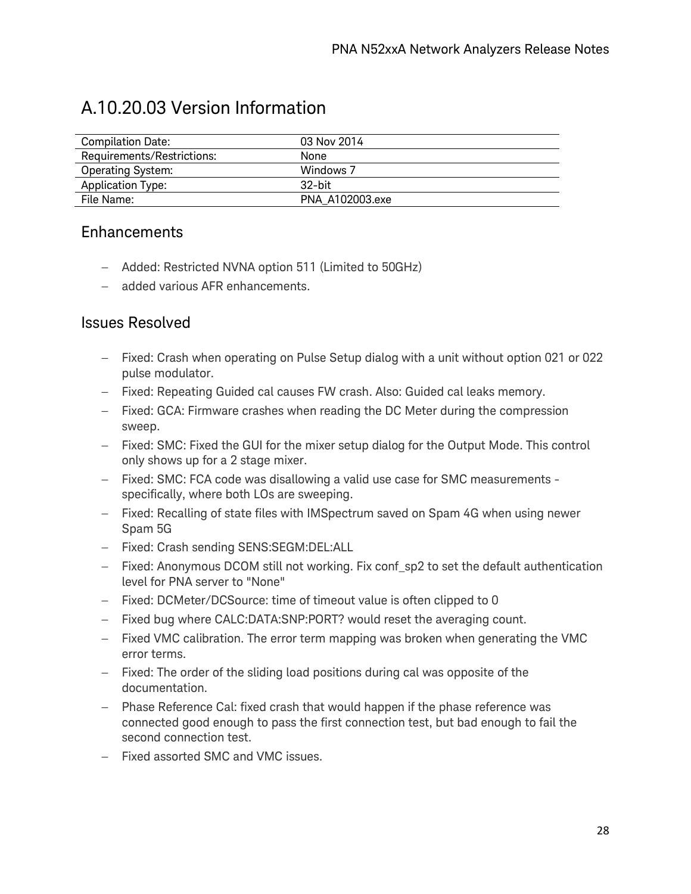# A.10.20.03 Version Information

| Compilation Date: | 03 Nov 2014 |
|---|---|
| Requirements/Restrictions: | None |
| Operating System: | Windows 7 |
| Application Type: | 32-bit |
| File Name: | PNA_A102003.exe |

## Enhancements

- Added: Restricted NVNA option 511 (Limited to 50GHz)
- added various AFR enhancements.

## Issues Resolved

- Fixed: Crash when operating on Pulse Setup dialog with a unit without option 021 or 022 pulse modulator.
- Fixed: Repeating Guided cal causes FW crash. Also: Guided cal leaks memory.
- Fixed: GCA: Firmware crashes when reading the DC Meter during the compression sweep.
- Fixed: SMC: Fixed the GUI for the mixer setup dialog for the Output Mode. This control only shows up for a 2 stage mixer.
- Fixed: SMC: FCA code was disallowing a valid use case for SMC measurements - specifically, where both LOs are sweeping.
- Fixed: Recalling of state files with IMSpectrum saved on Spam 4G when using newer Spam 5G
- Fixed: Crash sending SENS:SEGM:DEL:ALL
- Fixed: Anonymous DCOM still not working. Fix conf_sp2 to set the default authentication level for PNA server to "None"
- Fixed: DCMeter/DCSource: time of timeout value is often clipped to 0
- Fixed bug where CALC:DATA:SNP:PORT? would reset the averaging count.
- Fixed VMC calibration. The error term mapping was broken when generating the VMC error terms.
- Fixed: The order of the sliding load positions during cal was opposite of the documentation.
- Phase Reference Cal: fixed crash that would happen if the phase reference was connected good enough to pass the first connection test, but bad enough to fail the second connection test.
- Fixed assorted SMC and VMC issues.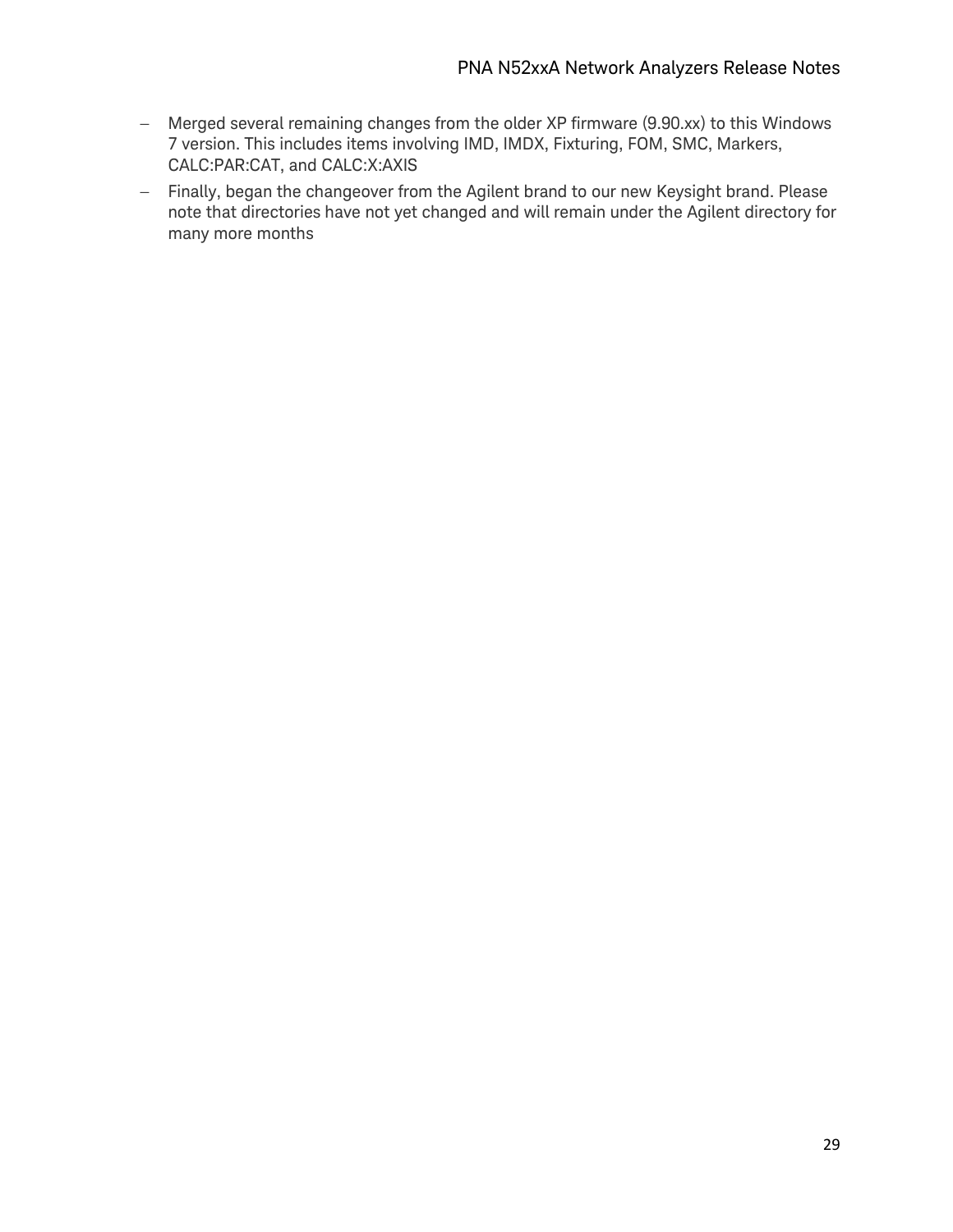- Merged several remaining changes from the older XP firmware (9.90.xx) to this Windows 7 version. This includes items involving IMD, IMDX, Fixturing, FOM, SMC, Markers, CALC:PAR:CAT, and CALC:X:AXIS
- Finally, began the changeover from the Agilent brand to our new Keysight brand. Please note that directories have not yet changed and will remain under the Agilent directory for many more months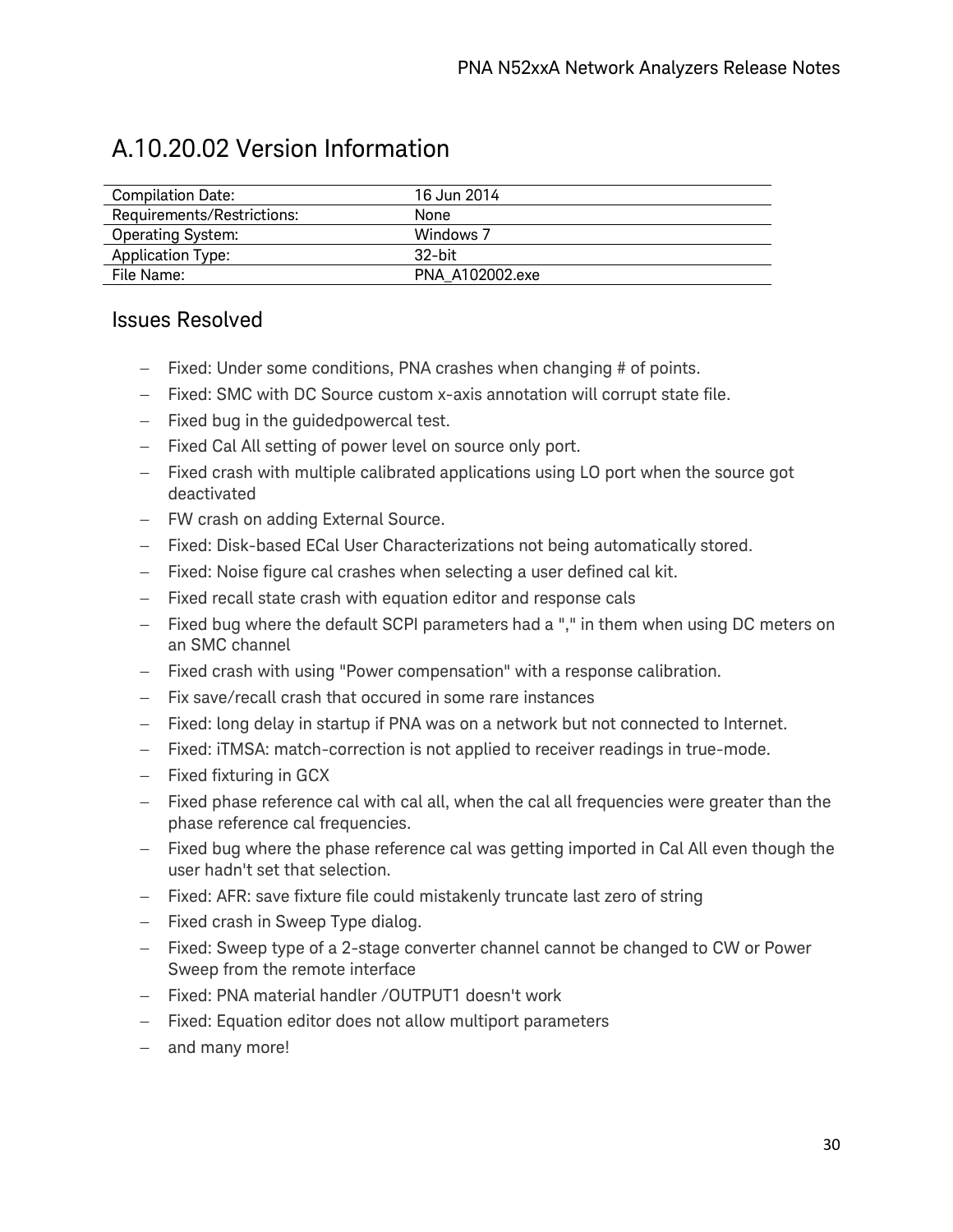# A.10.20.02 Version Information

| | |
|---|---|
| Compilation Date: | 16 Jun 2014 |
| Requirements/Restrictions: | None |
| Operating System: | Windows 7 |
| Application Type: | 32-bit |
| File Name: | PNA_A102002.exe |

## Issues Resolved

- Fixed: Under some conditions, PNA crashes when changing # of points.
- Fixed: SMC with DC Source custom x-axis annotation will corrupt state file.
- Fixed bug in the guidedpowercal test.
- Fixed Cal All setting of power level on source only port.
- Fixed crash with multiple calibrated applications using LO port when the source got deactivated
- FW crash on adding External Source.
- Fixed: Disk-based ECal User Characterizations not being automatically stored.
- Fixed: Noise figure cal crashes when selecting a user defined cal kit.
- Fixed recall state crash with equation editor and response cals
- Fixed bug where the default SCPI parameters had a "," in them when using DC meters on an SMC channel
- Fixed crash with using "Power compensation" with a response calibration.
- Fix save/recall crash that occured in some rare instances
- Fixed: long delay in startup if PNA was on a network but not connected to Internet.
- Fixed: iTMSA: match-correction is not applied to receiver readings in true-mode.
- Fixed fixturing in GCX
- Fixed phase reference cal with cal all, when the cal all frequencies were greater than the phase reference cal frequencies.
- Fixed bug where the phase reference cal was getting imported in Cal All even though the user hadn't set that selection.
- Fixed: AFR: save fixture file could mistakenly truncate last zero of string
- Fixed crash in Sweep Type dialog.
- Fixed: Sweep type of a 2-stage converter channel cannot be changed to CW or Power Sweep from the remote interface
- Fixed: PNA material handler /OUTPUT1 doesn't work
- Fixed: Equation editor does not allow multiport parameters
- and many more!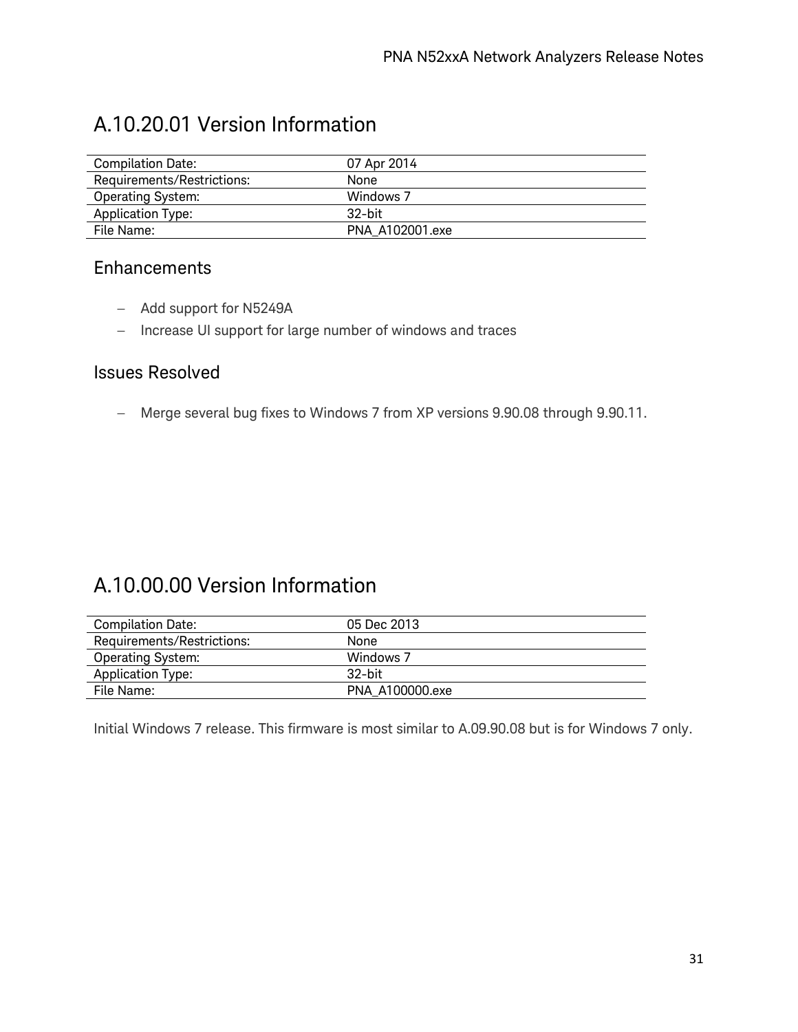## A.10.20.01 Version Information

| | |
|---|---|
| Compilation Date: | 07 Apr 2014 |
| Requirements/Restrictions: | None |
| Operating System: | Windows 7 |
| Application Type: | 32-bit |
| File Name: | PNA_A102001.exe |

### Enhancements

- Add support for N5249A
- Increase UI support for large number of windows and traces

### Issues Resolved

- Merge several bug fixes to Windows 7 from XP versions 9.90.08 through 9.90.11.

## A.10.00.00 Version Information

| | |
|---|---|
| Compilation Date: | 05 Dec 2013 |
| Requirements/Restrictions: | None |
| Operating System: | Windows 7 |
| Application Type: | 32-bit |
| File Name: | PNA_A100000.exe |

Initial Windows 7 release. This firmware is most similar to A.09.90.08 but is for Windows 7 only.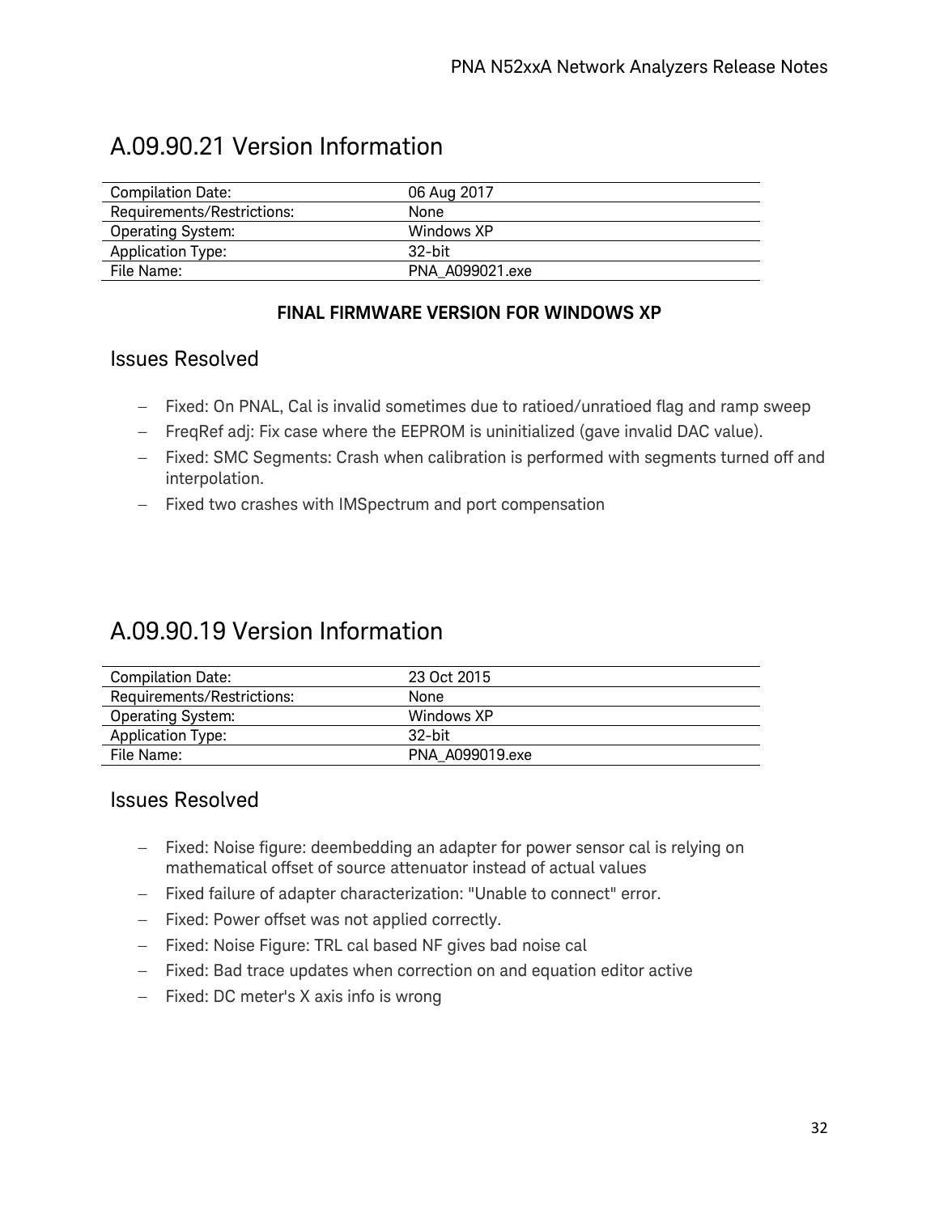## A.09.90.21 Version Information

| | |
|---|---|
| Compilation Date: | 06 Aug 2017 |
| Requirements/Restrictions: | None |
| Operating System: | Windows XP |
| Application Type: | 32-bit |
| File Name: | PNA_A099021.exe |

**FINAL FIRMWARE VERSION FOR WINDOWS XP**

### Issues Resolved

- Fixed: On PNAL, Cal is invalid sometimes due to ratioed/unratioed flag and ramp sweep
- FreqRef adj: Fix case where the EEPROM is uninitialized (gave invalid DAC value).
- Fixed: SMC Segments: Crash when calibration is performed with segments turned off and interpolation.
- Fixed two crashes with IMSpectrum and port compensation

## A.09.90.19 Version Information

| | |
|---|---|
| Compilation Date: | 23 Oct 2015 |
| Requirements/Restrictions: | None |
| Operating System: | Windows XP |
| Application Type: | 32-bit |
| File Name: | PNA_A099019.exe |

### Issues Resolved

- Fixed: Noise figure: deembedding an adapter for power sensor cal is relying on mathematical offset of source attenuator instead of actual values
- Fixed failure of adapter characterization: "Unable to connect" error.
- Fixed: Power offset was not applied correctly.
- Fixed: Noise Figure: TRL cal based NF gives bad noise cal
- Fixed: Bad trace updates when correction on and equation editor active
- Fixed: DC meter's X axis info is wrong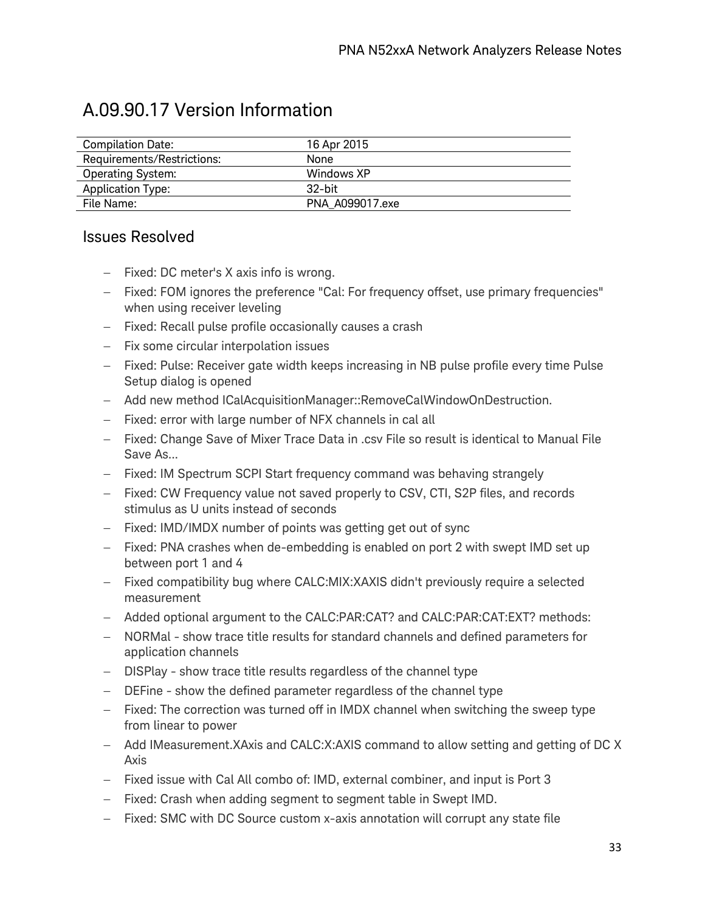## A.09.90.17 Version Information

| Compilation Date: | 16 Apr 2015 |
| --- | --- |
| Requirements/Restrictions: | None |
| Operating System: | Windows XP |
| Application Type: | 32-bit |
| File Name: | PNA_A099017.exe |

### Issues Resolved

- Fixed: DC meter's X axis info is wrong.
- Fixed: FOM ignores the preference "Cal: For frequency offset, use primary frequencies" when using receiver leveling
- Fixed: Recall pulse profile occasionally causes a crash
- Fix some circular interpolation issues
- Fixed: Pulse: Receiver gate width keeps increasing in NB pulse profile every time Pulse Setup dialog is opened
- Add new method ICalAcquisitionManager::RemoveCalWindowOnDestruction.
- Fixed: error with large number of NFX channels in cal all
- Fixed: Change Save of Mixer Trace Data in .csv File so result is identical to Manual File Save As...
- Fixed: IM Spectrum SCPI Start frequency command was behaving strangely
- Fixed: CW Frequency value not saved properly to CSV, CTI, S2P files, and records stimulus as U units instead of seconds
- Fixed: IMD/IMDX number of points was getting get out of sync
- Fixed: PNA crashes when de-embedding is enabled on port 2 with swept IMD set up between port 1 and 4
- Fixed compatibility bug where CALC:MIX:XAXIS didn't previously require a selected measurement
- Added optional argument to the CALC:PAR:CAT? and CALC:PAR:CAT:EXT? methods:
- NORMal - show trace title results for standard channels and defined parameters for application channels
- DISPlay - show trace title results regardless of the channel type
- DEFine - show the defined parameter regardless of the channel type
- Fixed: The correction was turned off in IMDX channel when switching the sweep type from linear to power
- Add IMeasurement.XAxis and CALC:X:AXIS command to allow setting and getting of DC X Axis
- Fixed issue with Cal All combo of: IMD, external combiner, and input is Port 3
- Fixed: Crash when adding segment to segment table in Swept IMD.
- Fixed: SMC with DC Source custom x-axis annotation will corrupt any state file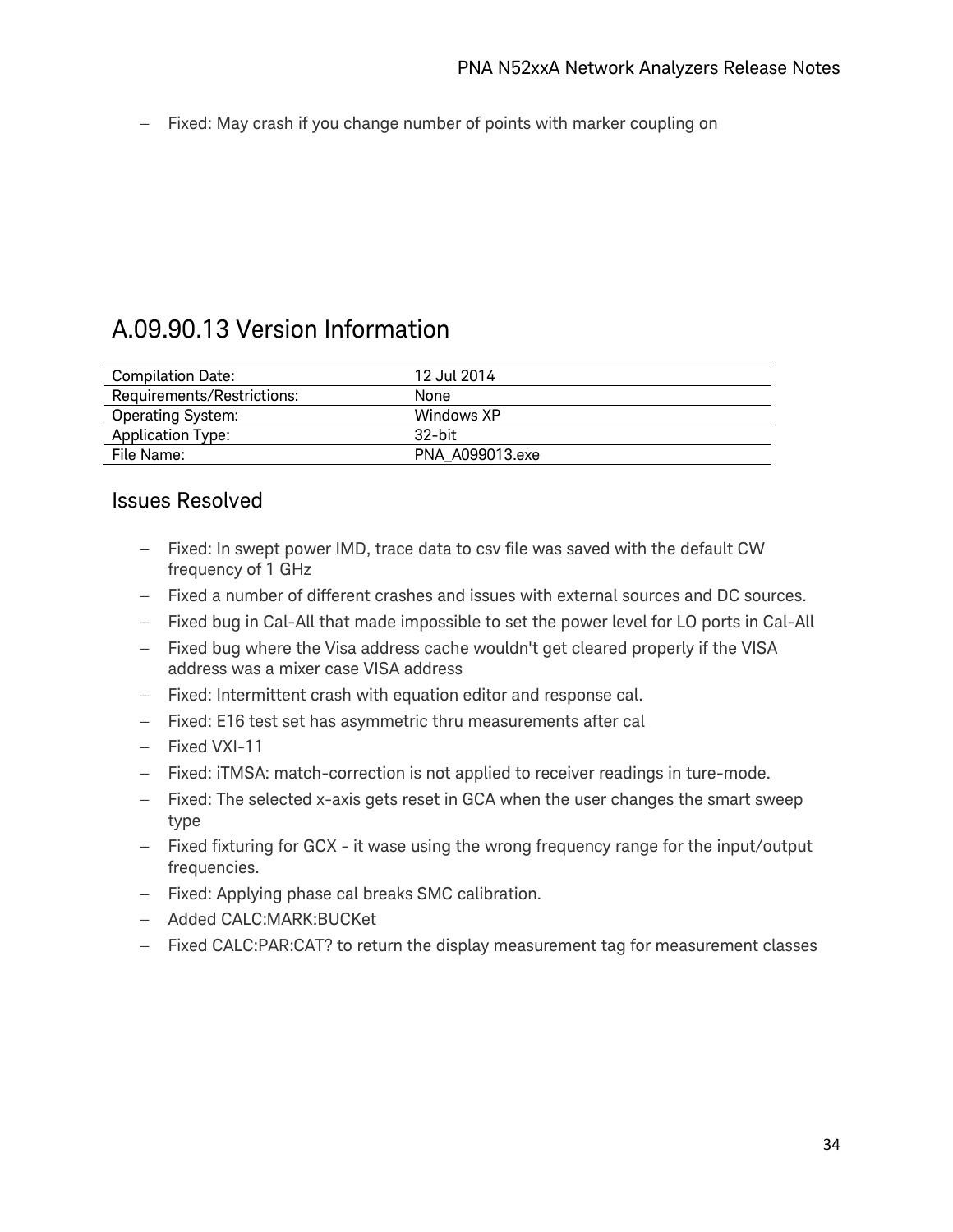- Fixed: May crash if you change number of points with marker coupling on

## A.09.90.13 Version Information

| | |
|---|---|
| Compilation Date: | 12 Jul 2014 |
| Requirements/Restrictions: | None |
| Operating System: | Windows XP |
| Application Type: | 32-bit |
| File Name: | PNA_A099013.exe |

### Issues Resolved

- Fixed: In swept power IMD, trace data to csv file was saved with the default CW frequency of 1 GHz
- Fixed a number of different crashes and issues with external sources and DC sources.
- Fixed bug in Cal-All that made impossible to set the power level for LO ports in Cal-All
- Fixed bug where the Visa address cache wouldn't get cleared properly if the VISA address was a mixer case VISA address
- Fixed: Intermittent crash with equation editor and response cal.
- Fixed: E16 test set has asymmetric thru measurements after cal
- Fixed VXI-11
- Fixed: iTMSA: match-correction is not applied to receiver readings in ture-mode.
- Fixed: The selected x-axis gets reset in GCA when the user changes the smart sweep type
- Fixed fixturing for GCX - it wase using the wrong frequency range for the input/output frequencies.
- Fixed: Applying phase cal breaks SMC calibration.
- Added CALC:MARK:BUCKet
- Fixed CALC:PAR:CAT? to return the display measurement tag for measurement classes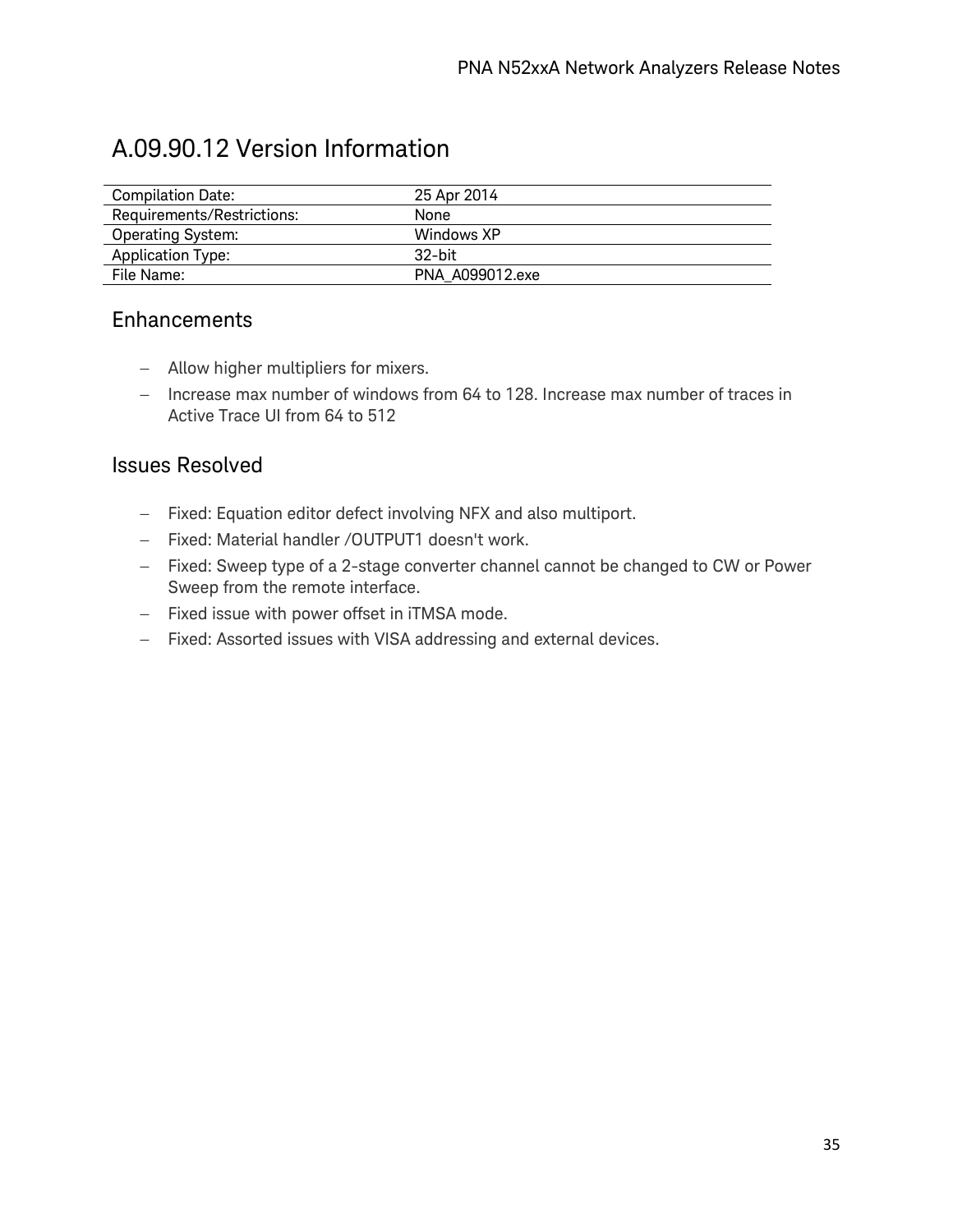# A.09.90.12 Version Information

| | |
|---|---|
| Compilation Date: | 25 Apr 2014 |
| Requirements/Restrictions: | None |
| Operating System: | Windows XP |
| Application Type: | 32-bit |
| File Name: | PNA_A099012.exe |

## Enhancements

- Allow higher multipliers for mixers.
- Increase max number of windows from 64 to 128. Increase max number of traces in Active Trace UI from 64 to 512

## Issues Resolved

- Fixed: Equation editor defect involving NFX and also multiport.
- Fixed: Material handler /OUTPUT1 doesn't work.
- Fixed: Sweep type of a 2-stage converter channel cannot be changed to CW or Power Sweep from the remote interface.
- Fixed issue with power offset in iTMSA mode.
- Fixed: Assorted issues with VISA addressing and external devices.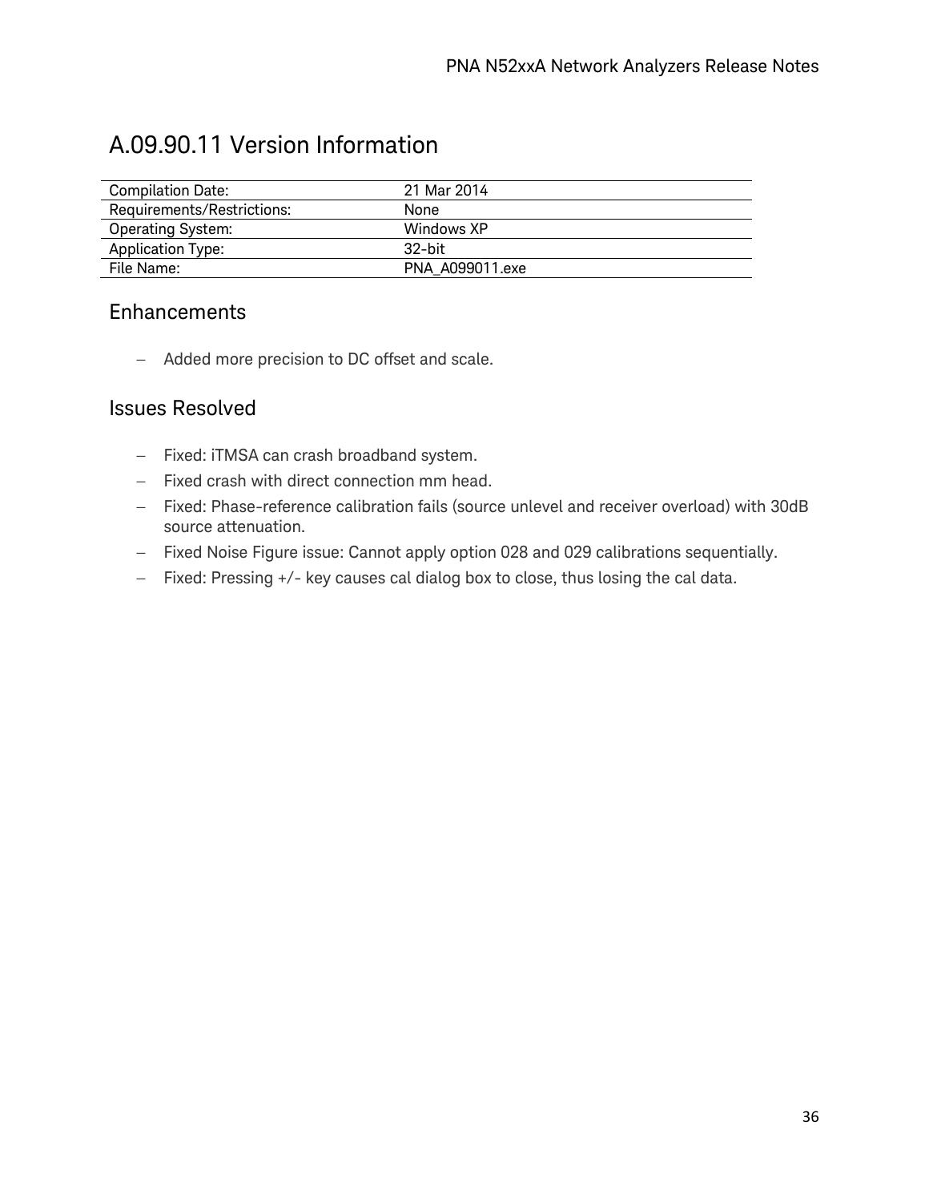# A.09.90.11 Version Information

| | |
|---|---|
| Compilation Date: | 21 Mar 2014 |
| Requirements/Restrictions: | None |
| Operating System: | Windows XP |
| Application Type: | 32-bit |
| File Name: | PNA_A099011.exe |

## Enhancements

- Added more precision to DC offset and scale.

## Issues Resolved

- Fixed: iTMSA can crash broadband system.
- Fixed crash with direct connection mm head.
- Fixed: Phase-reference calibration fails (source unlevel and receiver overload) with 30dB source attenuation.
- Fixed Noise Figure issue: Cannot apply option 028 and 029 calibrations sequentially.
- Fixed: Pressing +/- key causes cal dialog box to close, thus losing the cal data.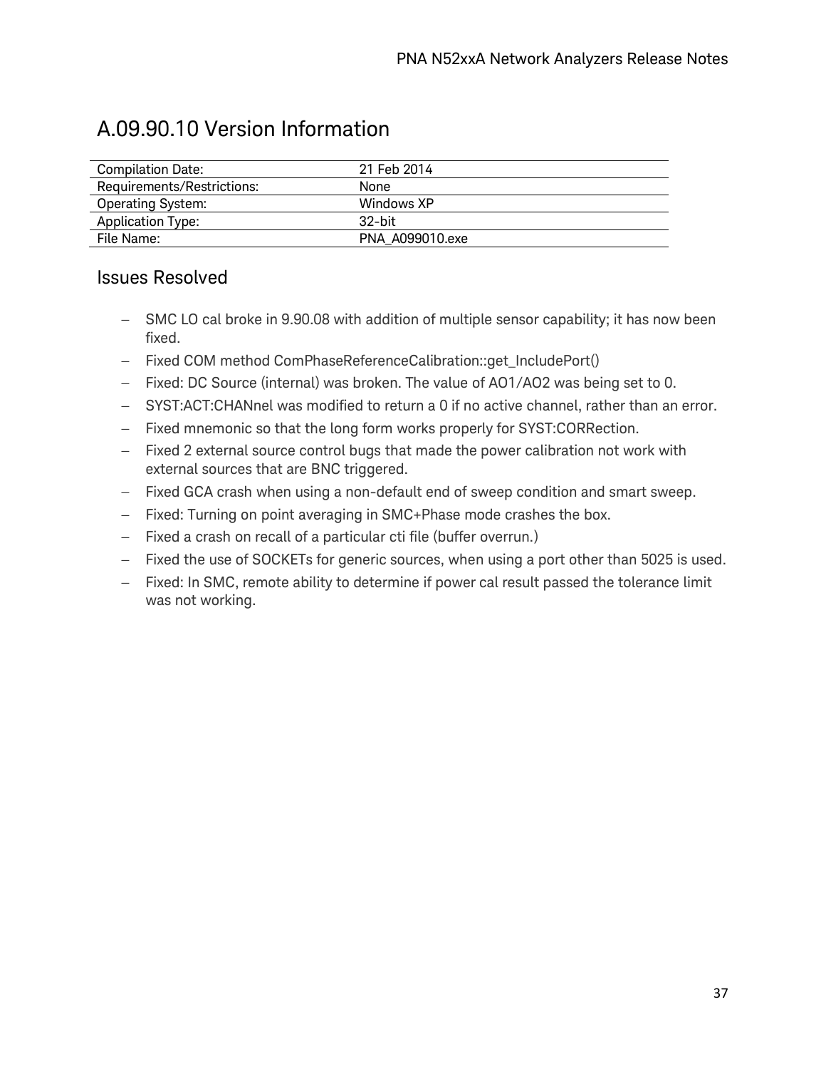# A.09.90.10 Version Information

| Compilation Date: | 21 Feb 2014 |
|---|---|
| Requirements/Restrictions: | None |
| Operating System: | Windows XP |
| Application Type: | 32-bit |
| File Name: | PNA_A099010.exe |

## Issues Resolved

- SMC LO cal broke in 9.90.08 with addition of multiple sensor capability; it has now been fixed.
- Fixed COM method ComPhaseReferenceCalibration::get_IncludePort()
- Fixed: DC Source (internal) was broken. The value of AO1/AO2 was being set to 0.
- SYST:ACT:CHANnel was modified to return a 0 if no active channel, rather than an error.
- Fixed mnemonic so that the long form works properly for SYST:CORRection.
- Fixed 2 external source control bugs that made the power calibration not work with external sources that are BNC triggered.
- Fixed GCA crash when using a non-default end of sweep condition and smart sweep.
- Fixed: Turning on point averaging in SMC+Phase mode crashes the box.
- Fixed a crash on recall of a particular cti file (buffer overrun.)
- Fixed the use of SOCKETs for generic sources, when using a port other than 5025 is used.
- Fixed: In SMC, remote ability to determine if power cal result passed the tolerance limit was not working.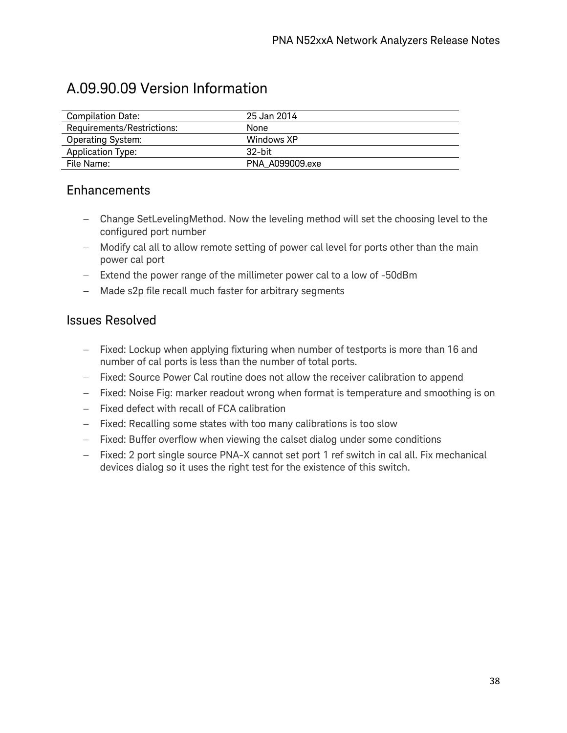# A.09.90.09 Version Information

| Compilation Date: | 25 Jan 2014 |
| --- | --- |
| Requirements/Restrictions: | None |
| Operating System: | Windows XP |
| Application Type: | 32-bit |
| File Name: | PNA_A099009.exe |

## Enhancements

- Change SetLevelingMethod. Now the leveling method will set the choosing level to the configured port number
- Modify cal all to allow remote setting of power cal level for ports other than the main power cal port
- Extend the power range of the millimeter power cal to a low of -50dBm
- Made s2p file recall much faster for arbitrary segments

## Issues Resolved

- Fixed: Lockup when applying fixturing when number of testports is more than 16 and number of cal ports is less than the number of total ports.
- Fixed: Source Power Cal routine does not allow the receiver calibration to append
- Fixed: Noise Fig: marker readout wrong when format is temperature and smoothing is on
- Fixed defect with recall of FCA calibration
- Fixed: Recalling some states with too many calibrations is too slow
- Fixed: Buffer overflow when viewing the calset dialog under some conditions
- Fixed: 2 port single source PNA-X cannot set port 1 ref switch in cal all. Fix mechanical devices dialog so it uses the right test for the existence of this switch.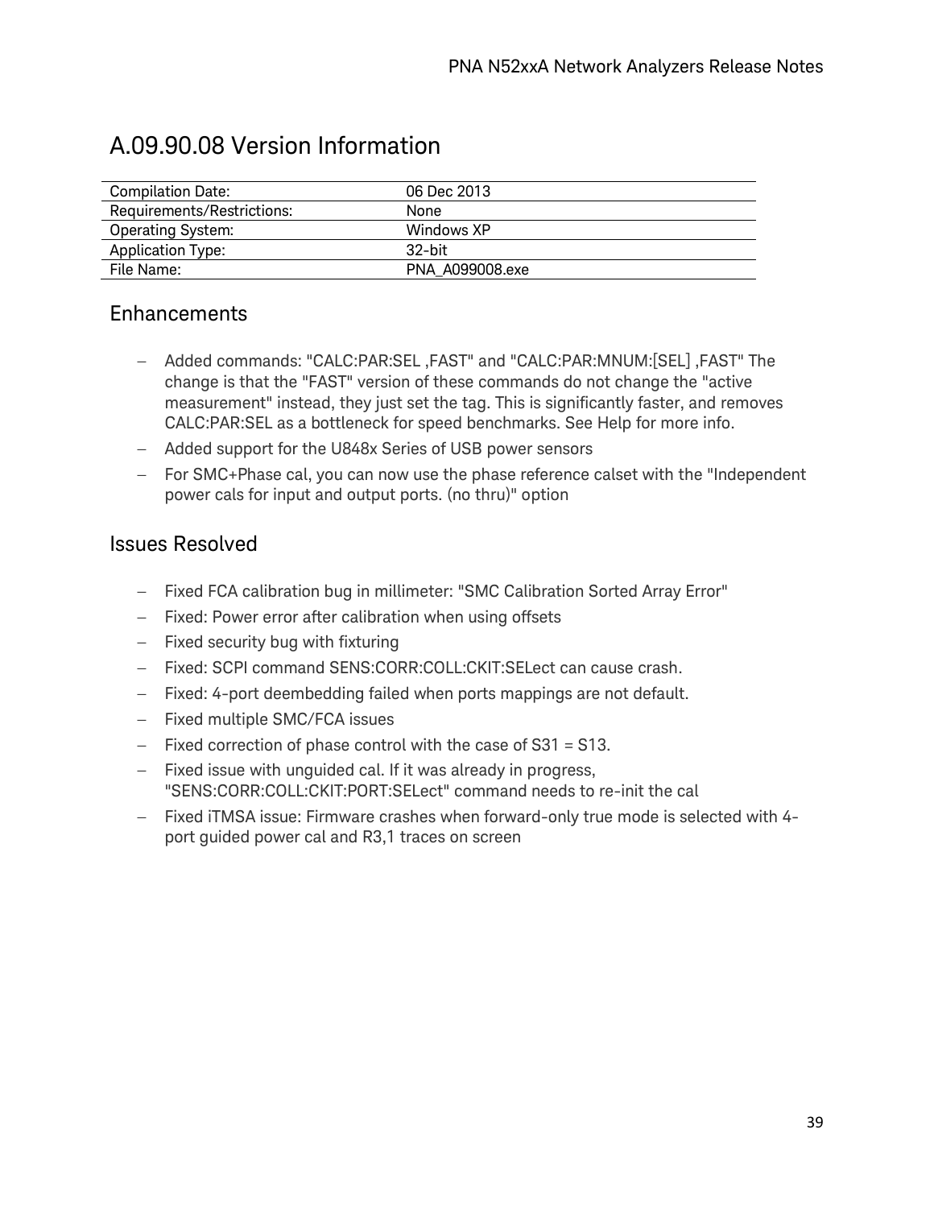# A.09.90.08 Version Information

| | |
|---|---|
| Compilation Date: | 06 Dec 2013 |
| Requirements/Restrictions: | None |
| Operating System: | Windows XP |
| Application Type: | 32-bit |
| File Name: | PNA_A099008.exe |

## Enhancements

- Added commands: "CALC:PAR:SEL ,FAST" and "CALC:PAR:MNUM:[SEL] ,FAST" The change is that the "FAST" version of these commands do not change the "active measurement" instead, they just set the tag. This is significantly faster, and removes CALC:PAR:SEL as a bottleneck for speed benchmarks. See Help for more info.
- Added support for the U848x Series of USB power sensors
- For SMC+Phase cal, you can now use the phase reference calset with the "Independent power cals for input and output ports. (no thru)" option

## Issues Resolved

- Fixed FCA calibration bug in millimeter: "SMC Calibration Sorted Array Error"
- Fixed: Power error after calibration when using offsets
- Fixed security bug with fixturing
- Fixed: SCPI command SENS:CORR:COLL:CKIT:SELect can cause crash.
- Fixed: 4-port deembedding failed when ports mappings are not default.
- Fixed multiple SMC/FCA issues
- Fixed correction of phase control with the case of S31 = S13.
- Fixed issue with unguided cal. If it was already in progress, "SENS:CORR:COLL:CKIT:PORT:SELect" command needs to re-init the cal
- Fixed iTMSA issue: Firmware crashes when forward-only true mode is selected with 4-port guided power cal and R3,1 traces on screen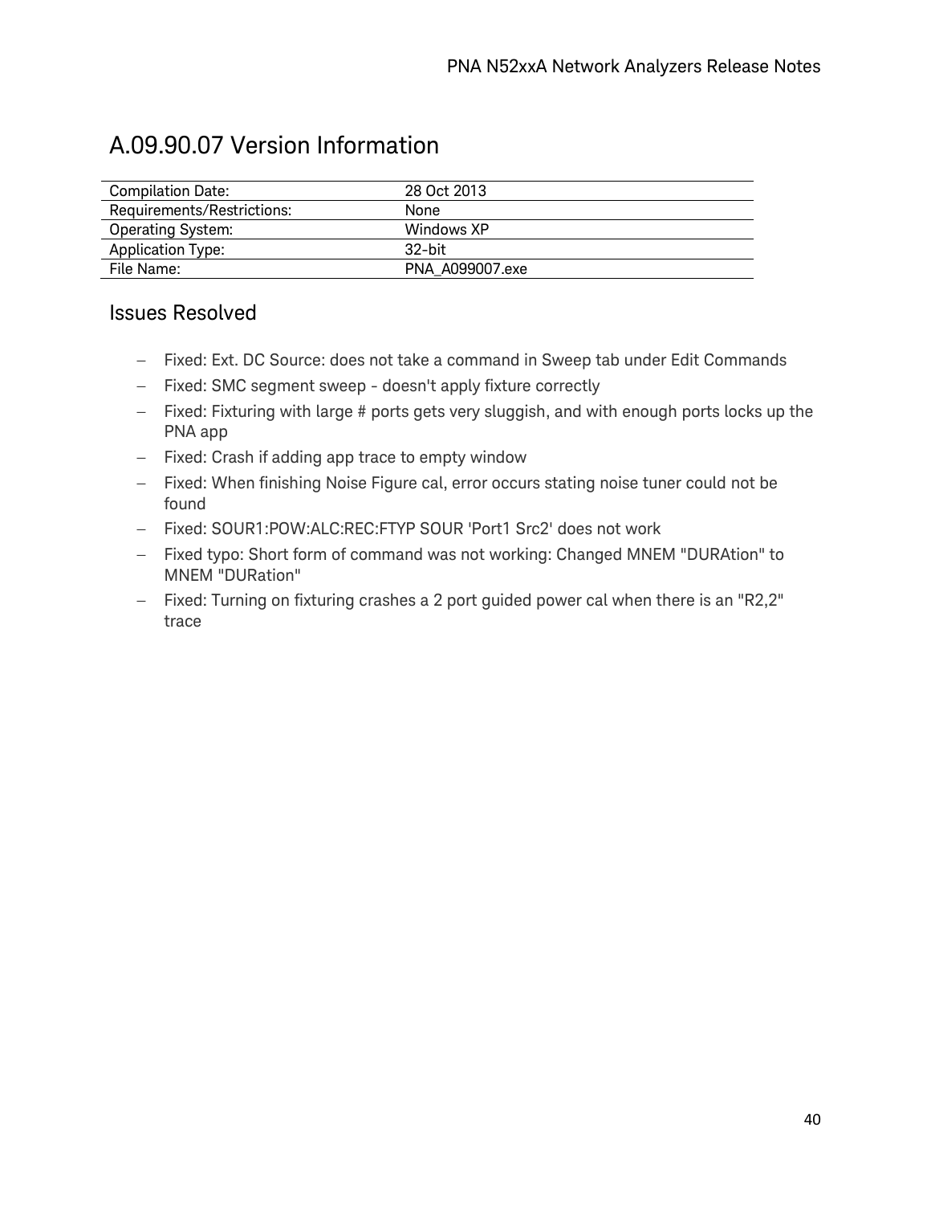# A.09.90.07 Version Information

| | |
|---|---|
| Compilation Date: | 28 Oct 2013 |
| Requirements/Restrictions: | None |
| Operating System: | Windows XP |
| Application Type: | 32-bit |
| File Name: | PNA_A099007.exe |

## Issues Resolved

- Fixed: Ext. DC Source: does not take a command in Sweep tab under Edit Commands
- Fixed: SMC segment sweep - doesn't apply fixture correctly
- Fixed: Fixturing with large # ports gets very sluggish, and with enough ports locks up the PNA app
- Fixed: Crash if adding app trace to empty window
- Fixed: When finishing Noise Figure cal, error occurs stating noise tuner could not be found
- Fixed: SOUR1:POW:ALC:REC:FTYP SOUR 'Port1 Src2' does not work
- Fixed typo: Short form of command was not working: Changed MNEM "DURAtion" to MNEM "DURation"
- Fixed: Turning on fixturing crashes a 2 port guided power cal when there is an "R2,2" trace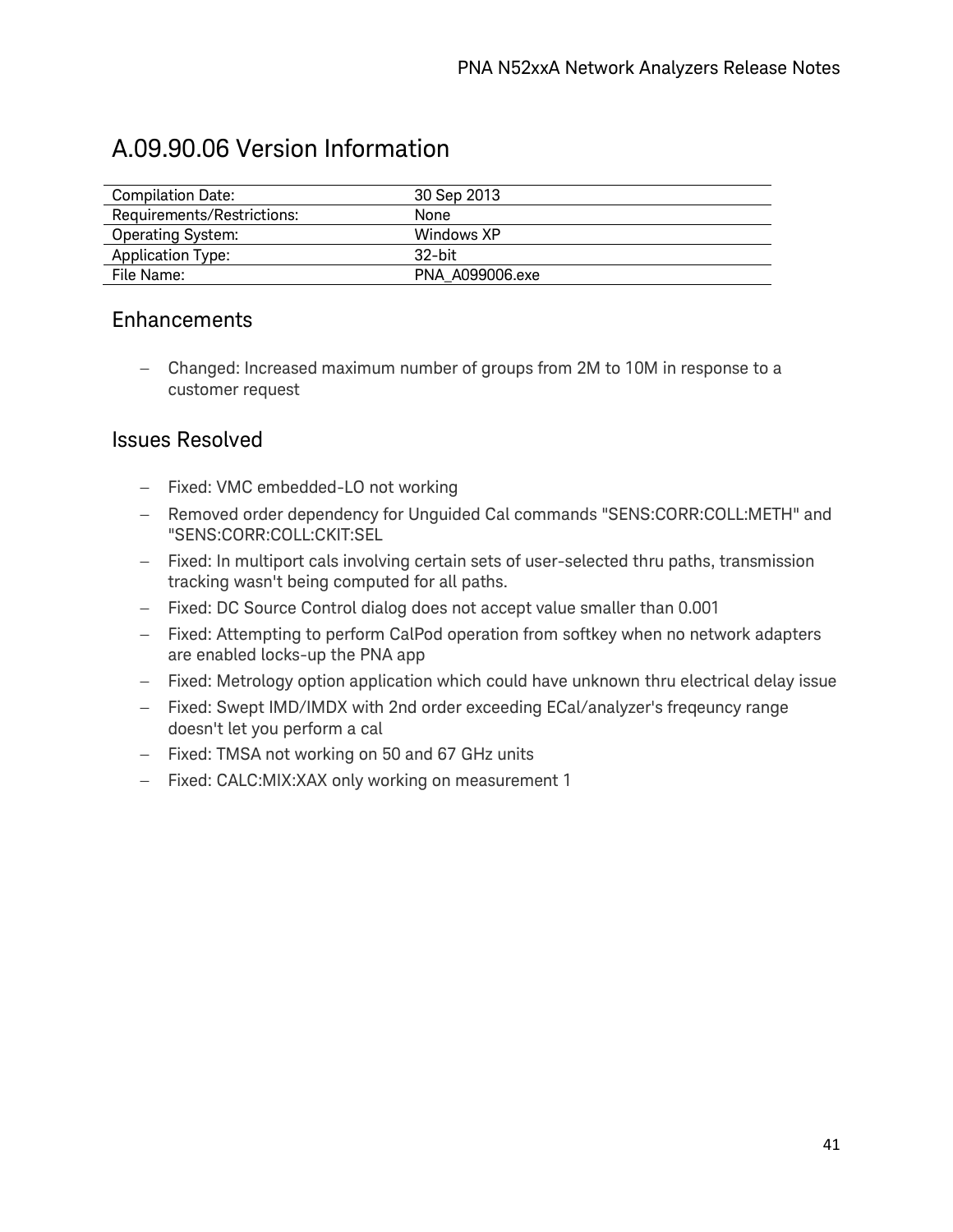# A.09.90.06 Version Information

| | |
|---|---|
| Compilation Date: | 30 Sep 2013 |
| Requirements/Restrictions: | None |
| Operating System: | Windows XP |
| Application Type: | 32-bit |
| File Name: | PNA_A099006.exe |

## Enhancements

- Changed: Increased maximum number of groups from 2M to 10M in response to a customer request

## Issues Resolved

- Fixed: VMC embedded-LO not working
- Removed order dependency for Unguided Cal commands "SENS:CORR:COLL:METH" and "SENS:CORR:COLL:CKIT:SEL
- Fixed: In multiport cals involving certain sets of user-selected thru paths, transmission tracking wasn't being computed for all paths.
- Fixed: DC Source Control dialog does not accept value smaller than 0.001
- Fixed: Attempting to perform CalPod operation from softkey when no network adapters are enabled locks-up the PNA app
- Fixed: Metrology option application which could have unknown thru electrical delay issue
- Fixed: Swept IMD/IMDX with 2nd order exceeding ECal/analyzer's freqeuncy range doesn't let you perform a cal
- Fixed: TMSA not working on 50 and 67 GHz units
- Fixed: CALC:MIX:XAX only working on measurement 1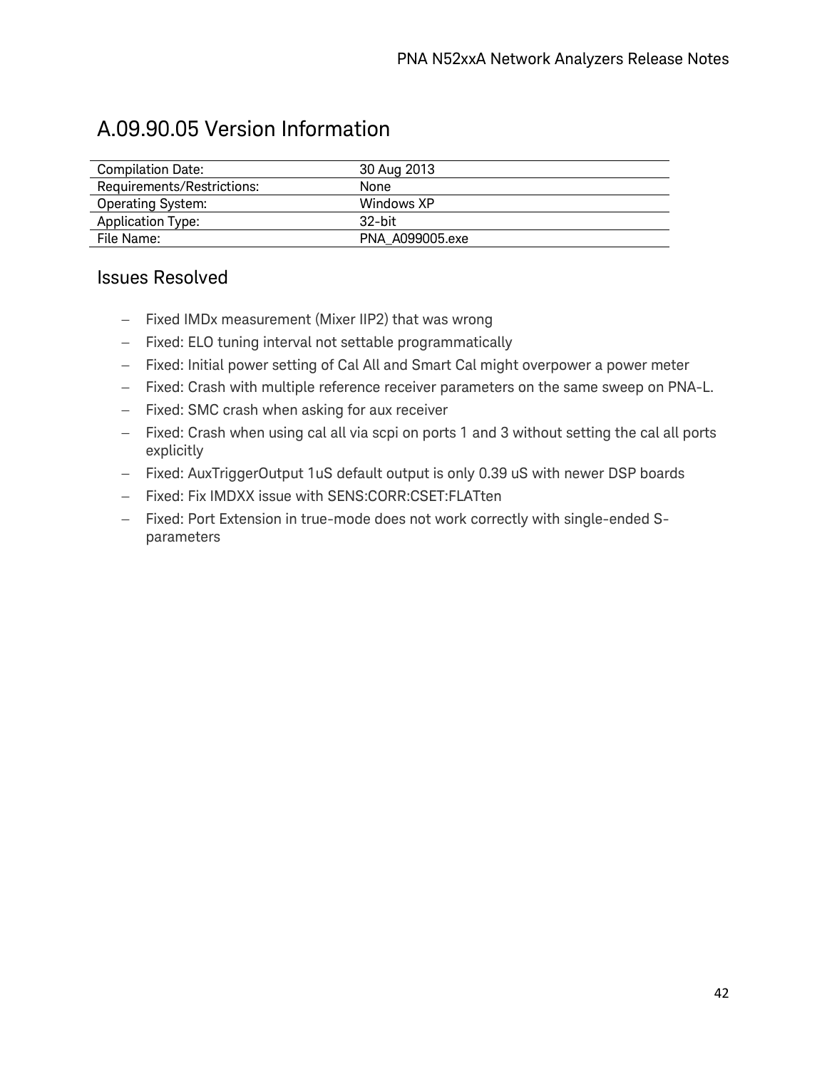# A.09.90.05 Version Information

| | |
|---|---|
| Compilation Date: | 30 Aug 2013 |
| Requirements/Restrictions: | None |
| Operating System: | Windows XP |
| Application Type: | 32-bit |
| File Name: | PNA_A099005.exe |

## Issues Resolved

- Fixed IMDx measurement (Mixer IIP2) that was wrong
- Fixed: ELO tuning interval not settable programmatically
- Fixed: Initial power setting of Cal All and Smart Cal might overpower a power meter
- Fixed: Crash with multiple reference receiver parameters on the same sweep on PNA-L.
- Fixed: SMC crash when asking for aux receiver
- Fixed: Crash when using cal all via scpi on ports 1 and 3 without setting the cal all ports explicitly
- Fixed: AuxTriggerOutput 1uS default output is only 0.39 uS with newer DSP boards
- Fixed: Fix IMDXX issue with SENS:CORR:CSET:FLATten
- Fixed: Port Extension in true-mode does not work correctly with single-ended S-parameters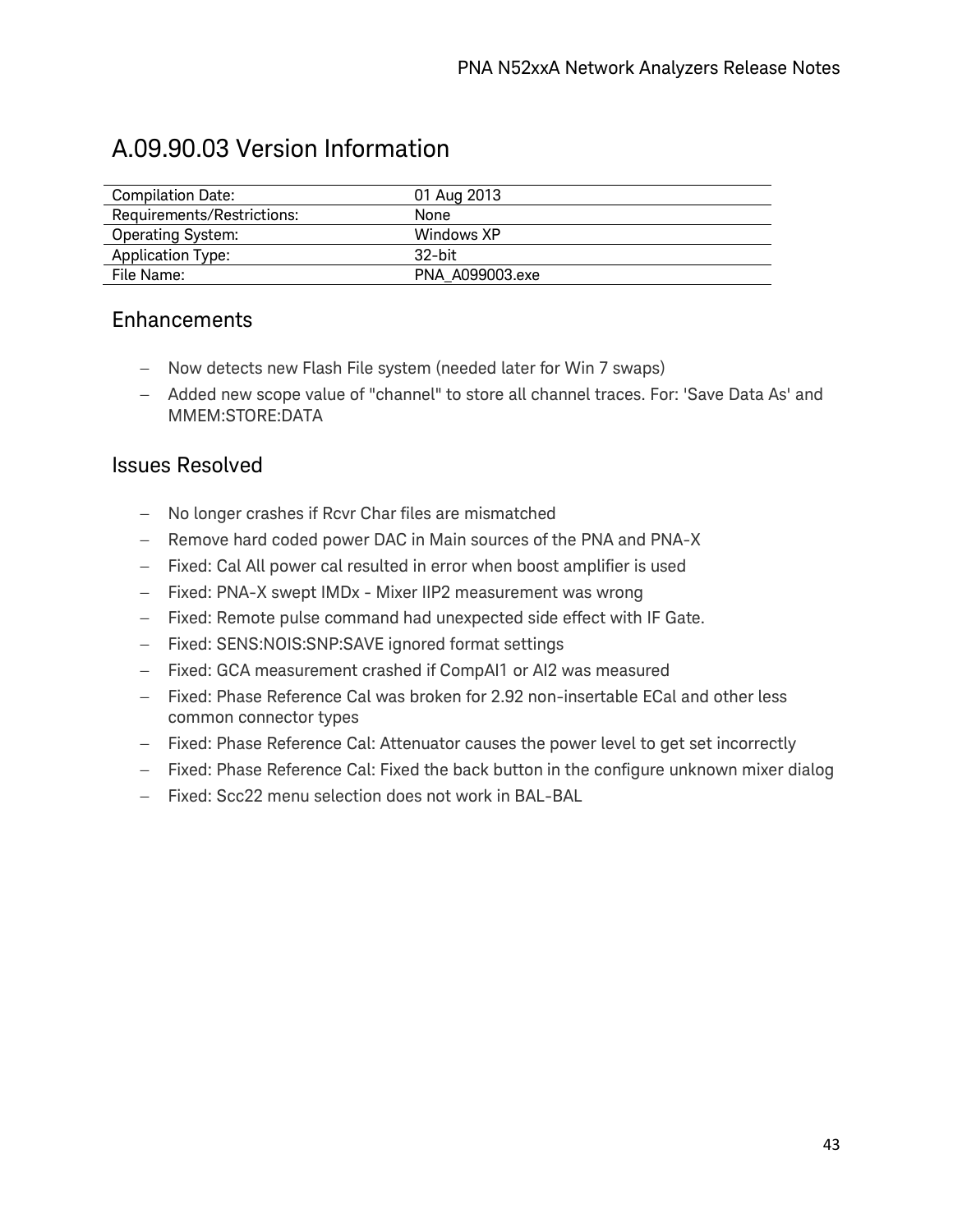# A.09.90.03 Version Information

| | |
|---|---|
| Compilation Date: | 01 Aug 2013 |
| Requirements/Restrictions: | None |
| Operating System: | Windows XP |
| Application Type: | 32-bit |
| File Name: | PNA_A099003.exe |

## Enhancements

- Now detects new Flash File system (needed later for Win 7 swaps)
- Added new scope value of "channel" to store all channel traces. For: 'Save Data As' and MMEM:STORE:DATA

## Issues Resolved

- No longer crashes if Rcvr Char files are mismatched
- Remove hard coded power DAC in Main sources of the PNA and PNA-X
- Fixed: Cal All power cal resulted in error when boost amplifier is used
- Fixed: PNA-X swept IMDx - Mixer IIP2 measurement was wrong
- Fixed: Remote pulse command had unexpected side effect with IF Gate.
- Fixed: SENS:NOIS:SNP:SAVE ignored format settings
- Fixed: GCA measurement crashed if CompAI1 or AI2 was measured
- Fixed: Phase Reference Cal was broken for 2.92 non-insertable ECal and other less common connector types
- Fixed: Phase Reference Cal: Attenuator causes the power level to get set incorrectly
- Fixed: Phase Reference Cal: Fixed the back button in the configure unknown mixer dialog
- Fixed: Scc22 menu selection does not work in BAL-BAL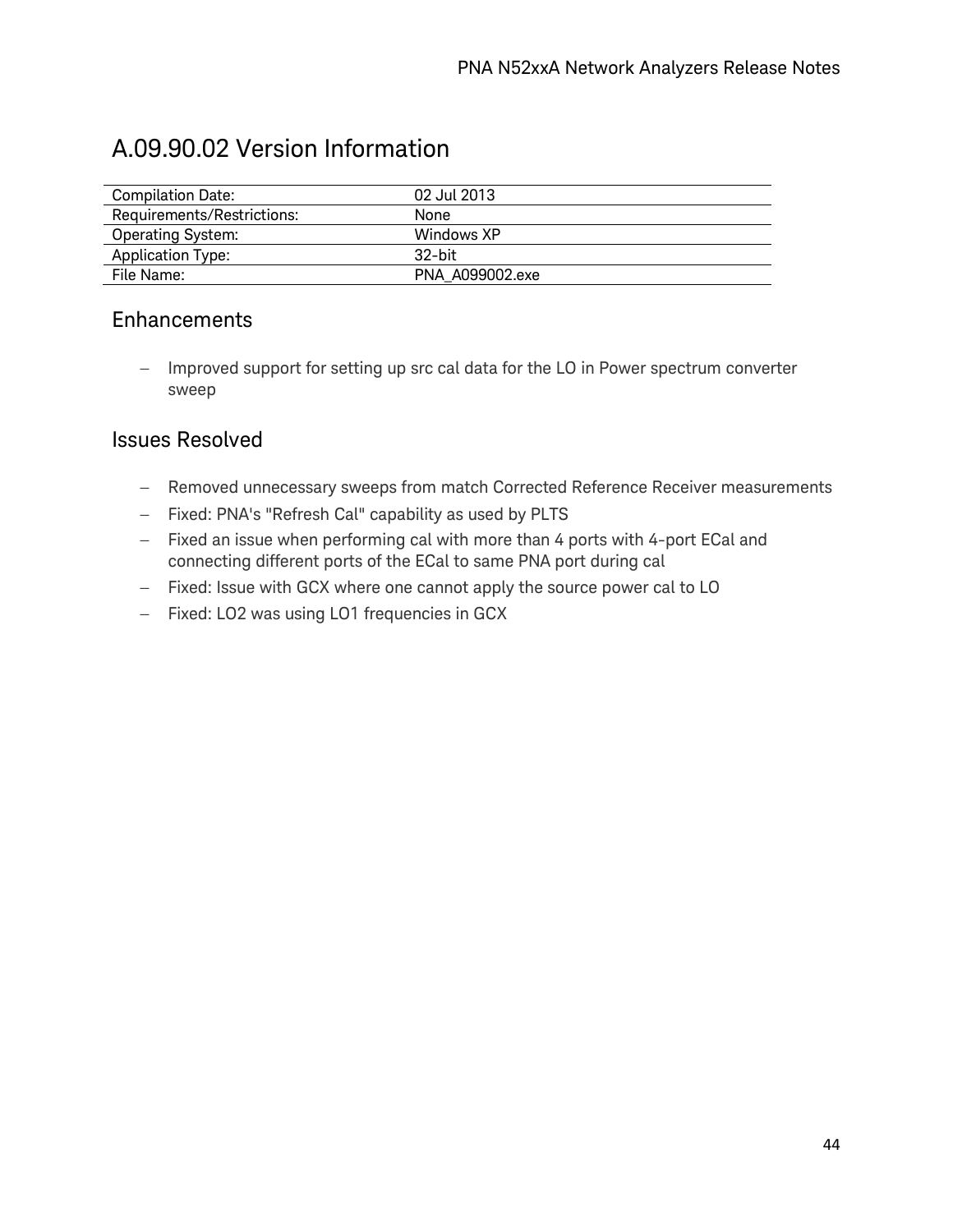# A.09.90.02 Version Information

| | |
|---|---|
| Compilation Date: | 02 Jul 2013 |
| Requirements/Restrictions: | None |
| Operating System: | Windows XP |
| Application Type: | 32-bit |
| File Name: | PNA_A099002.exe |

## Enhancements

- Improved support for setting up src cal data for the LO in Power spectrum converter sweep

## Issues Resolved

- Removed unnecessary sweeps from match Corrected Reference Receiver measurements
- Fixed: PNA's "Refresh Cal" capability as used by PLTS
- Fixed an issue when performing cal with more than 4 ports with 4-port ECal and connecting different ports of the ECal to same PNA port during cal
- Fixed: Issue with GCX where one cannot apply the source power cal to LO
- Fixed: LO2 was using LO1 frequencies in GCX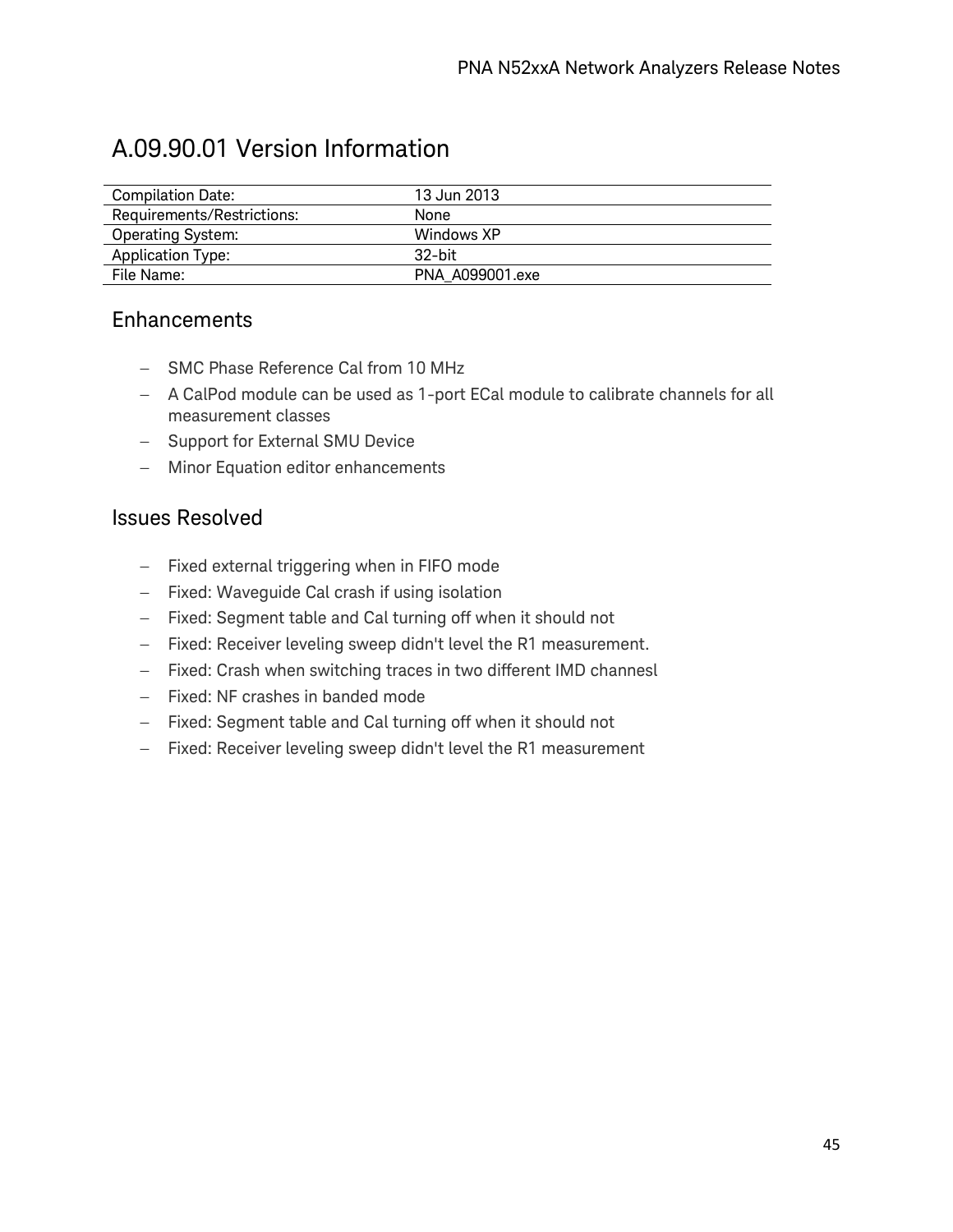# A.09.90.01 Version Information

| Compilation Date: | 13 Jun 2013 |
|---|---|
| Requirements/Restrictions: | None |
| Operating System: | Windows XP |
| Application Type: | 32-bit |
| File Name: | PNA_A099001.exe |

## Enhancements

- SMC Phase Reference Cal from 10 MHz
- A CalPod module can be used as 1-port ECal module to calibrate channels for all measurement classes
- Support for External SMU Device
- Minor Equation editor enhancements

## Issues Resolved

- Fixed external triggering when in FIFO mode
- Fixed: Waveguide Cal crash if using isolation
- Fixed: Segment table and Cal turning off when it should not
- Fixed: Receiver leveling sweep didn't level the R1 measurement.
- Fixed: Crash when switching traces in two different IMD channesl
- Fixed: NF crashes in banded mode
- Fixed: Segment table and Cal turning off when it should not
- Fixed: Receiver leveling sweep didn't level the R1 measurement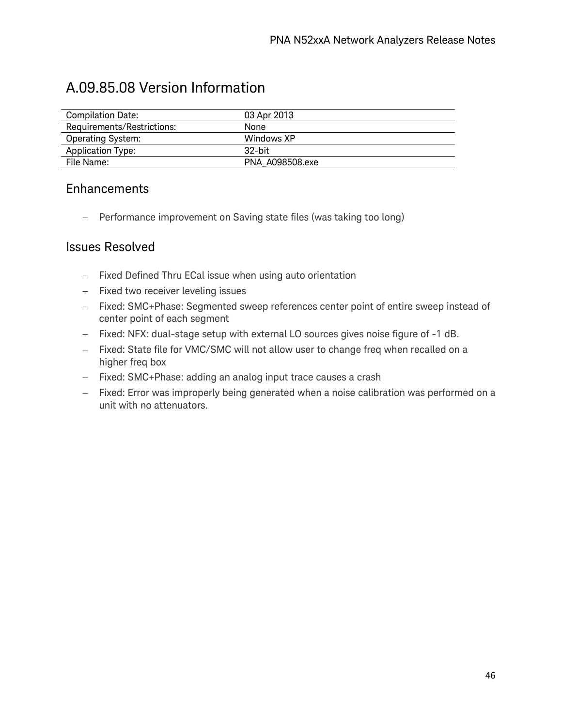# A.09.85.08 Version Information

| | |
|---|---|
| Compilation Date: | 03 Apr 2013 |
| Requirements/Restrictions: | None |
| Operating System: | Windows XP |
| Application Type: | 32-bit |
| File Name: | PNA_A098508.exe |

## Enhancements

- Performance improvement on Saving state files (was taking too long)

## Issues Resolved

- Fixed Defined Thru ECal issue when using auto orientation
- Fixed two receiver leveling issues
- Fixed: SMC+Phase: Segmented sweep references center point of entire sweep instead of center point of each segment
- Fixed: NFX: dual-stage setup with external LO sources gives noise figure of -1 dB.
- Fixed: State file for VMC/SMC will not allow user to change freq when recalled on a higher freq box
- Fixed: SMC+Phase: adding an analog input trace causes a crash
- Fixed: Error was improperly being generated when a noise calibration was performed on a unit with no attenuators.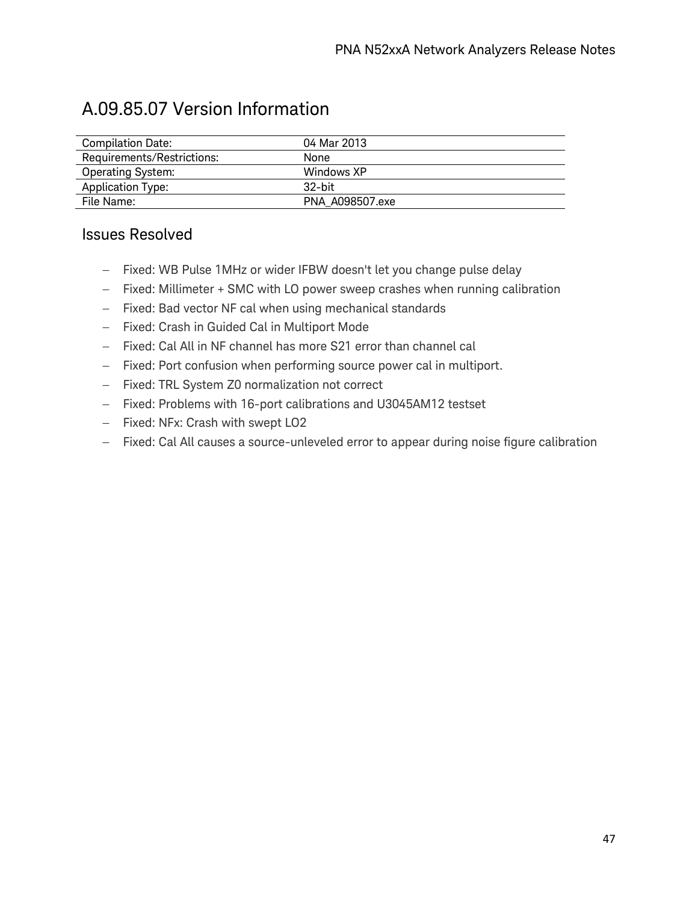# A.09.85.07 Version Information

| | |
|---|---|
| Compilation Date: | 04 Mar 2013 |
| Requirements/Restrictions: | None |
| Operating System: | Windows XP |
| Application Type: | 32-bit |
| File Name: | PNA_A098507.exe |

## Issues Resolved

- Fixed: WB Pulse 1MHz or wider IFBW doesn't let you change pulse delay
- Fixed: Millimeter + SMC with LO power sweep crashes when running calibration
- Fixed: Bad vector NF cal when using mechanical standards
- Fixed: Crash in Guided Cal in Multiport Mode
- Fixed: Cal All in NF channel has more S21 error than channel cal
- Fixed: Port confusion when performing source power cal in multiport.
- Fixed: TRL System Z0 normalization not correct
- Fixed: Problems with 16-port calibrations and U3045AM12 testset
- Fixed: NFx: Crash with swept LO2
- Fixed: Cal All causes a source-unleveled error to appear during noise figure calibration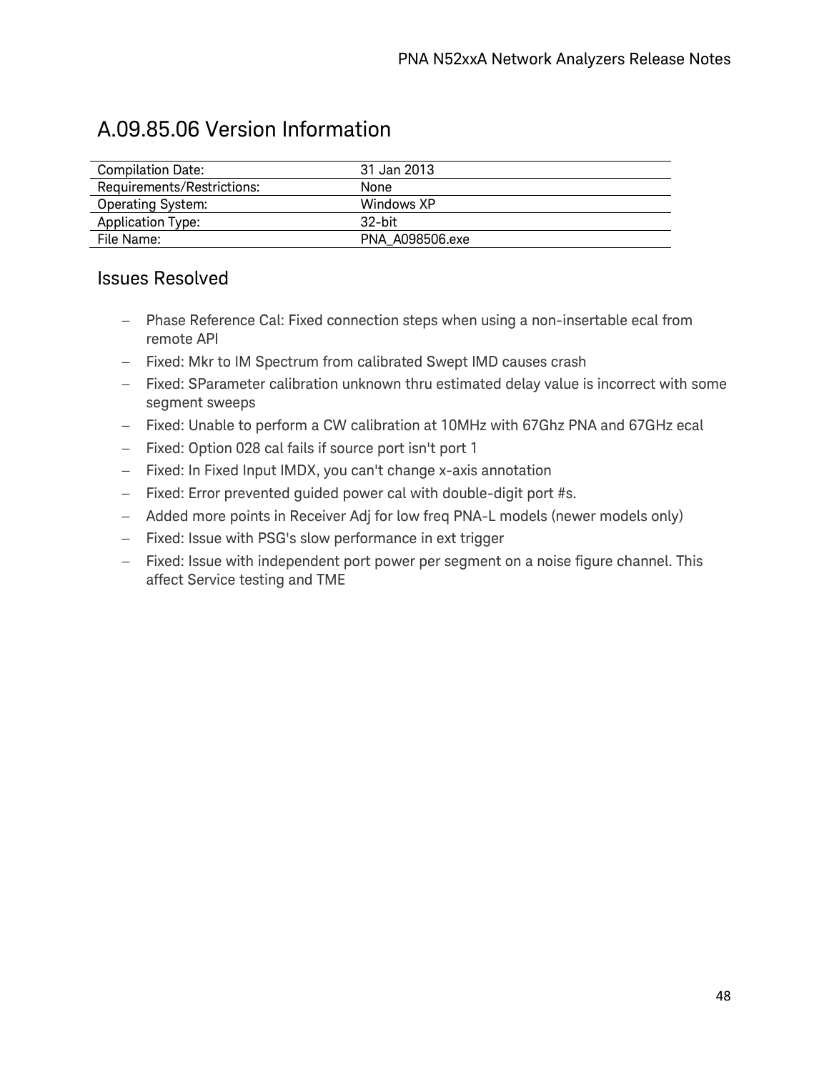# A.09.85.06 Version Information

| | |
|---|---|
| Compilation Date: | 31 Jan 2013 |
| Requirements/Restrictions: | None |
| Operating System: | Windows XP |
| Application Type: | 32-bit |
| File Name: | PNA_A098506.exe |

## Issues Resolved

- Phase Reference Cal: Fixed connection steps when using a non-insertable ecal from remote API
- Fixed: Mkr to IM Spectrum from calibrated Swept IMD causes crash
- Fixed: SParameter calibration unknown thru estimated delay value is incorrect with some segment sweeps
- Fixed: Unable to perform a CW calibration at 10MHz with 67Ghz PNA and 67GHz ecal
- Fixed: Option 028 cal fails if source port isn't port 1
- Fixed: In Fixed Input IMDX, you can't change x-axis annotation
- Fixed: Error prevented guided power cal with double-digit port #s.
- Added more points in Receiver Adj for low freq PNA-L models (newer models only)
- Fixed: Issue with PSG's slow performance in ext trigger
- Fixed: Issue with independent port power per segment on a noise figure channel. This affect Service testing and TME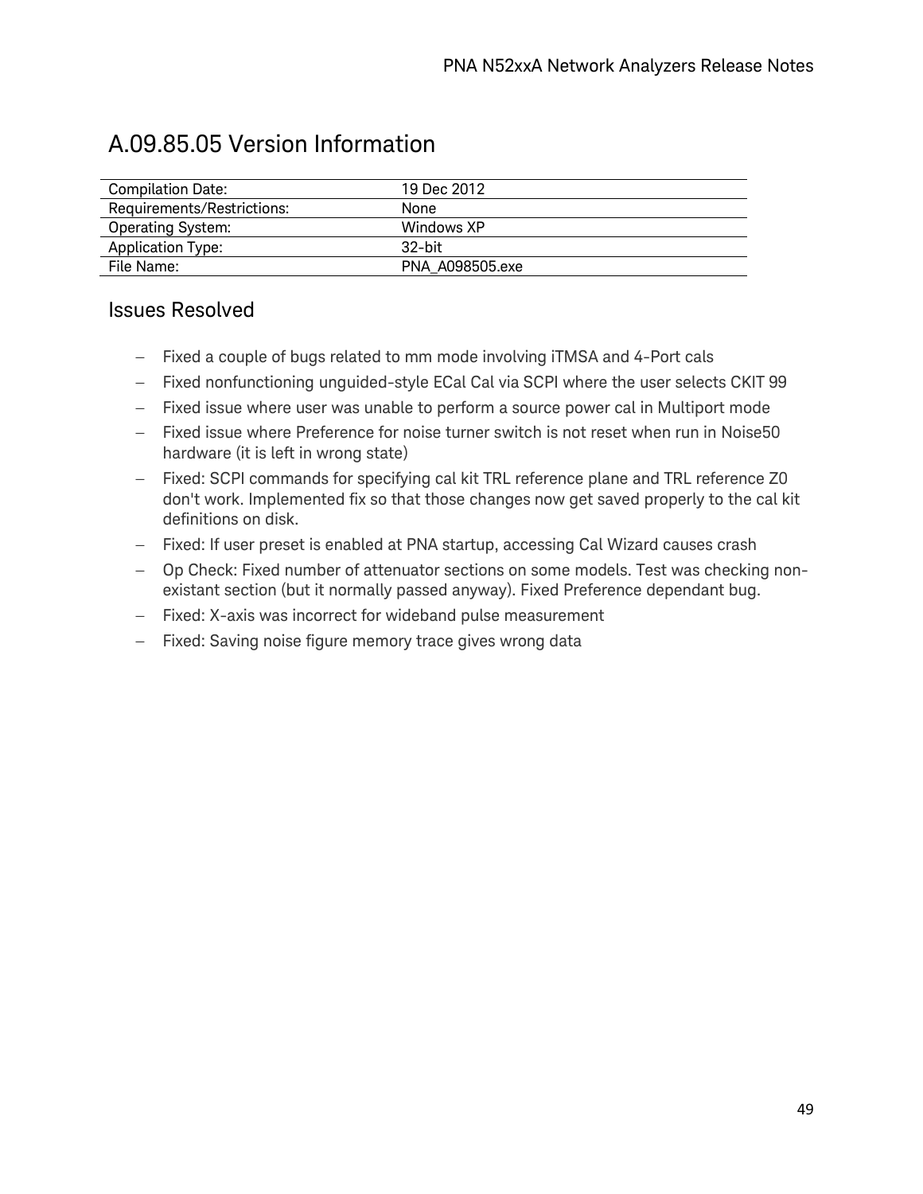# A.09.85.05 Version Information

| | |
|---|---|
| Compilation Date: | 19 Dec 2012 |
| Requirements/Restrictions: | None |
| Operating System: | Windows XP |
| Application Type: | 32-bit |
| File Name: | PNA_A098505.exe |

## Issues Resolved

- Fixed a couple of bugs related to mm mode involving iTMSA and 4-Port cals
- Fixed nonfunctioning unguided-style ECal Cal via SCPI where the user selects CKIT 99
- Fixed issue where user was unable to perform a source power cal in Multiport mode
- Fixed issue where Preference for noise turner switch is not reset when run in Noise50 hardware (it is left in wrong state)
- Fixed: SCPI commands for specifying cal kit TRL reference plane and TRL reference Z0 don't work. Implemented fix so that those changes now get saved properly to the cal kit definitions on disk.
- Fixed: If user preset is enabled at PNA startup, accessing Cal Wizard causes crash
- Op Check: Fixed number of attenuator sections on some models. Test was checking non-existant section (but it normally passed anyway). Fixed Preference dependant bug.
- Fixed: X-axis was incorrect for wideband pulse measurement
- Fixed: Saving noise figure memory trace gives wrong data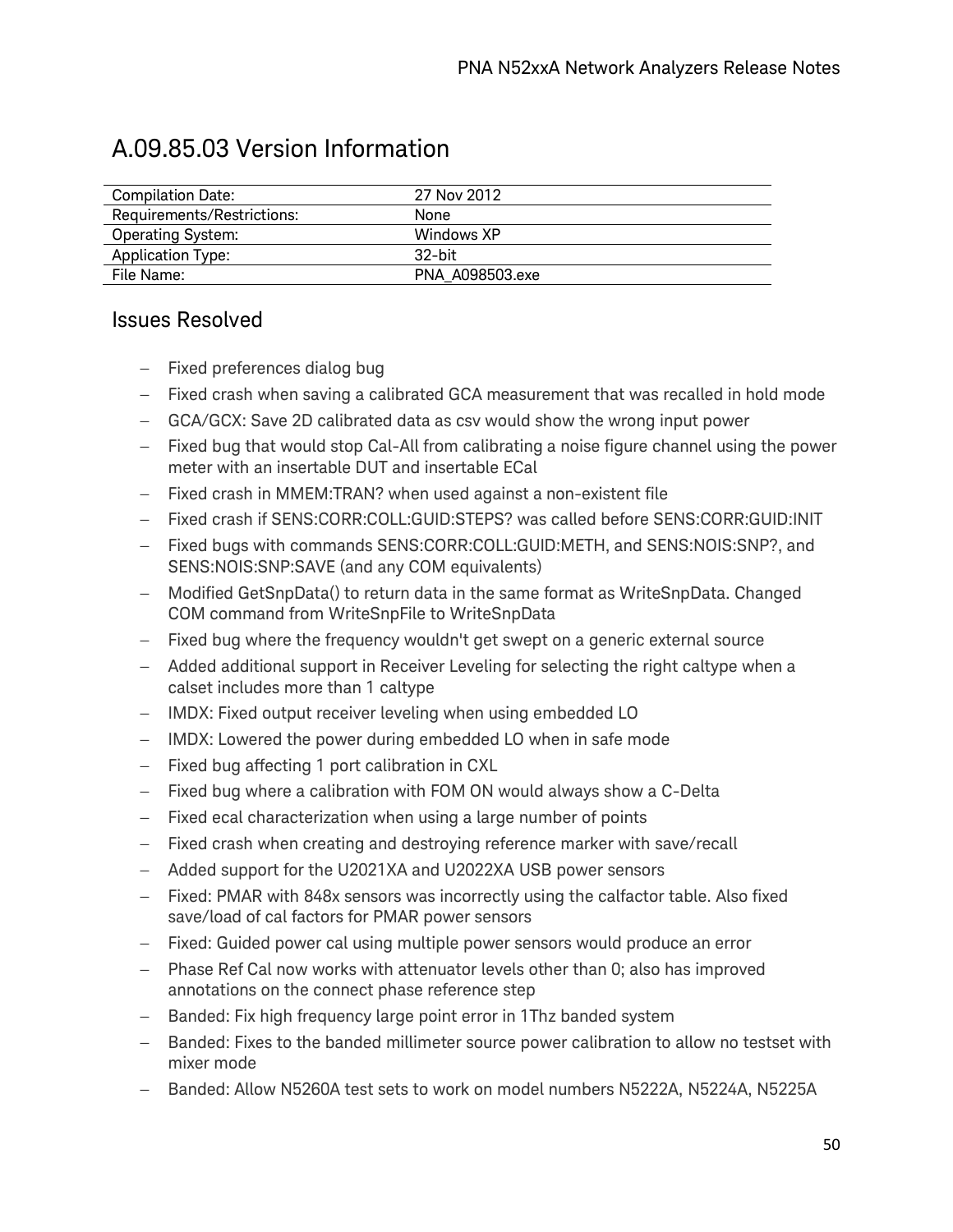# A.09.85.03 Version Information

| | |
|---|---|
| Compilation Date: | 27 Nov 2012 |
| Requirements/Restrictions: | None |
| Operating System: | Windows XP |
| Application Type: | 32-bit |
| File Name: | PNA_A098503.exe |

## Issues Resolved

- Fixed preferences dialog bug
- Fixed crash when saving a calibrated GCA measurement that was recalled in hold mode
- GCA/GCX: Save 2D calibrated data as csv would show the wrong input power
- Fixed bug that would stop Cal-All from calibrating a noise figure channel using the power meter with an insertable DUT and insertable ECal
- Fixed crash in MMEM:TRAN? when used against a non-existent file
- Fixed crash if SENS:CORR:COLL:GUID:STEPS? was called before SENS:CORR:GUID:INIT
- Fixed bugs with commands SENS:CORR:COLL:GUID:METH, and SENS:NOIS:SNP?, and SENS:NOIS:SNP:SAVE (and any COM equivalents)
- Modified GetSnpData() to return data in the same format as WriteSnpData. Changed COM command from WriteSnpFile to WriteSnpData
- Fixed bug where the frequency wouldn't get swept on a generic external source
- Added additional support in Receiver Leveling for selecting the right caltype when a calset includes more than 1 caltype
- IMDX: Fixed output receiver leveling when using embedded LO
- IMDX: Lowered the power during embedded LO when in safe mode
- Fixed bug affecting 1 port calibration in CXL
- Fixed bug where a calibration with FOM ON would always show a C-Delta
- Fixed ecal characterization when using a large number of points
- Fixed crash when creating and destroying reference marker with save/recall
- Added support for the U2021XA and U2022XA USB power sensors
- Fixed: PMAR with 848x sensors was incorrectly using the calfactor table. Also fixed save/load of cal factors for PMAR power sensors
- Fixed: Guided power cal using multiple power sensors would produce an error
- Phase Ref Cal now works with attenuator levels other than 0; also has improved annotations on the connect phase reference step
- Banded: Fix high frequency large point error in 1Thz banded system
- Banded: Fixes to the banded millimeter source power calibration to allow no testset with mixer mode
- Banded: Allow N5260A test sets to work on model numbers N5222A, N5224A, N5225A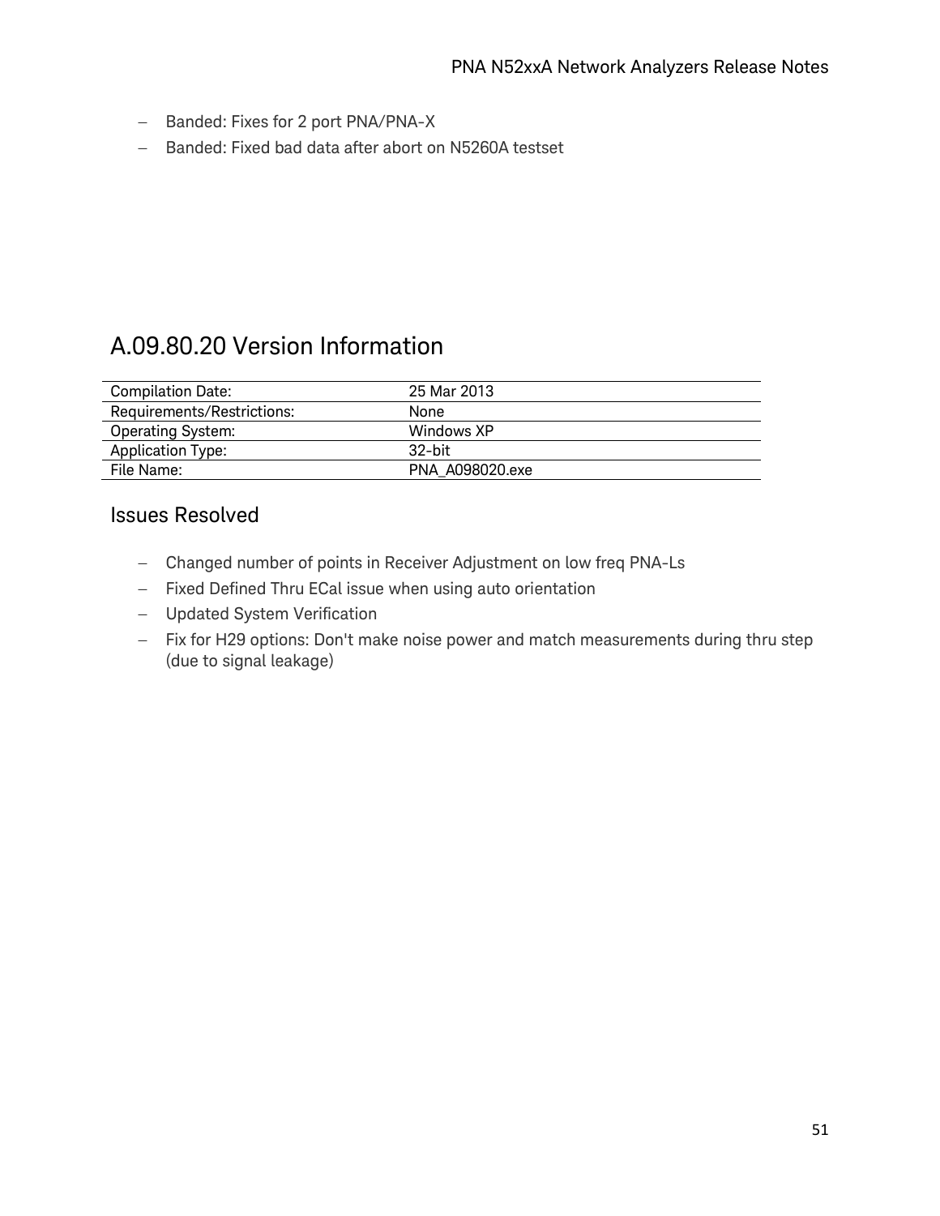- Banded: Fixes for 2 port PNA/PNA-X
- Banded: Fixed bad data after abort on N5260A testset

# A.09.80.20 Version Information

| | |
|---|---|
| Compilation Date: | 25 Mar 2013 |
| Requirements/Restrictions: | None |
| Operating System: | Windows XP |
| Application Type: | 32-bit |
| File Name: | PNA_A098020.exe |

## Issues Resolved

- Changed number of points in Receiver Adjustment on low freq PNA-Ls
- Fixed Defined Thru ECal issue when using auto orientation
- Updated System Verification
- Fix for H29 options: Don't make noise power and match measurements during thru step (due to signal leakage)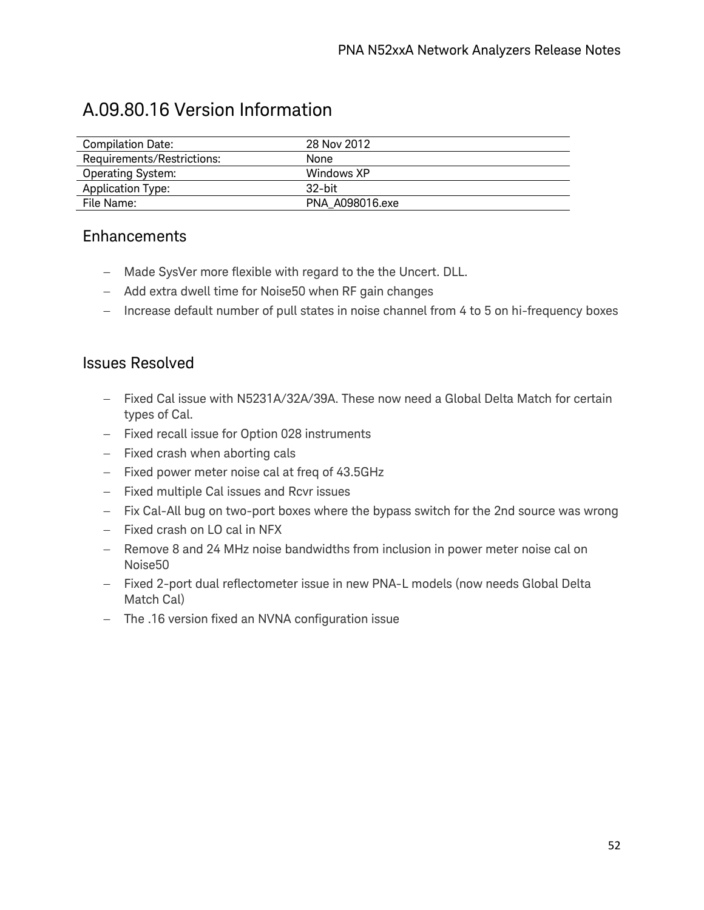# A.09.80.16 Version Information

| | |
|---|---|
| Compilation Date: | 28 Nov 2012 |
| Requirements/Restrictions: | None |
| Operating System: | Windows XP |
| Application Type: | 32-bit |
| File Name: | PNA_A098016.exe |

## Enhancements

- Made SysVer more flexible with regard to the the Uncert. DLL.
- Add extra dwell time for Noise50 when RF gain changes
- Increase default number of pull states in noise channel from 4 to 5 on hi-frequency boxes

## Issues Resolved

- Fixed Cal issue with N5231A/32A/39A. These now need a Global Delta Match for certain types of Cal.
- Fixed recall issue for Option 028 instruments
- Fixed crash when aborting cals
- Fixed power meter noise cal at freq of 43.5GHz
- Fixed multiple Cal issues and Rcvr issues
- Fix Cal-All bug on two-port boxes where the bypass switch for the 2nd source was wrong
- Fixed crash on LO cal in NFX
- Remove 8 and 24 MHz noise bandwidths from inclusion in power meter noise cal on Noise50
- Fixed 2-port dual reflectometer issue in new PNA-L models (now needs Global Delta Match Cal)
- The .16 version fixed an NVNA configuration issue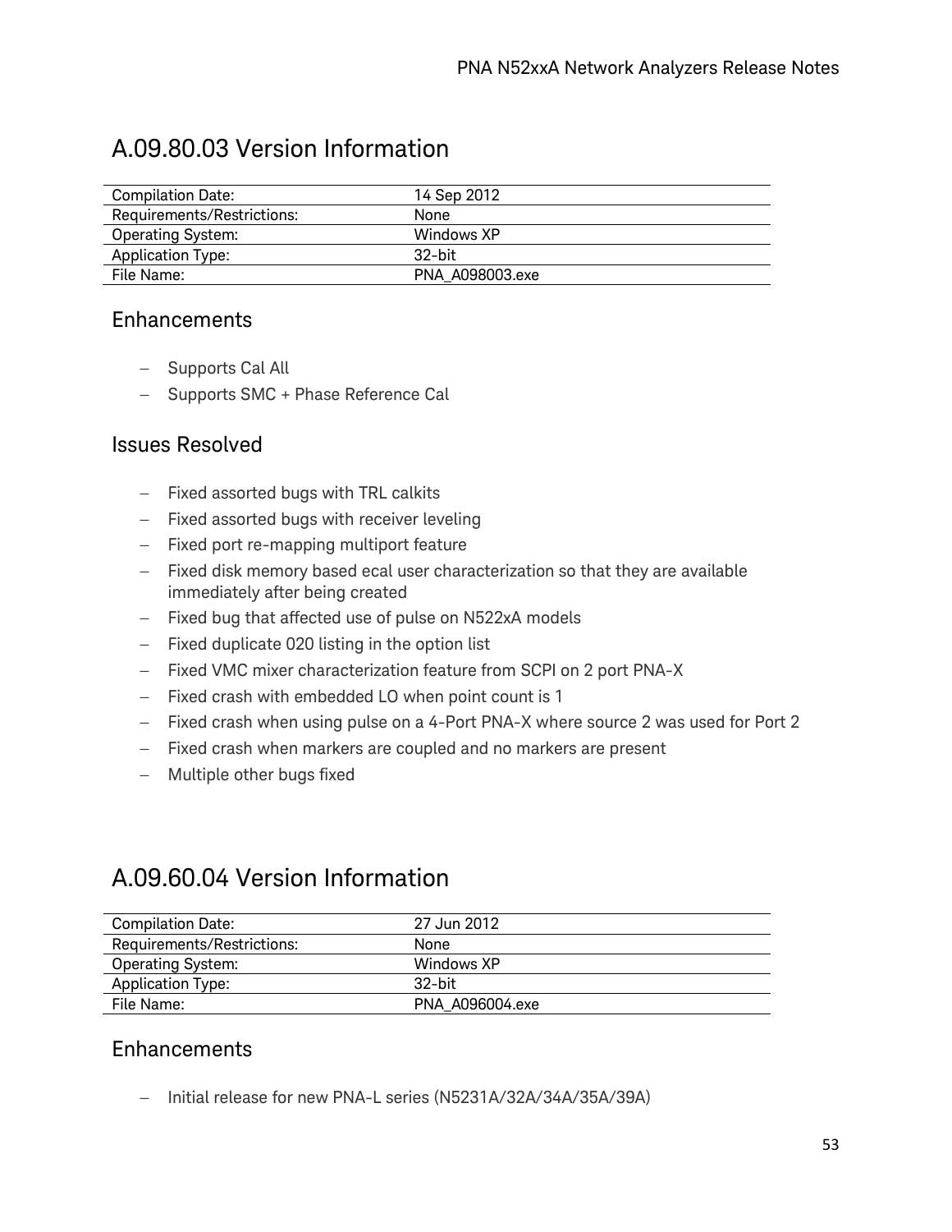# A.09.80.03 Version Information

| | |
|---|---|
| Compilation Date: | 14 Sep 2012 |
| Requirements/Restrictions: | None |
| Operating System: | Windows XP |
| Application Type: | 32-bit |
| File Name: | PNA_A098003.exe |

## Enhancements

- Supports Cal All
- Supports SMC + Phase Reference Cal

## Issues Resolved

- Fixed assorted bugs with TRL calkits
- Fixed assorted bugs with receiver leveling
- Fixed port re-mapping multiport feature
- Fixed disk memory based ecal user characterization so that they are available immediately after being created
- Fixed bug that affected use of pulse on N522xA models
- Fixed duplicate 020 listing in the option list
- Fixed VMC mixer characterization feature from SCPI on 2 port PNA-X
- Fixed crash with embedded LO when point count is 1
- Fixed crash when using pulse on a 4-Port PNA-X where source 2 was used for Port 2
- Fixed crash when markers are coupled and no markers are present
- Multiple other bugs fixed

# A.09.60.04 Version Information

| | |
|---|---|
| Compilation Date: | 27 Jun 2012 |
| Requirements/Restrictions: | None |
| Operating System: | Windows XP |
| Application Type: | 32-bit |
| File Name: | PNA_A096004.exe |

## Enhancements

- Initial release for new PNA-L series (N5231A/32A/34A/35A/39A)